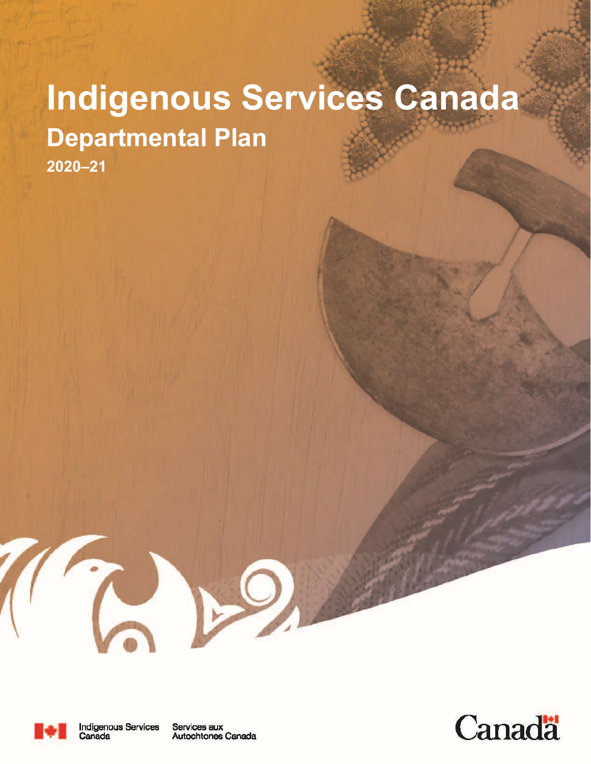# Indigenous Services Canada

## Departmental Plan

**2020–21**

Indigenous Services Canada | Services aux Autochtones Canada

Canada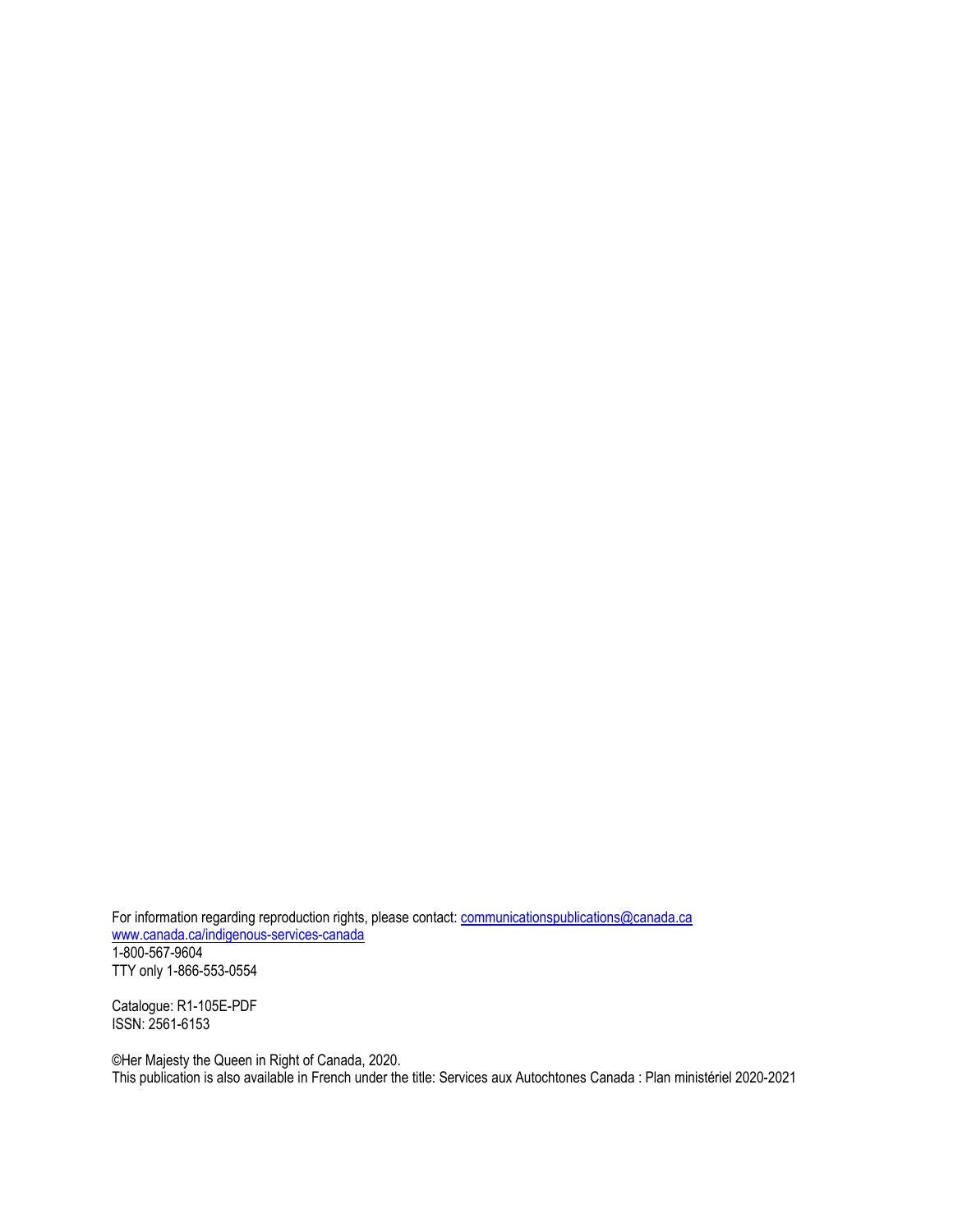For information regarding reproduction rights, please contact: [communicationspublications@canada.ca](mailto:communicationspublications@canada.ca)
[www.canada.ca/indigenous-services-canada](http://www.canada.ca/indigenous-services-canada)
1-800-567-9604
TTY only 1-866-553-0554

Catalogue: R1-105E-PDF
ISSN: 2561-6153

©Her Majesty the Queen in Right of Canada, 2020.
This publication is also available in French under the title: Services aux Autochtones Canada : Plan ministériel 2020-2021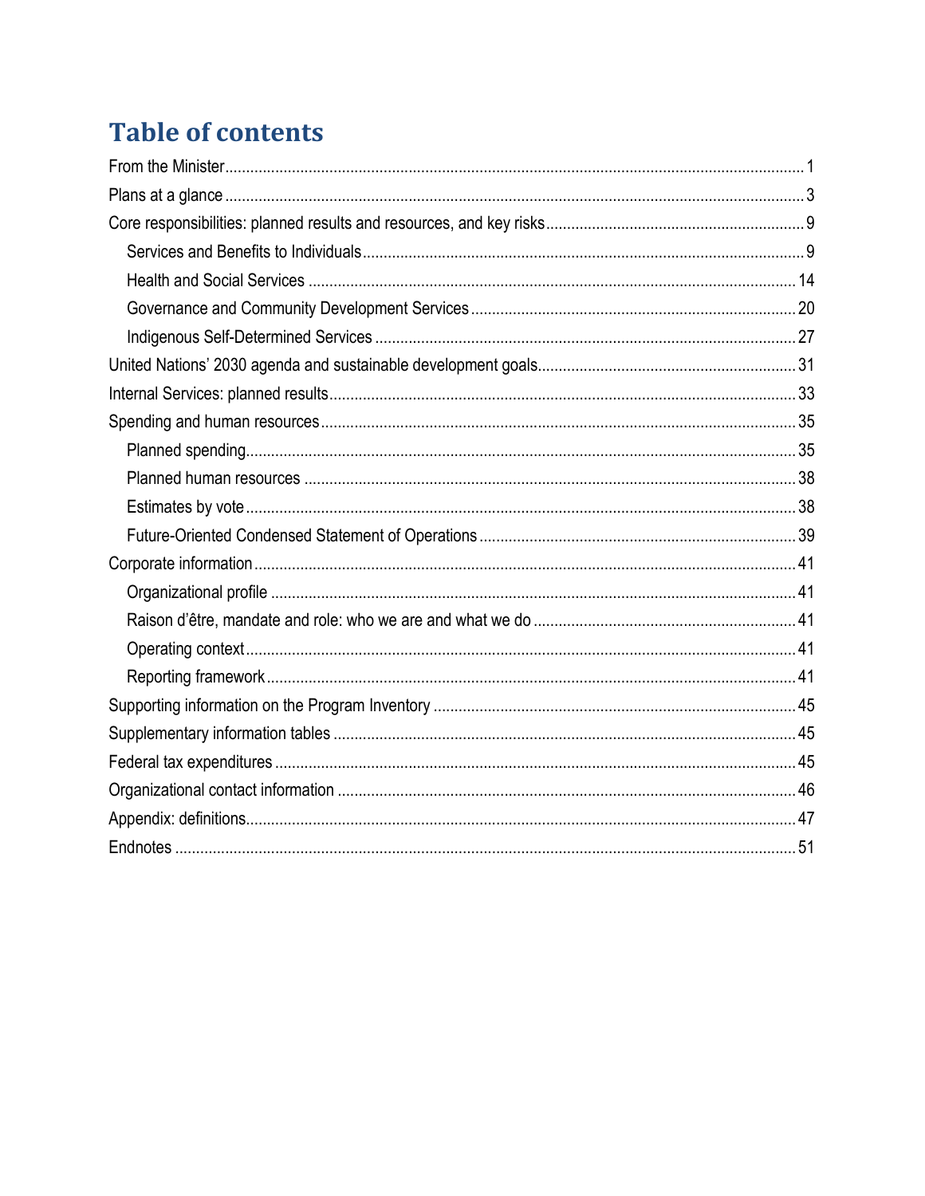# Table of contents

From the Minister ... 1

Plans at a glance ... 3

Core responsibilities: planned results and resources, and key risks ... 9

- Services and Benefits to Individuals ... 9
- Health and Social Services ... 14
- Governance and Community Development Services ... 20
- Indigenous Self-Determined Services ... 27

United Nations' 2030 agenda and sustainable development goals ... 31

Internal Services: planned results ... 33

Spending and human resources ... 35

- Planned spending ... 35
- Planned human resources ... 38
- Estimates by vote ... 38
- Future-Oriented Condensed Statement of Operations ... 39

Corporate information ... 41

- Organizational profile ... 41
- Raison d'être, mandate and role: who we are and what we do ... 41
- Operating context ... 41
- Reporting framework ... 41

Supporting information on the Program Inventory ... 45

Supplementary information tables ... 45

Federal tax expenditures ... 45

Organizational contact information ... 46

Appendix: definitions ... 47

Endnotes ... 51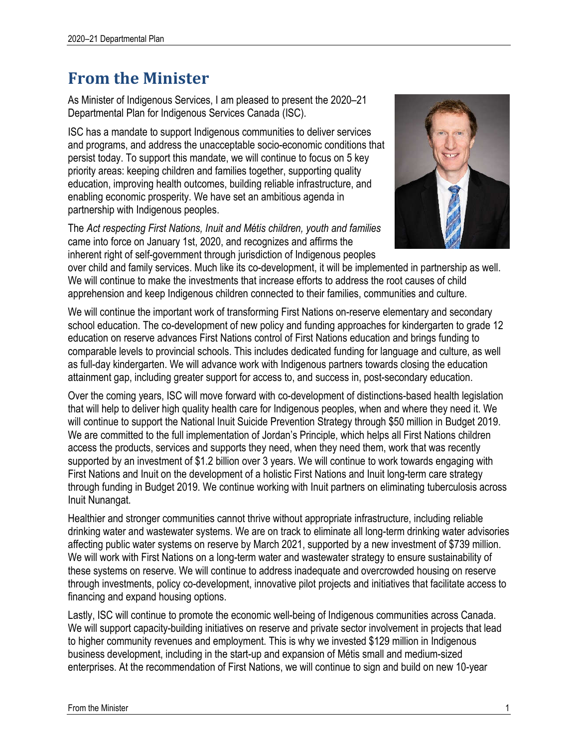# From the Minister

As Minister of Indigenous Services, I am pleased to present the 2020–21 Departmental Plan for Indigenous Services Canada (ISC).

ISC has a mandate to support Indigenous communities to deliver services and programs, and address the unacceptable socio-economic conditions that persist today. To support this mandate, we will continue to focus on 5 key priority areas: keeping children and families together, supporting quality education, improving health outcomes, building reliable infrastructure, and enabling economic prosperity. We have set an ambitious agenda in partnership with Indigenous peoples.

The *Act respecting First Nations, Inuit and Métis children, youth and families* came into force on January 1st, 2020, and recognizes and affirms the inherent right of self-government through jurisdiction of Indigenous peoples over child and family services. Much like its co-development, it will be implemented in partnership as well. We will continue to make the investments that increase efforts to address the root causes of child apprehension and keep Indigenous children connected to their families, communities and culture.

We will continue the important work of transforming First Nations on-reserve elementary and secondary school education. The co-development of new policy and funding approaches for kindergarten to grade 12 education on reserve advances First Nations control of First Nations education and brings funding to comparable levels to provincial schools. This includes dedicated funding for language and culture, as well as full-day kindergarten. We will advance work with Indigenous partners towards closing the education attainment gap, including greater support for access to, and success in, post-secondary education.

Over the coming years, ISC will move forward with co-development of distinctions-based health legislation that will help to deliver high quality health care for Indigenous peoples, when and where they need it. We will continue to support the National Inuit Suicide Prevention Strategy through $50 million in Budget 2019. We are committed to the full implementation of Jordan's Principle, which helps all First Nations children access the products, services and supports they need, when they need them, work that was recently supported by an investment of $1.2 billion over 3 years. We will continue to work towards engaging with First Nations and Inuit on the development of a holistic First Nations and Inuit long-term care strategy through funding in Budget 2019. We continue working with Inuit partners on eliminating tuberculosis across Inuit Nunangat.

Healthier and stronger communities cannot thrive without appropriate infrastructure, including reliable drinking water and wastewater systems. We are on track to eliminate all long-term drinking water advisories affecting public water systems on reserve by March 2021, supported by a new investment of $739 million. We will work with First Nations on a long-term water and wastewater strategy to ensure sustainability of these systems on reserve. We will continue to address inadequate and overcrowded housing on reserve through investments, policy co-development, innovative pilot projects and initiatives that facilitate access to financing and expand housing options.

Lastly, ISC will continue to promote the economic well-being of Indigenous communities across Canada. We will support capacity-building initiatives on reserve and private sector involvement in projects that lead to higher community revenues and employment. This is why we invested $129 million in Indigenous business development, including in the start-up and expansion of Métis small and medium-sized enterprises. At the recommendation of First Nations, we will continue to sign and build on new 10-year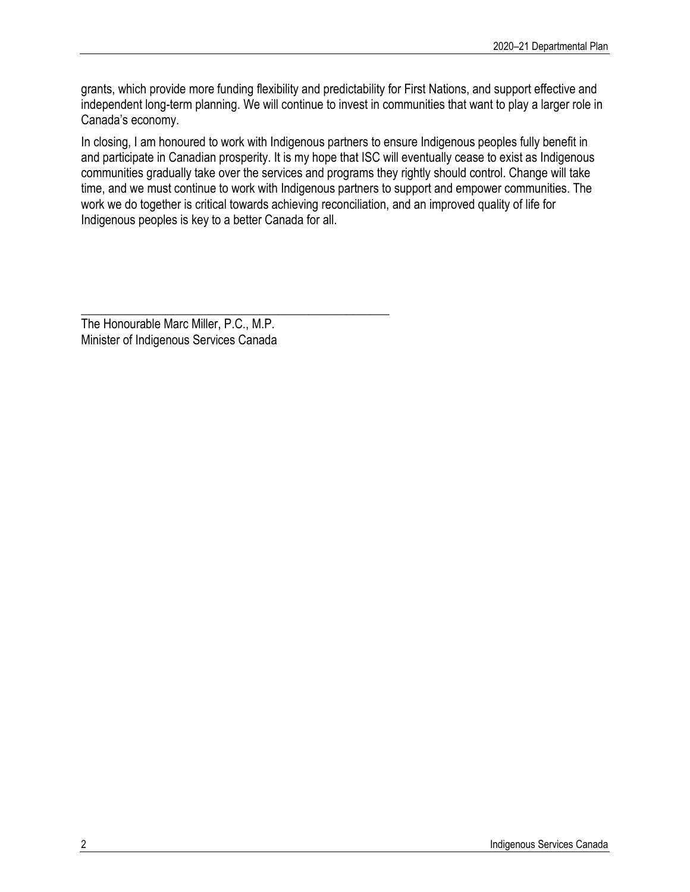grants, which provide more funding flexibility and predictability for First Nations, and support effective and independent long-term planning. We will continue to invest in communities that want to play a larger role in Canada's economy.

In closing, I am honoured to work with Indigenous partners to ensure Indigenous peoples fully benefit in and participate in Canadian prosperity. It is my hope that ISC will eventually cease to exist as Indigenous communities gradually take over the services and programs they rightly should control. Change will take time, and we must continue to work with Indigenous partners to support and empower communities. The work we do together is critical towards achieving reconciliation, and an improved quality of life for Indigenous peoples is key to a better Canada for all.

\_\_\_\_\_\_\_\_\_\_\_\_\_\_\_\_\_\_\_\_\_\_\_\_\_\_\_\_\_\_\_\_\_\_\_\_\_\_\_\_\_\_\_\_\_\_\_\_

The Honourable Marc Miller, P.C., M.P.
Minister of Indigenous Services Canada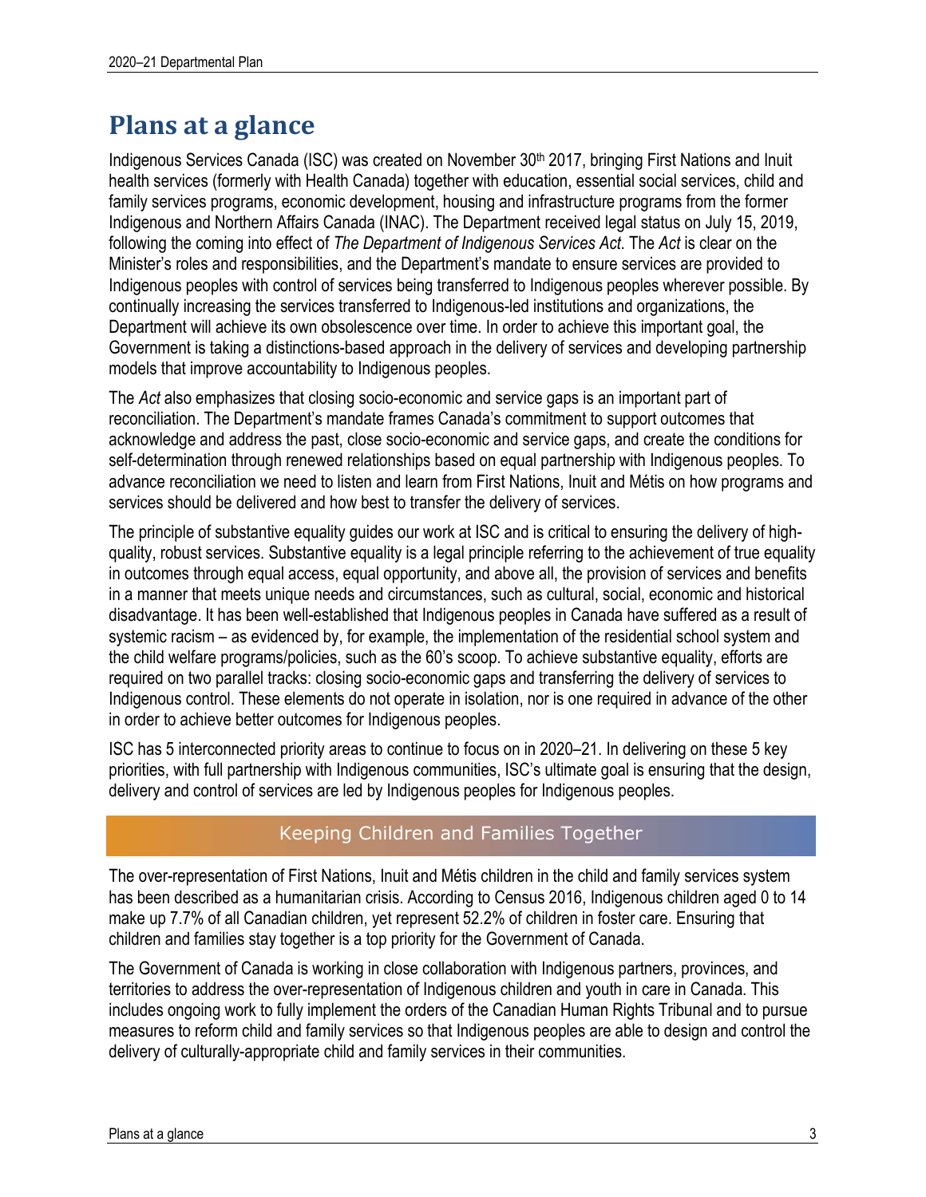# Plans at a glance

Indigenous Services Canada (ISC) was created on November 30th 2017, bringing First Nations and Inuit health services (formerly with Health Canada) together with education, essential social services, child and family services programs, economic development, housing and infrastructure programs from the former Indigenous and Northern Affairs Canada (INAC). The Department received legal status on July 15, 2019, following the coming into effect of *The Department of Indigenous Services Act*. The *Act* is clear on the Minister's roles and responsibilities, and the Department's mandate to ensure services are provided to Indigenous peoples with control of services being transferred to Indigenous peoples wherever possible. By continually increasing the services transferred to Indigenous-led institutions and organizations, the Department will achieve its own obsolescence over time. In order to achieve this important goal, the Government is taking a distinctions-based approach in the delivery of services and developing partnership models that improve accountability to Indigenous peoples.

The *Act* also emphasizes that closing socio-economic and service gaps is an important part of reconciliation. The Department's mandate frames Canada's commitment to support outcomes that acknowledge and address the past, close socio-economic and service gaps, and create the conditions for self-determination through renewed relationships based on equal partnership with Indigenous peoples. To advance reconciliation we need to listen and learn from First Nations, Inuit and Métis on how programs and services should be delivered and how best to transfer the delivery of services.

The principle of substantive equality guides our work at ISC and is critical to ensuring the delivery of high-quality, robust services. Substantive equality is a legal principle referring to the achievement of true equality in outcomes through equal access, equal opportunity, and above all, the provision of services and benefits in a manner that meets unique needs and circumstances, such as cultural, social, economic and historical disadvantage. It has been well-established that Indigenous peoples in Canada have suffered as a result of systemic racism – as evidenced by, for example, the implementation of the residential school system and the child welfare programs/policies, such as the 60's scoop. To achieve substantive equality, efforts are required on two parallel tracks: closing socio-economic gaps and transferring the delivery of services to Indigenous control. These elements do not operate in isolation, nor is one required in advance of the other in order to achieve better outcomes for Indigenous peoples.

ISC has 5 interconnected priority areas to continue to focus on in 2020–21. In delivering on these 5 key priorities, with full partnership with Indigenous communities, ISC's ultimate goal is ensuring that the design, delivery and control of services are led by Indigenous peoples for Indigenous peoples.

## Keeping Children and Families Together

The over-representation of First Nations, Inuit and Métis children in the child and family services system has been described as a humanitarian crisis. According to Census 2016, Indigenous children aged 0 to 14 make up 7.7% of all Canadian children, yet represent 52.2% of children in foster care. Ensuring that children and families stay together is a top priority for the Government of Canada.

The Government of Canada is working in close collaboration with Indigenous partners, provinces, and territories to address the over-representation of Indigenous children and youth in care in Canada. This includes ongoing work to fully implement the orders of the Canadian Human Rights Tribunal and to pursue measures to reform child and family services so that Indigenous peoples are able to design and control the delivery of culturally-appropriate child and family services in their communities.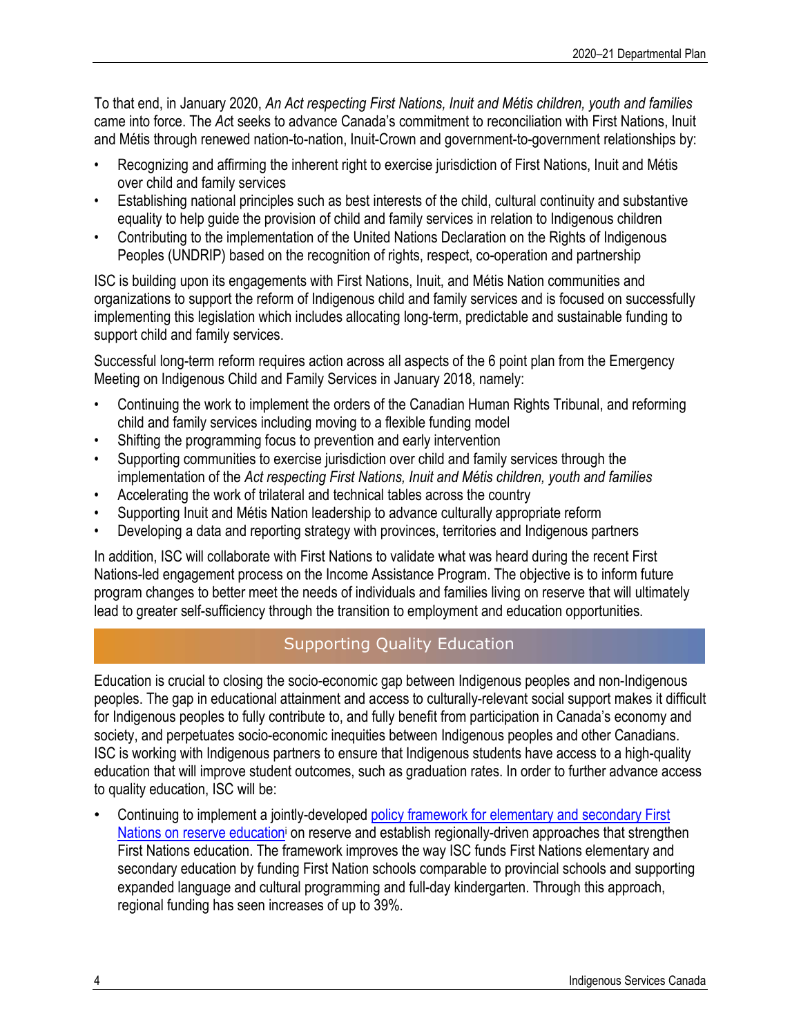To that end, in January 2020, *An Act respecting First Nations, Inuit and Métis children, youth and families* came into force. The *Act* seeks to advance Canada's commitment to reconciliation with First Nations, Inuit and Métis through renewed nation-to-nation, Inuit-Crown and government-to-government relationships by:

- Recognizing and affirming the inherent right to exercise jurisdiction of First Nations, Inuit and Métis over child and family services
- Establishing national principles such as best interests of the child, cultural continuity and substantive equality to help guide the provision of child and family services in relation to Indigenous children
- Contributing to the implementation of the United Nations Declaration on the Rights of Indigenous Peoples (UNDRIP) based on the recognition of rights, respect, co-operation and partnership

ISC is building upon its engagements with First Nations, Inuit, and Métis Nation communities and organizations to support the reform of Indigenous child and family services and is focused on successfully implementing this legislation which includes allocating long-term, predictable and sustainable funding to support child and family services.

Successful long-term reform requires action across all aspects of the 6 point plan from the Emergency Meeting on Indigenous Child and Family Services in January 2018, namely:

- Continuing the work to implement the orders of the Canadian Human Rights Tribunal, and reforming child and family services including moving to a flexible funding model
- Shifting the programming focus to prevention and early intervention
- Supporting communities to exercise jurisdiction over child and family services through the implementation of the *Act respecting First Nations, Inuit and Métis children, youth and families*
- Accelerating the work of trilateral and technical tables across the country
- Supporting Inuit and Métis Nation leadership to advance culturally appropriate reform
- Developing a data and reporting strategy with provinces, territories and Indigenous partners

In addition, ISC will collaborate with First Nations to validate what was heard during the recent First Nations-led engagement process on the Income Assistance Program. The objective is to inform future program changes to better meet the needs of individuals and families living on reserve that will ultimately lead to greater self-sufficiency through the transition to employment and education opportunities.

## Supporting Quality Education

Education is crucial to closing the socio-economic gap between Indigenous peoples and non-Indigenous peoples. The gap in educational attainment and access to culturally-relevant social support makes it difficult for Indigenous peoples to fully contribute to, and fully benefit from participation in Canada's economy and society, and perpetuates socio-economic inequities between Indigenous peoples and other Canadians. ISC is working with Indigenous partners to ensure that Indigenous students have access to a high-quality education that will improve student outcomes, such as graduation rates. In order to further advance access to quality education, ISC will be:

- Continuing to implement a jointly-developed policy framework for elementary and secondary First Nations on reserve education[i] on reserve and establish regionally-driven approaches that strengthen First Nations education. The framework improves the way ISC funds First Nations elementary and secondary education by funding First Nation schools comparable to provincial schools and supporting expanded language and cultural programming and full-day kindergarten. Through this approach, regional funding has seen increases of up to 39%.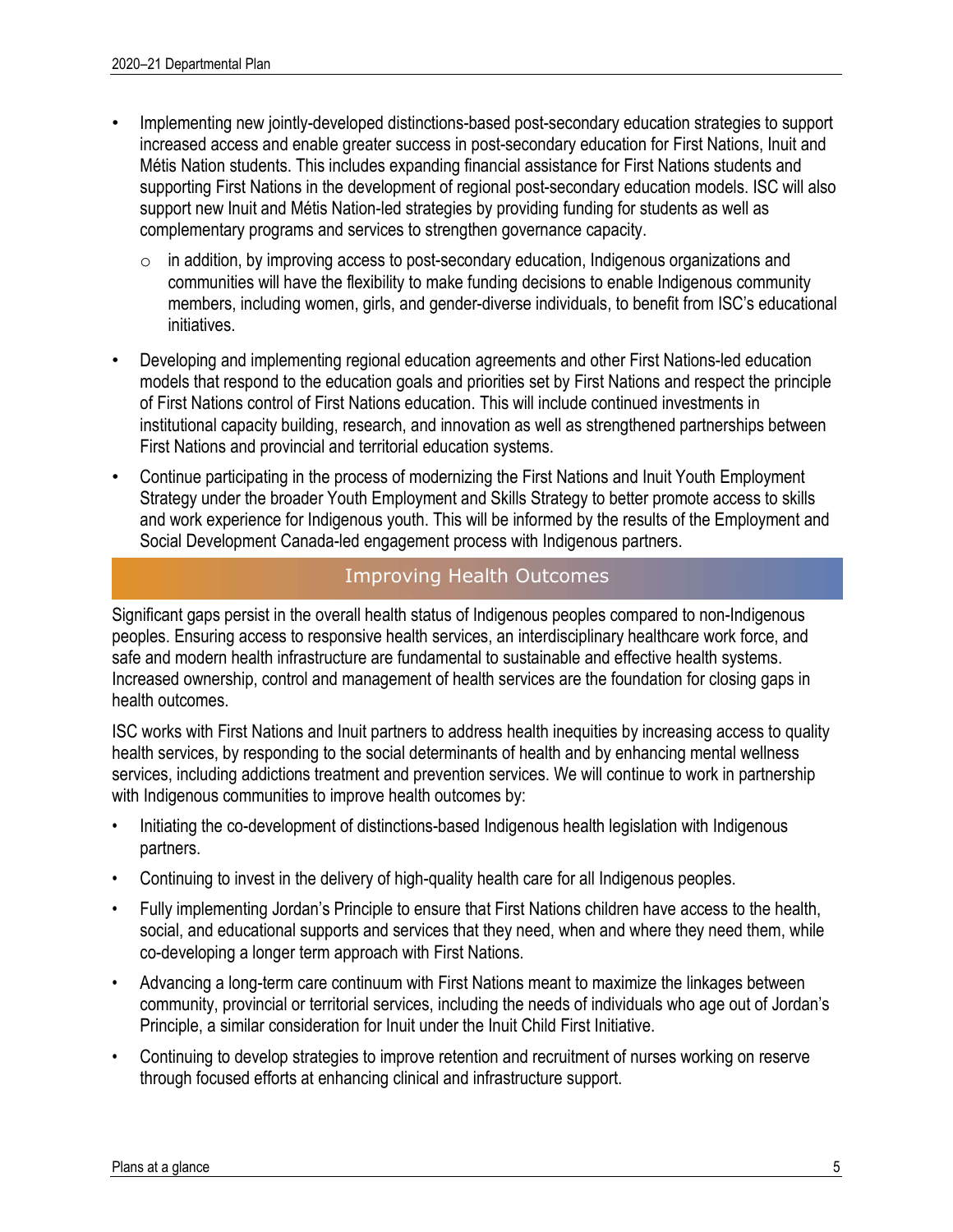- Implementing new jointly-developed distinctions-based post-secondary education strategies to support increased access and enable greater success in post-secondary education for First Nations, Inuit and Métis Nation students. This includes expanding financial assistance for First Nations students and supporting First Nations in the development of regional post-secondary education models. ISC will also support new Inuit and Métis Nation-led strategies by providing funding for students as well as complementary programs and services to strengthen governance capacity.
  - in addition, by improving access to post-secondary education, Indigenous organizations and communities will have the flexibility to make funding decisions to enable Indigenous community members, including women, girls, and gender-diverse individuals, to benefit from ISC's educational initiatives.
- Developing and implementing regional education agreements and other First Nations-led education models that respond to the education goals and priorities set by First Nations and respect the principle of First Nations control of First Nations education. This will include continued investments in institutional capacity building, research, and innovation as well as strengthened partnerships between First Nations and provincial and territorial education systems.
- Continue participating in the process of modernizing the First Nations and Inuit Youth Employment Strategy under the broader Youth Employment and Skills Strategy to better promote access to skills and work experience for Indigenous youth. This will be informed by the results of the Employment and Social Development Canada-led engagement process with Indigenous partners.

## Improving Health Outcomes

Significant gaps persist in the overall health status of Indigenous peoples compared to non-Indigenous peoples. Ensuring access to responsive health services, an interdisciplinary healthcare work force, and safe and modern health infrastructure are fundamental to sustainable and effective health systems. Increased ownership, control and management of health services are the foundation for closing gaps in health outcomes.

ISC works with First Nations and Inuit partners to address health inequities by increasing access to quality health services, by responding to the social determinants of health and by enhancing mental wellness services, including addictions treatment and prevention services. We will continue to work in partnership with Indigenous communities to improve health outcomes by:

- Initiating the co-development of distinctions-based Indigenous health legislation with Indigenous partners.
- Continuing to invest in the delivery of high-quality health care for all Indigenous peoples.
- Fully implementing Jordan's Principle to ensure that First Nations children have access to the health, social, and educational supports and services that they need, when and where they need them, while co-developing a longer term approach with First Nations.
- Advancing a long-term care continuum with First Nations meant to maximize the linkages between community, provincial or territorial services, including the needs of individuals who age out of Jordan's Principle, a similar consideration for Inuit under the Inuit Child First Initiative.
- Continuing to develop strategies to improve retention and recruitment of nurses working on reserve through focused efforts at enhancing clinical and infrastructure support.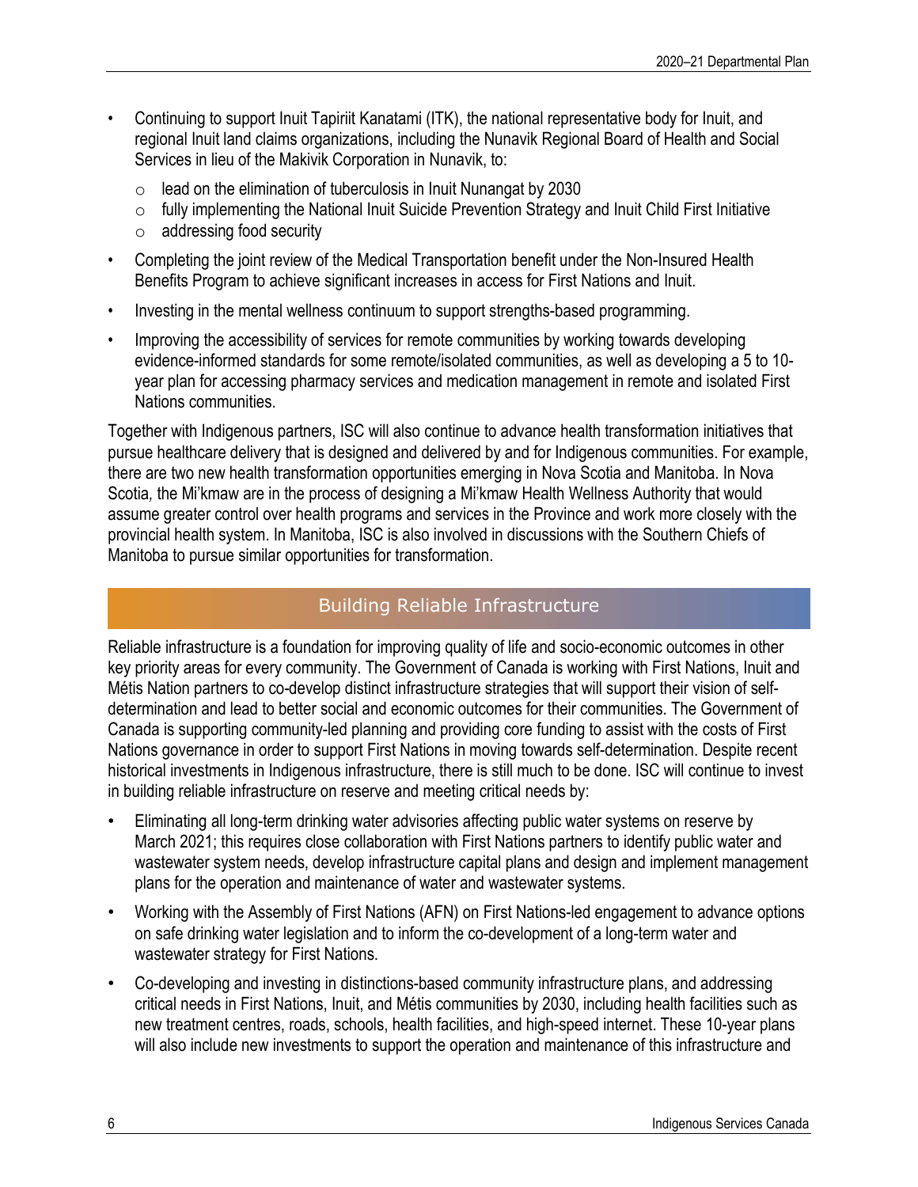- Continuing to support Inuit Tapiriit Kanatami (ITK), the national representative body for Inuit, and regional Inuit land claims organizations, including the Nunavik Regional Board of Health and Social Services in lieu of the Makivik Corporation in Nunavik, to:
  - lead on the elimination of tuberculosis in Inuit Nunangat by 2030
  - fully implementing the National Inuit Suicide Prevention Strategy and Inuit Child First Initiative
  - addressing food security
- Completing the joint review of the Medical Transportation benefit under the Non-Insured Health Benefits Program to achieve significant increases in access for First Nations and Inuit.
- Investing in the mental wellness continuum to support strengths-based programming.
- Improving the accessibility of services for remote communities by working towards developing evidence-informed standards for some remote/isolated communities, as well as developing a 5 to 10-year plan for accessing pharmacy services and medication management in remote and isolated First Nations communities.

Together with Indigenous partners, ISC will also continue to advance health transformation initiatives that pursue healthcare delivery that is designed and delivered by and for Indigenous communities. For example, there are two new health transformation opportunities emerging in Nova Scotia and Manitoba. In Nova Scotia, the Mi'kmaw are in the process of designing a Mi'kmaw Health Wellness Authority that would assume greater control over health programs and services in the Province and work more closely with the provincial health system. In Manitoba, ISC is also involved in discussions with the Southern Chiefs of Manitoba to pursue similar opportunities for transformation.

## Building Reliable Infrastructure

Reliable infrastructure is a foundation for improving quality of life and socio-economic outcomes in other key priority areas for every community. The Government of Canada is working with First Nations, Inuit and Métis Nation partners to co-develop distinct infrastructure strategies that will support their vision of self-determination and lead to better social and economic outcomes for their communities. The Government of Canada is supporting community-led planning and providing core funding to assist with the costs of First Nations governance in order to support First Nations in moving towards self-determination. Despite recent historical investments in Indigenous infrastructure, there is still much to be done. ISC will continue to invest in building reliable infrastructure on reserve and meeting critical needs by:

- Eliminating all long-term drinking water advisories affecting public water systems on reserve by March 2021; this requires close collaboration with First Nations partners to identify public water and wastewater system needs, develop infrastructure capital plans and design and implement management plans for the operation and maintenance of water and wastewater systems.
- Working with the Assembly of First Nations (AFN) on First Nations-led engagement to advance options on safe drinking water legislation and to inform the co-development of a long-term water and wastewater strategy for First Nations.
- Co-developing and investing in distinctions-based community infrastructure plans, and addressing critical needs in First Nations, Inuit, and Métis communities by 2030, including health facilities such as new treatment centres, roads, schools, health facilities, and high-speed internet. These 10-year plans will also include new investments to support the operation and maintenance of this infrastructure and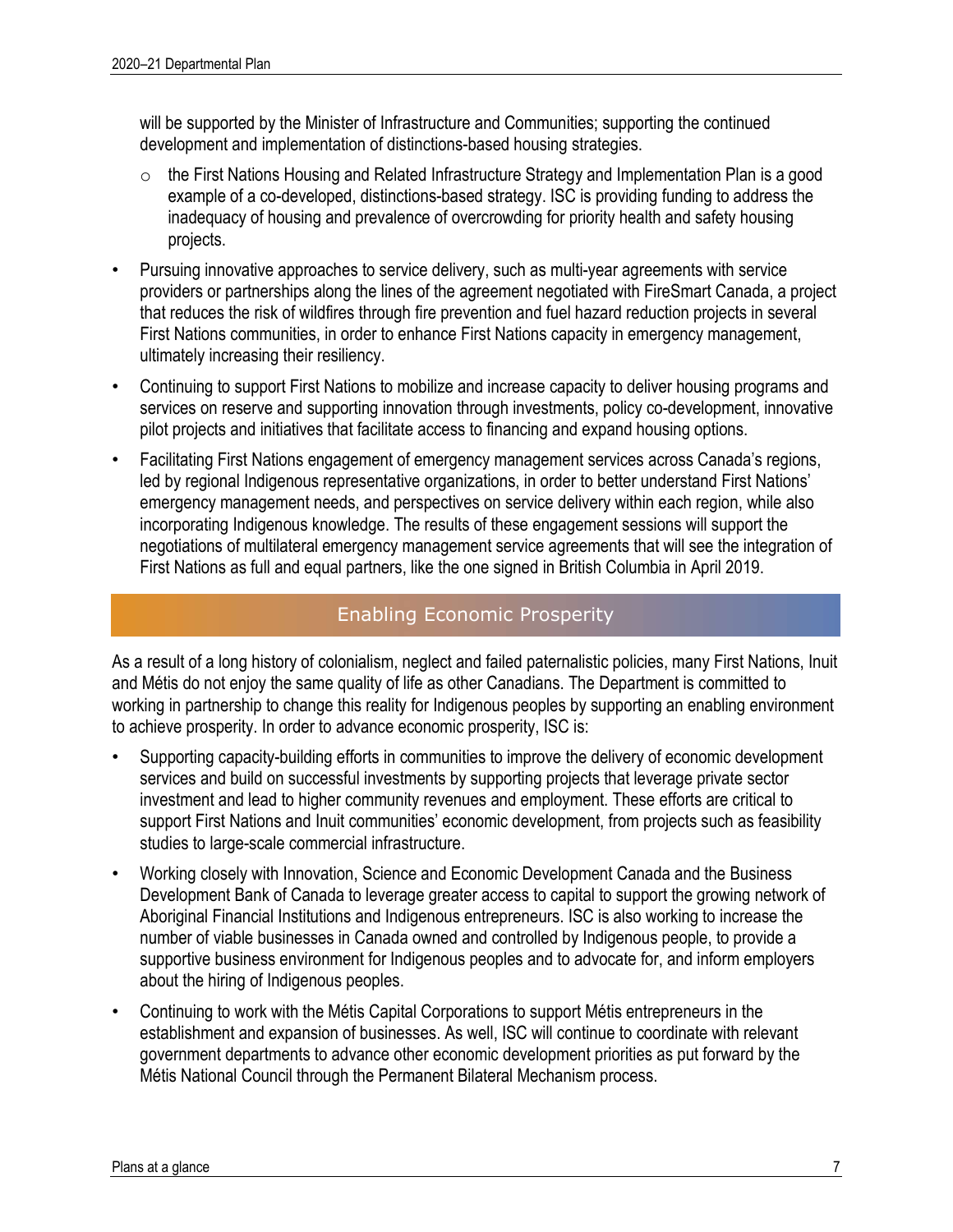will be supported by the Minister of Infrastructure and Communities; supporting the continued development and implementation of distinctions-based housing strategies.

  - the First Nations Housing and Related Infrastructure Strategy and Implementation Plan is a good example of a co-developed, distinctions-based strategy. ISC is providing funding to address the inadequacy of housing and prevalence of overcrowding for priority health and safety housing projects.

- Pursuing innovative approaches to service delivery, such as multi-year agreements with service providers or partnerships along the lines of the agreement negotiated with FireSmart Canada, a project that reduces the risk of wildfires through fire prevention and fuel hazard reduction projects in several First Nations communities, in order to enhance First Nations capacity in emergency management, ultimately increasing their resiliency.
- Continuing to support First Nations to mobilize and increase capacity to deliver housing programs and services on reserve and supporting innovation through investments, policy co-development, innovative pilot projects and initiatives that facilitate access to financing and expand housing options.
- Facilitating First Nations engagement of emergency management services across Canada's regions, led by regional Indigenous representative organizations, in order to better understand First Nations' emergency management needs, and perspectives on service delivery within each region, while also incorporating Indigenous knowledge. The results of these engagement sessions will support the negotiations of multilateral emergency management service agreements that will see the integration of First Nations as full and equal partners, like the one signed in British Columbia in April 2019.

## Enabling Economic Prosperity

As a result of a long history of colonialism, neglect and failed paternalistic policies, many First Nations, Inuit and Métis do not enjoy the same quality of life as other Canadians. The Department is committed to working in partnership to change this reality for Indigenous peoples by supporting an enabling environment to achieve prosperity. In order to advance economic prosperity, ISC is:

- Supporting capacity-building efforts in communities to improve the delivery of economic development services and build on successful investments by supporting projects that leverage private sector investment and lead to higher community revenues and employment. These efforts are critical to support First Nations and Inuit communities' economic development, from projects such as feasibility studies to large-scale commercial infrastructure.
- Working closely with Innovation, Science and Economic Development Canada and the Business Development Bank of Canada to leverage greater access to capital to support the growing network of Aboriginal Financial Institutions and Indigenous entrepreneurs. ISC is also working to increase the number of viable businesses in Canada owned and controlled by Indigenous people, to provide a supportive business environment for Indigenous peoples and to advocate for, and inform employers about the hiring of Indigenous peoples.
- Continuing to work with the Métis Capital Corporations to support Métis entrepreneurs in the establishment and expansion of businesses. As well, ISC will continue to coordinate with relevant government departments to advance other economic development priorities as put forward by the Métis National Council through the Permanent Bilateral Mechanism process.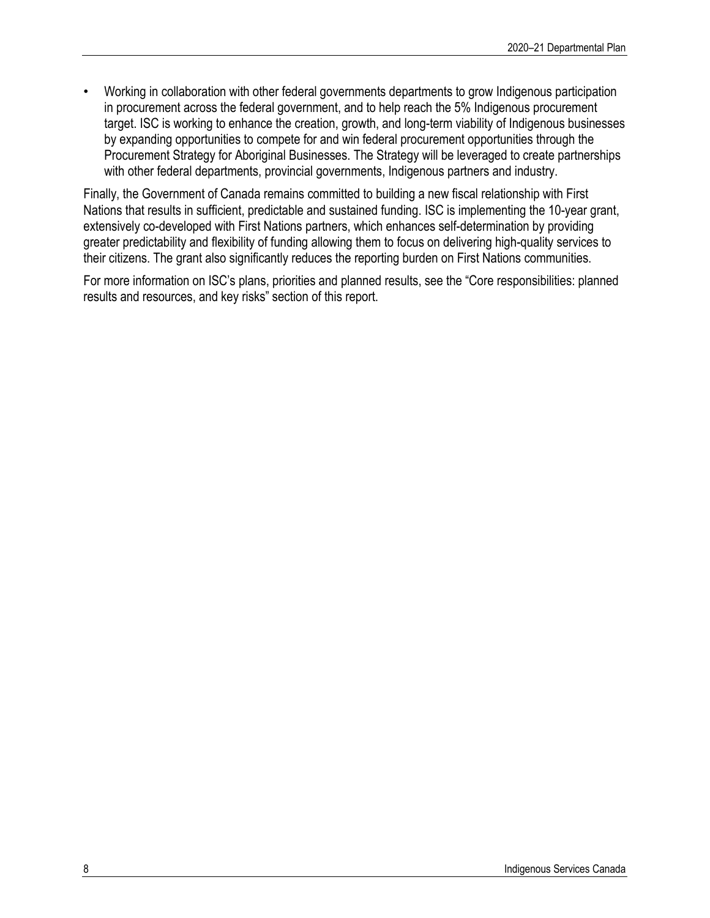- Working in collaboration with other federal governments departments to grow Indigenous participation in procurement across the federal government, and to help reach the 5% Indigenous procurement target. ISC is working to enhance the creation, growth, and long-term viability of Indigenous businesses by expanding opportunities to compete for and win federal procurement opportunities through the Procurement Strategy for Aboriginal Businesses. The Strategy will be leveraged to create partnerships with other federal departments, provincial governments, Indigenous partners and industry.

Finally, the Government of Canada remains committed to building a new fiscal relationship with First Nations that results in sufficient, predictable and sustained funding. ISC is implementing the 10-year grant, extensively co-developed with First Nations partners, which enhances self-determination by providing greater predictability and flexibility of funding allowing them to focus on delivering high-quality services to their citizens. The grant also significantly reduces the reporting burden on First Nations communities.

For more information on ISC's plans, priorities and planned results, see the "Core responsibilities: planned results and resources, and key risks" section of this report.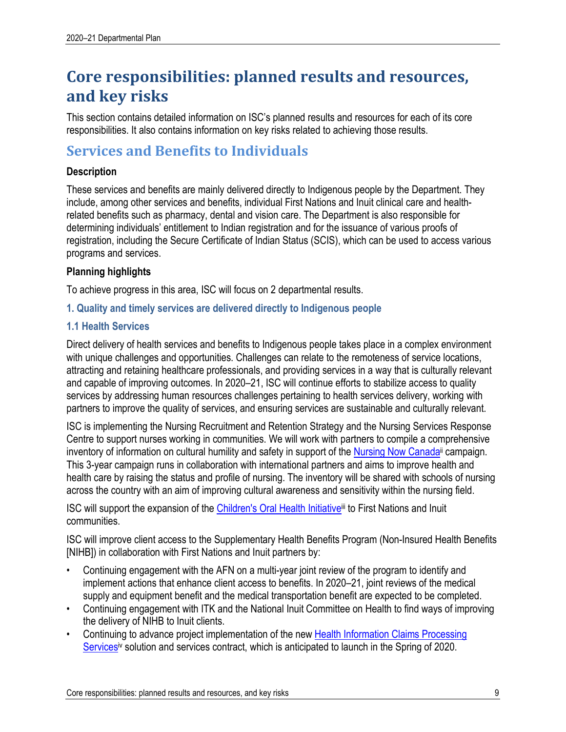# Core responsibilities: planned results and resources, and key risks

This section contains detailed information on ISC's planned results and resources for each of its core responsibilities. It also contains information on key risks related to achieving those results.

## Services and Benefits to Individuals

**Description**

These services and benefits are mainly delivered directly to Indigenous people by the Department. They include, among other services and benefits, individual First Nations and Inuit clinical care and health-related benefits such as pharmacy, dental and vision care. The Department is also responsible for determining individuals' entitlement to Indian registration and for the issuance of various proofs of registration, including the Secure Certificate of Indian Status (SCIS), which can be used to access various programs and services.

**Planning highlights**

To achieve progress in this area, ISC will focus on 2 departmental results.

### 1. Quality and timely services are delivered directly to Indigenous people

### 1.1 Health Services

Direct delivery of health services and benefits to Indigenous people takes place in a complex environment with unique challenges and opportunities. Challenges can relate to the remoteness of service locations, attracting and retaining healthcare professionals, and providing services in a way that is culturally relevant and capable of improving outcomes. In 2020–21, ISC will continue efforts to stabilize access to quality services by addressing human resources challenges pertaining to health services delivery, working with partners to improve the quality of services, and ensuring services are sustainable and culturally relevant.

ISC is implementing the Nursing Recruitment and Retention Strategy and the Nursing Services Response Centre to support nurses working in communities. We will work with partners to compile a comprehensive inventory of information on cultural humility and safety in support of the Nursing Now Canada[ii] campaign. This 3-year campaign runs in collaboration with international partners and aims to improve health and health care by raising the status and profile of nursing. The inventory will be shared with schools of nursing across the country with an aim of improving cultural awareness and sensitivity within the nursing field.

ISC will support the expansion of the Children's Oral Health Initiative[iii] to First Nations and Inuit communities.

ISC will improve client access to the Supplementary Health Benefits Program (Non-Insured Health Benefits [NIHB]) in collaboration with First Nations and Inuit partners by:

- Continuing engagement with the AFN on a multi-year joint review of the program to identify and implement actions that enhance client access to benefits. In 2020–21, joint reviews of the medical supply and equipment benefit and the medical transportation benefit are expected to be completed.
- Continuing engagement with ITK and the National Inuit Committee on Health to find ways of improving the delivery of NIHB to Inuit clients.
- Continuing to advance project implementation of the new Health Information Claims Processing Services[iv] solution and services contract, which is anticipated to launch in the Spring of 2020.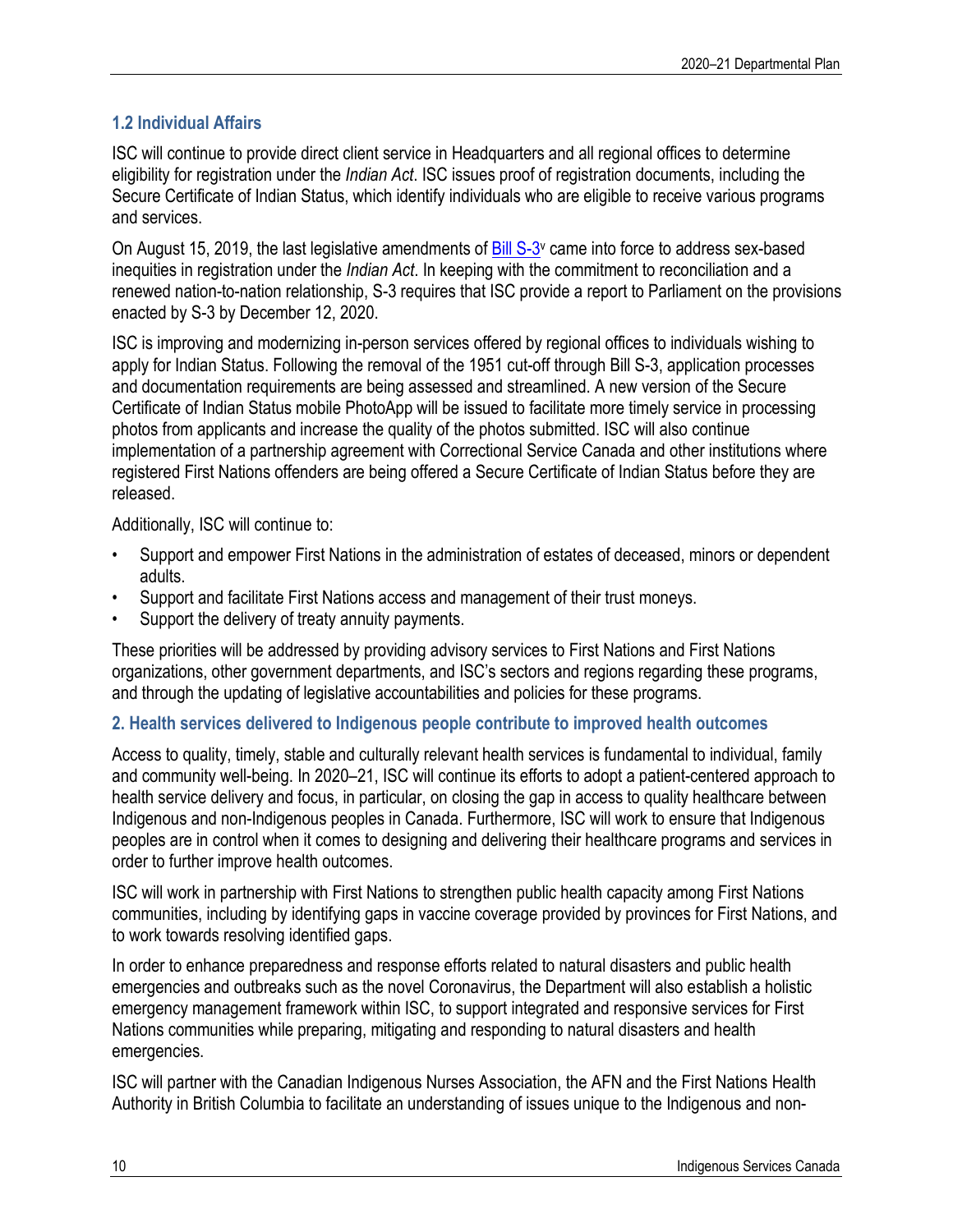### 1.2 Individual Affairs

ISC will continue to provide direct client service in Headquarters and all regional offices to determine eligibility for registration under the *Indian Act*. ISC issues proof of registration documents, including the Secure Certificate of Indian Status, which identify individuals who are eligible to receive various programs and services.

On August 15, 2019, the last legislative amendments of Bill S-3[v] came into force to address sex-based inequities in registration under the *Indian Act*. In keeping with the commitment to reconciliation and a renewed nation-to-nation relationship, S-3 requires that ISC provide a report to Parliament on the provisions enacted by S-3 by December 12, 2020.

ISC is improving and modernizing in-person services offered by regional offices to individuals wishing to apply for Indian Status. Following the removal of the 1951 cut-off through Bill S-3, application processes and documentation requirements are being assessed and streamlined. A new version of the Secure Certificate of Indian Status mobile PhotoApp will be issued to facilitate more timely service in processing photos from applicants and increase the quality of the photos submitted. ISC will also continue implementation of a partnership agreement with Correctional Service Canada and other institutions where registered First Nations offenders are being offered a Secure Certificate of Indian Status before they are released.

Additionally, ISC will continue to:

- Support and empower First Nations in the administration of estates of deceased, minors or dependent adults.
- Support and facilitate First Nations access and management of their trust moneys.
- Support the delivery of treaty annuity payments.

These priorities will be addressed by providing advisory services to First Nations and First Nations organizations, other government departments, and ISC's sectors and regions regarding these programs, and through the updating of legislative accountabilities and policies for these programs.

## 2. Health services delivered to Indigenous people contribute to improved health outcomes

Access to quality, timely, stable and culturally relevant health services is fundamental to individual, family and community well-being. In 2020–21, ISC will continue its efforts to adopt a patient-centered approach to health service delivery and focus, in particular, on closing the gap in access to quality healthcare between Indigenous and non-Indigenous peoples in Canada. Furthermore, ISC will work to ensure that Indigenous peoples are in control when it comes to designing and delivering their healthcare programs and services in order to further improve health outcomes.

ISC will work in partnership with First Nations to strengthen public health capacity among First Nations communities, including by identifying gaps in vaccine coverage provided by provinces for First Nations, and to work towards resolving identified gaps.

In order to enhance preparedness and response efforts related to natural disasters and public health emergencies and outbreaks such as the novel Coronavirus, the Department will also establish a holistic emergency management framework within ISC, to support integrated and responsive services for First Nations communities while preparing, mitigating and responding to natural disasters and health emergencies.

ISC will partner with the Canadian Indigenous Nurses Association, the AFN and the First Nations Health Authority in British Columbia to facilitate an understanding of issues unique to the Indigenous and non-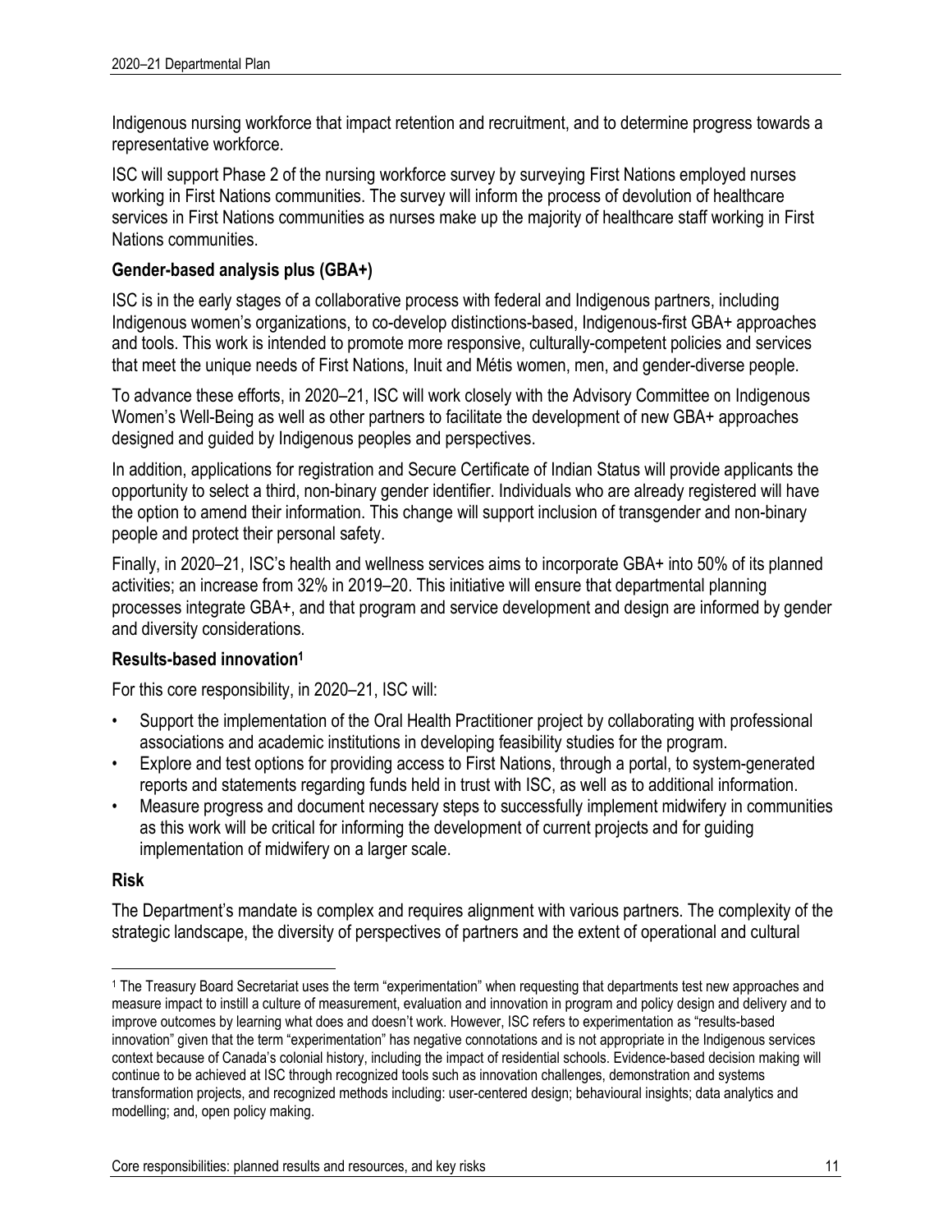Indigenous nursing workforce that impact retention and recruitment, and to determine progress towards a representative workforce.

ISC will support Phase 2 of the nursing workforce survey by surveying First Nations employed nurses working in First Nations communities. The survey will inform the process of devolution of healthcare services in First Nations communities as nurses make up the majority of healthcare staff working in First Nations communities.

**Gender-based analysis plus (GBA+)**

ISC is in the early stages of a collaborative process with federal and Indigenous partners, including Indigenous women's organizations, to co-develop distinctions-based, Indigenous-first GBA+ approaches and tools. This work is intended to promote more responsive, culturally-competent policies and services that meet the unique needs of First Nations, Inuit and Métis women, men, and gender-diverse people.

To advance these efforts, in 2020–21, ISC will work closely with the Advisory Committee on Indigenous Women's Well-Being as well as other partners to facilitate the development of new GBA+ approaches designed and guided by Indigenous peoples and perspectives.

In addition, applications for registration and Secure Certificate of Indian Status will provide applicants the opportunity to select a third, non-binary gender identifier. Individuals who are already registered will have the option to amend their information. This change will support inclusion of transgender and non-binary people and protect their personal safety.

Finally, in 2020–21, ISC's health and wellness services aims to incorporate GBA+ into 50% of its planned activities; an increase from 32% in 2019–20. This initiative will ensure that departmental planning processes integrate GBA+, and that program and service development and design are informed by gender and diversity considerations.

**Results-based innovation[1]**

For this core responsibility, in 2020–21, ISC will:

- Support the implementation of the Oral Health Practitioner project by collaborating with professional associations and academic institutions in developing feasibility studies for the program.
- Explore and test options for providing access to First Nations, through a portal, to system-generated reports and statements regarding funds held in trust with ISC, as well as to additional information.
- Measure progress and document necessary steps to successfully implement midwifery in communities as this work will be critical for informing the development of current projects and for guiding implementation of midwifery on a larger scale.

**Risk**

The Department's mandate is complex and requires alignment with various partners. The complexity of the strategic landscape, the diversity of perspectives of partners and the extent of operational and cultural

[1] The Treasury Board Secretariat uses the term "experimentation" when requesting that departments test new approaches and measure impact to instill a culture of measurement, evaluation and innovation in program and policy design and delivery and to improve outcomes by learning what does and doesn't work. However, ISC refers to experimentation as "results-based innovation" given that the term "experimentation" has negative connotations and is not appropriate in the Indigenous services context because of Canada's colonial history, including the impact of residential schools. Evidence-based decision making will continue to be achieved at ISC through recognized tools such as innovation challenges, demonstration and systems transformation projects, and recognized methods including: user-centered design; behavioural insights; data analytics and modelling; and, open policy making.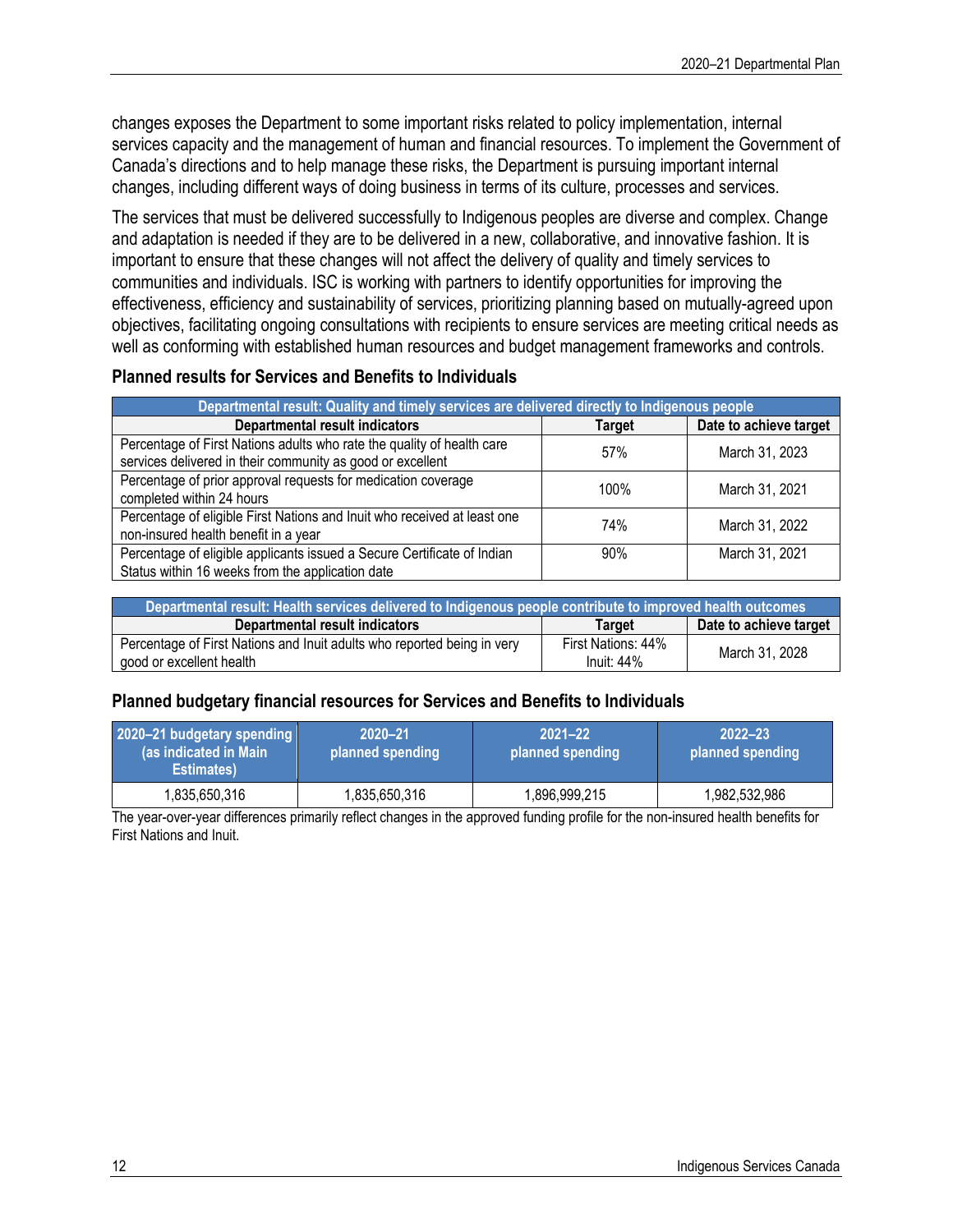changes exposes the Department to some important risks related to policy implementation, internal services capacity and the management of human and financial resources. To implement the Government of Canada's directions and to help manage these risks, the Department is pursuing important internal changes, including different ways of doing business in terms of its culture, processes and services.

The services that must be delivered successfully to Indigenous peoples are diverse and complex. Change and adaptation is needed if they are to be delivered in a new, collaborative, and innovative fashion. It is important to ensure that these changes will not affect the delivery of quality and timely services to communities and individuals. ISC is working with partners to identify opportunities for improving the effectiveness, efficiency and sustainability of services, prioritizing planning based on mutually-agreed upon objectives, facilitating ongoing consultations with recipients to ensure services are meeting critical needs as well as conforming with established human resources and budget management frameworks and controls.

### Planned results for Services and Benefits to Individuals

| Departmental result: Quality and timely services are delivered directly to Indigenous people | | |
|---|---|---|
| **Departmental result indicators** | **Target** | **Date to achieve target** |
| Percentage of First Nations adults who rate the quality of health care services delivered in their community as good or excellent | 57% | March 31, 2023 |
| Percentage of prior approval requests for medication coverage completed within 24 hours | 100% | March 31, 2021 |
| Percentage of eligible First Nations and Inuit who received at least one non-insured health benefit in a year | 74% | March 31, 2022 |
| Percentage of eligible applicants issued a Secure Certificate of Indian Status within 16 weeks from the application date | 90% | March 31, 2021 |

| Departmental result: Health services delivered to Indigenous people contribute to improved health outcomes | | |
|---|---|---|
| **Departmental result indicators** | **Target** | **Date to achieve target** |
| Percentage of First Nations and Inuit adults who reported being in very good or excellent health | First Nations: 44%<br>Inuit: 44% | March 31, 2028 |

### Planned budgetary financial resources for Services and Benefits to Individuals

| 2020–21 budgetary spending (as indicated in Main Estimates) | 2020–21 planned spending | 2021–22 planned spending | 2022–23 planned spending |
|---|---|---|---|
| 1,835,650,316 | 1,835,650,316 | 1,896,999,215 | 1,982,532,986 |

The year-over-year differences primarily reflect changes in the approved funding profile for the non-insured health benefits for First Nations and Inuit.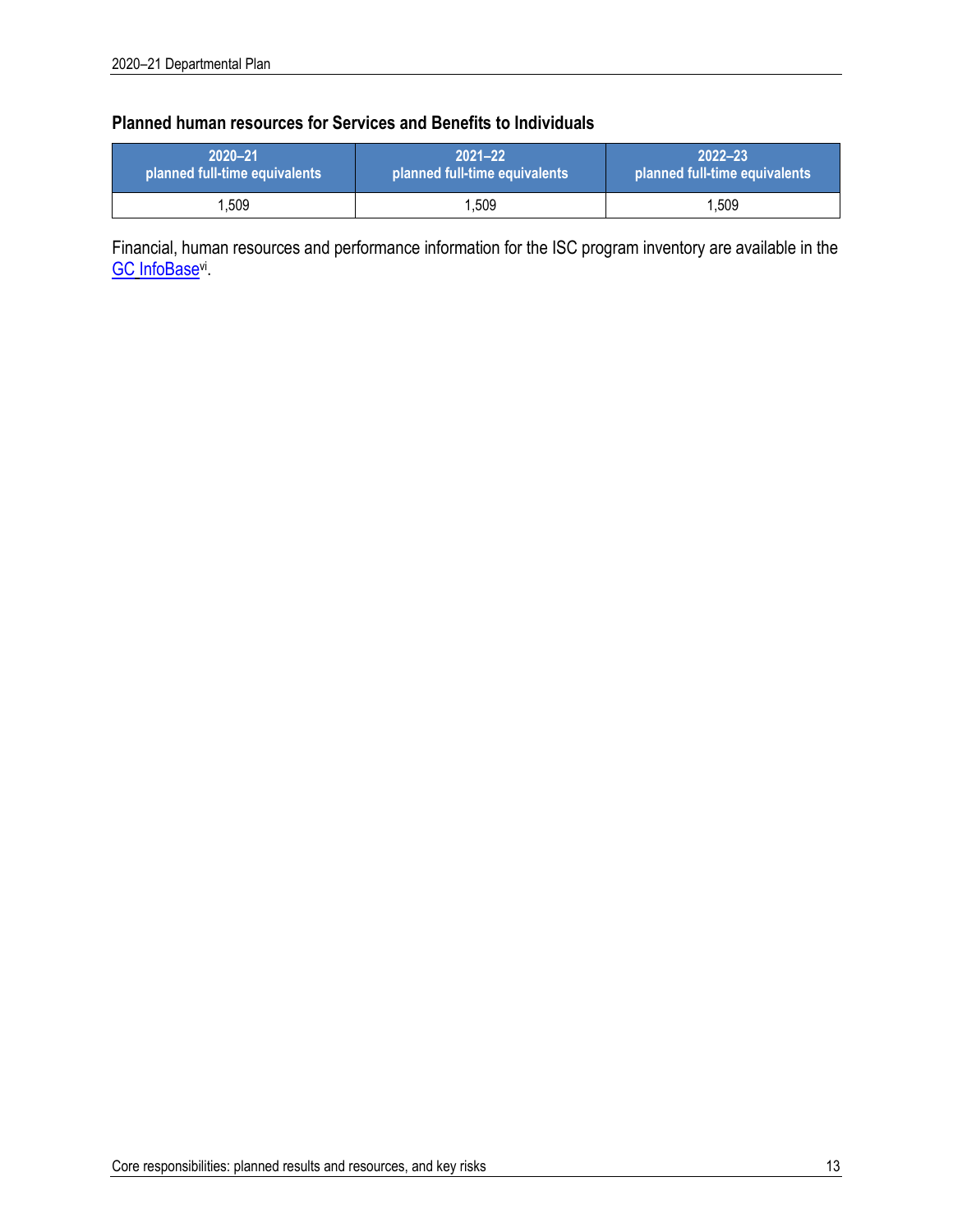### Planned human resources for Services and Benefits to Individuals

| 2020–21 planned full-time equivalents | 2021–22 planned full-time equivalents | 2022–23 planned full-time equivalents |
|---|---|---|
| 1,509 | 1,509 | 1,509 |

Financial, human resources and performance information for the ISC program inventory are available in the GC InfoBase[vi].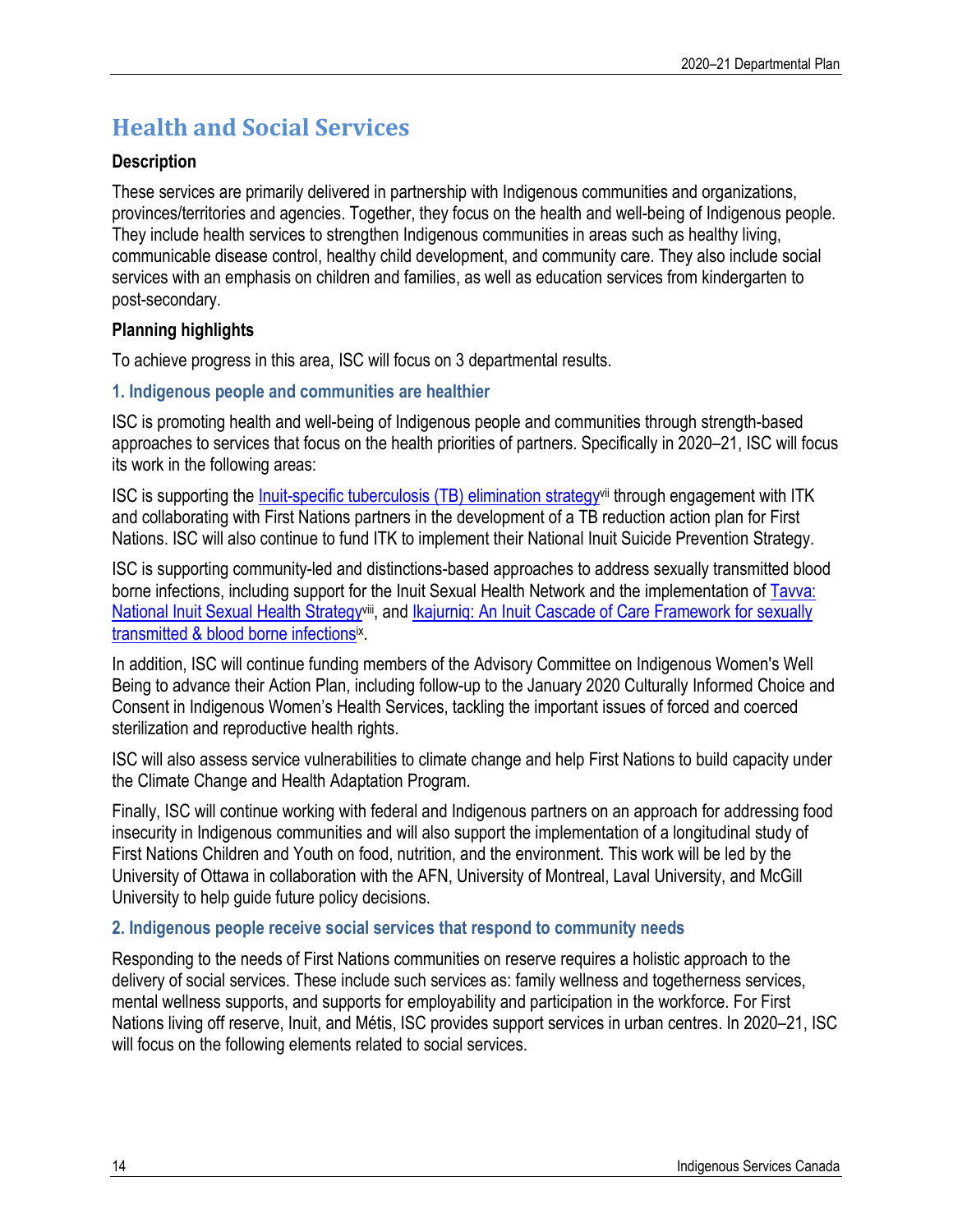## Health and Social Services

**Description**

These services are primarily delivered in partnership with Indigenous communities and organizations, provinces/territories and agencies. Together, they focus on the health and well-being of Indigenous people. They include health services to strengthen Indigenous communities in areas such as healthy living, communicable disease control, healthy child development, and community care. They also include social services with an emphasis on children and families, as well as education services from kindergarten to post-secondary.

**Planning highlights**

To achieve progress in this area, ISC will focus on 3 departmental results.

### 1. Indigenous people and communities are healthier

ISC is promoting health and well-being of Indigenous people and communities through strength-based approaches to services that focus on the health priorities of partners. Specifically in 2020–21, ISC will focus its work in the following areas:

ISC is supporting the Inuit-specific tuberculosis (TB) elimination strategy[vii] through engagement with ITK and collaborating with First Nations partners in the development of a TB reduction action plan for First Nations. ISC will also continue to fund ITK to implement their National Inuit Suicide Prevention Strategy.

ISC is supporting community-led and distinctions-based approaches to address sexually transmitted blood borne infections, including support for the Inuit Sexual Health Network and the implementation of Tavva: National Inuit Sexual Health Strategy[viii], and Ikajurniq: An Inuit Cascade of Care Framework for sexually transmitted & blood borne infections[ix].

In addition, ISC will continue funding members of the Advisory Committee on Indigenous Women's Well Being to advance their Action Plan, including follow-up to the January 2020 Culturally Informed Choice and Consent in Indigenous Women's Health Services, tackling the important issues of forced and coerced sterilization and reproductive health rights.

ISC will also assess service vulnerabilities to climate change and help First Nations to build capacity under the Climate Change and Health Adaptation Program.

Finally, ISC will continue working with federal and Indigenous partners on an approach for addressing food insecurity in Indigenous communities and will also support the implementation of a longitudinal study of First Nations Children and Youth on food, nutrition, and the environment. This work will be led by the University of Ottawa in collaboration with the AFN, University of Montreal, Laval University, and McGill University to help guide future policy decisions.

### 2. Indigenous people receive social services that respond to community needs

Responding to the needs of First Nations communities on reserve requires a holistic approach to the delivery of social services. These include such services as: family wellness and togetherness services, mental wellness supports, and supports for employability and participation in the workforce. For First Nations living off reserve, Inuit, and Métis, ISC provides support services in urban centres. In 2020–21, ISC will focus on the following elements related to social services.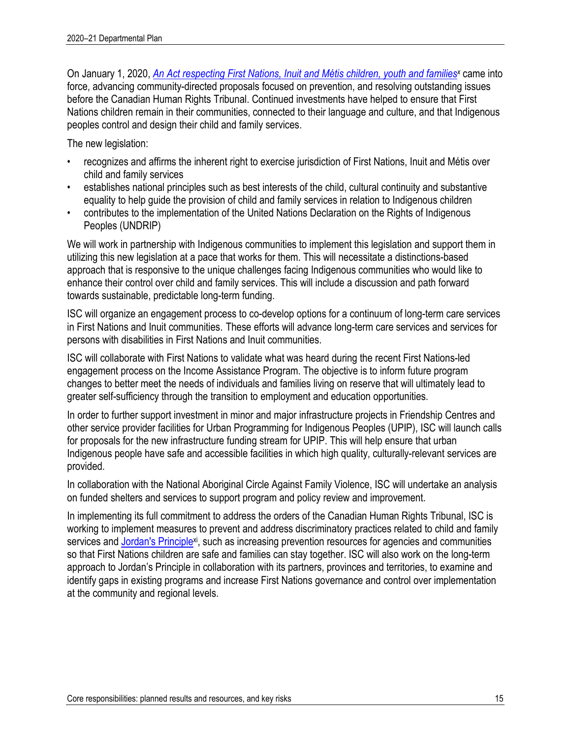On January 1, 2020, *An Act respecting First Nations, Inuit and Métis children, youth and families*[x] came into force, advancing community-directed proposals focused on prevention, and resolving outstanding issues before the Canadian Human Rights Tribunal. Continued investments have helped to ensure that First Nations children remain in their communities, connected to their language and culture, and that Indigenous peoples control and design their child and family services.

The new legislation:

- recognizes and affirms the inherent right to exercise jurisdiction of First Nations, Inuit and Métis over child and family services
- establishes national principles such as best interests of the child, cultural continuity and substantive equality to help guide the provision of child and family services in relation to Indigenous children
- contributes to the implementation of the United Nations Declaration on the Rights of Indigenous Peoples (UNDRIP)

We will work in partnership with Indigenous communities to implement this legislation and support them in utilizing this new legislation at a pace that works for them. This will necessitate a distinctions-based approach that is responsive to the unique challenges facing Indigenous communities who would like to enhance their control over child and family services. This will include a discussion and path forward towards sustainable, predictable long-term funding.

ISC will organize an engagement process to co-develop options for a continuum of long-term care services in First Nations and Inuit communities. These efforts will advance long-term care services and services for persons with disabilities in First Nations and Inuit communities.

ISC will collaborate with First Nations to validate what was heard during the recent First Nations-led engagement process on the Income Assistance Program. The objective is to inform future program changes to better meet the needs of individuals and families living on reserve that will ultimately lead to greater self-sufficiency through the transition to employment and education opportunities.

In order to further support investment in minor and major infrastructure projects in Friendship Centres and other service provider facilities for Urban Programming for Indigenous Peoples (UPIP), ISC will launch calls for proposals for the new infrastructure funding stream for UPIP. This will help ensure that urban Indigenous people have safe and accessible facilities in which high quality, culturally-relevant services are provided.

In collaboration with the National Aboriginal Circle Against Family Violence, ISC will undertake an analysis on funded shelters and services to support program and policy review and improvement.

In implementing its full commitment to address the orders of the Canadian Human Rights Tribunal, ISC is working to implement measures to prevent and address discriminatory practices related to child and family services and Jordan's Principle[xi], such as increasing prevention resources for agencies and communities so that First Nations children are safe and families can stay together. ISC will also work on the long-term approach to Jordan's Principle in collaboration with its partners, provinces and territories, to examine and identify gaps in existing programs and increase First Nations governance and control over implementation at the community and regional levels.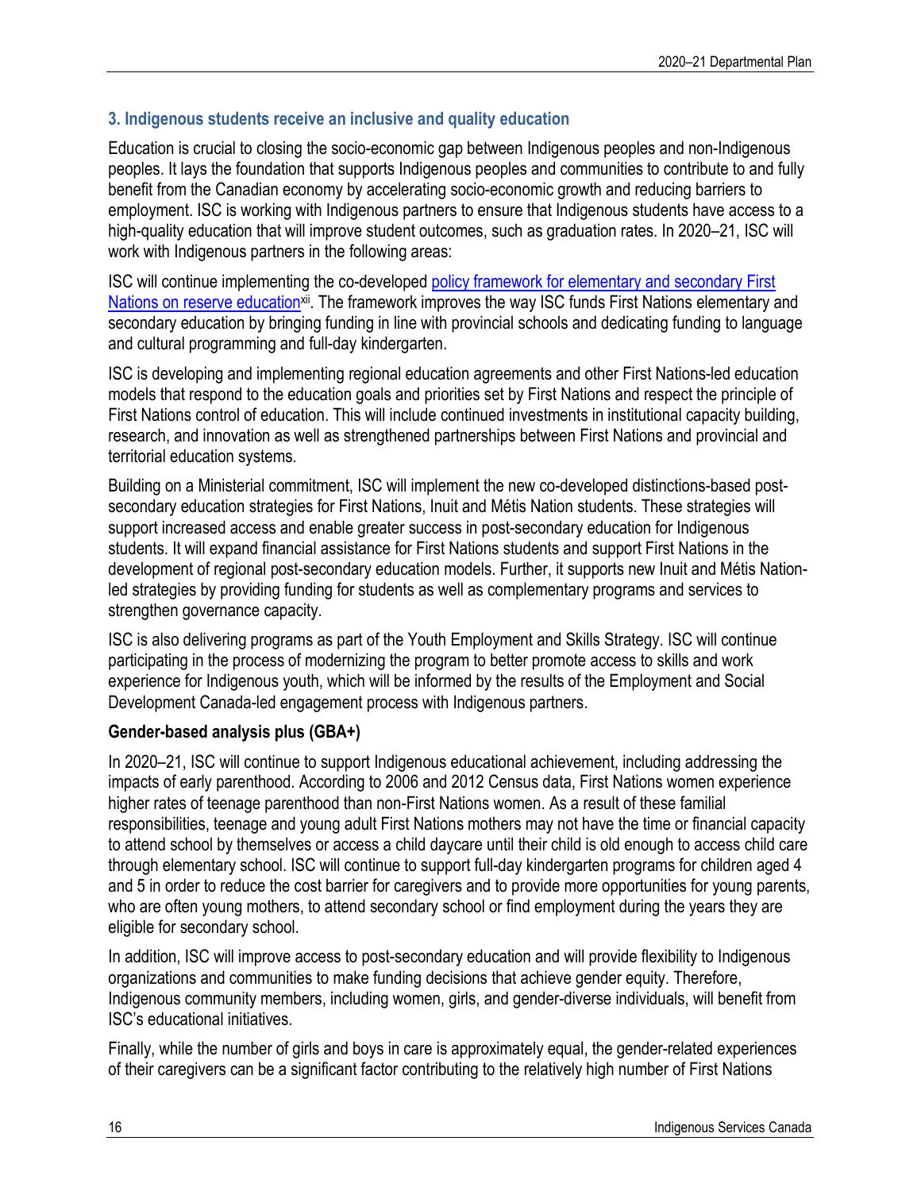### 3. Indigenous students receive an inclusive and quality education

Education is crucial to closing the socio-economic gap between Indigenous peoples and non-Indigenous peoples. It lays the foundation that supports Indigenous peoples and communities to contribute to and fully benefit from the Canadian economy by accelerating socio-economic growth and reducing barriers to employment. ISC is working with Indigenous partners to ensure that Indigenous students have access to a high-quality education that will improve student outcomes, such as graduation rates. In 2020–21, ISC will work with Indigenous partners in the following areas:

ISC will continue implementing the co-developed policy framework for elementary and secondary First Nations on reserve education[xii]. The framework improves the way ISC funds First Nations elementary and secondary education by bringing funding in line with provincial schools and dedicating funding to language and cultural programming and full-day kindergarten.

ISC is developing and implementing regional education agreements and other First Nations-led education models that respond to the education goals and priorities set by First Nations and respect the principle of First Nations control of education. This will include continued investments in institutional capacity building, research, and innovation as well as strengthened partnerships between First Nations and provincial and territorial education systems.

Building on a Ministerial commitment, ISC will implement the new co-developed distinctions-based post-secondary education strategies for First Nations, Inuit and Métis Nation students. These strategies will support increased access and enable greater success in post-secondary education for Indigenous students. It will expand financial assistance for First Nations students and support First Nations in the development of regional post-secondary education models. Further, it supports new Inuit and Métis Nation-led strategies by providing funding for students as well as complementary programs and services to strengthen governance capacity.

ISC is also delivering programs as part of the Youth Employment and Skills Strategy. ISC will continue participating in the process of modernizing the program to better promote access to skills and work experience for Indigenous youth, which will be informed by the results of the Employment and Social Development Canada-led engagement process with Indigenous partners.

**Gender-based analysis plus (GBA+)**

In 2020–21, ISC will continue to support Indigenous educational achievement, including addressing the impacts of early parenthood. According to 2006 and 2012 Census data, First Nations women experience higher rates of teenage parenthood than non-First Nations women. As a result of these familial responsibilities, teenage and young adult First Nations mothers may not have the time or financial capacity to attend school by themselves or access a child daycare until their child is old enough to access child care through elementary school. ISC will continue to support full-day kindergarten programs for children aged 4 and 5 in order to reduce the cost barrier for caregivers and to provide more opportunities for young parents, who are often young mothers, to attend secondary school or find employment during the years they are eligible for secondary school.

In addition, ISC will improve access to post-secondary education and will provide flexibility to Indigenous organizations and communities to make funding decisions that achieve gender equity. Therefore, Indigenous community members, including women, girls, and gender-diverse individuals, will benefit from ISC's educational initiatives.

Finally, while the number of girls and boys in care is approximately equal, the gender-related experiences of their caregivers can be a significant factor contributing to the relatively high number of First Nations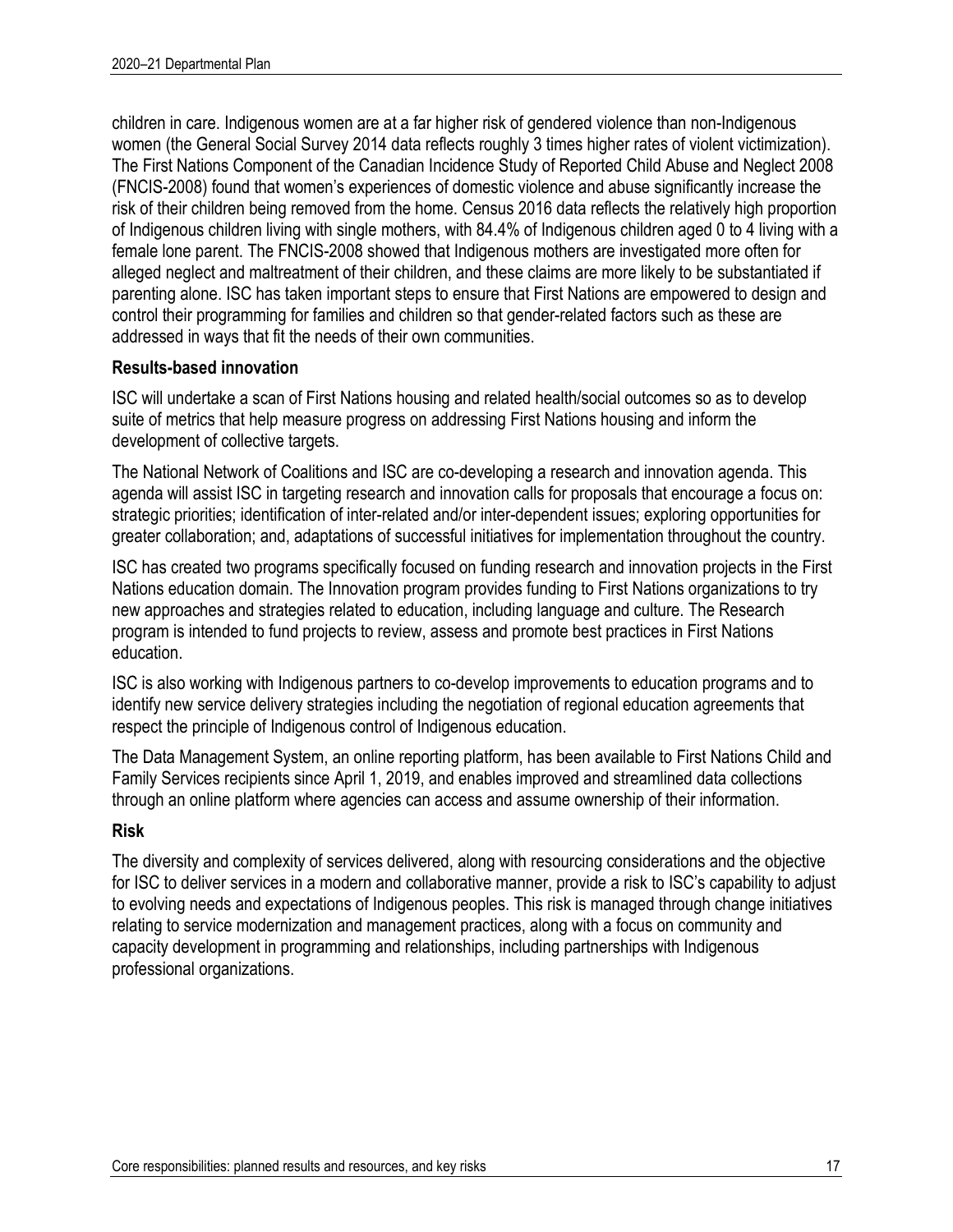children in care. Indigenous women are at a far higher risk of gendered violence than non-Indigenous women (the General Social Survey 2014 data reflects roughly 3 times higher rates of violent victimization). The First Nations Component of the Canadian Incidence Study of Reported Child Abuse and Neglect 2008 (FNCIS-2008) found that women's experiences of domestic violence and abuse significantly increase the risk of their children being removed from the home. Census 2016 data reflects the relatively high proportion of Indigenous children living with single mothers, with 84.4% of Indigenous children aged 0 to 4 living with a female lone parent. The FNCIS-2008 showed that Indigenous mothers are investigated more often for alleged neglect and maltreatment of their children, and these claims are more likely to be substantiated if parenting alone. ISC has taken important steps to ensure that First Nations are empowered to design and control their programming for families and children so that gender-related factors such as these are addressed in ways that fit the needs of their own communities.

**Results-based innovation**

ISC will undertake a scan of First Nations housing and related health/social outcomes so as to develop suite of metrics that help measure progress on addressing First Nations housing and inform the development of collective targets.

The National Network of Coalitions and ISC are co-developing a research and innovation agenda. This agenda will assist ISC in targeting research and innovation calls for proposals that encourage a focus on: strategic priorities; identification of inter-related and/or inter-dependent issues; exploring opportunities for greater collaboration; and, adaptations of successful initiatives for implementation throughout the country.

ISC has created two programs specifically focused on funding research and innovation projects in the First Nations education domain. The Innovation program provides funding to First Nations organizations to try new approaches and strategies related to education, including language and culture. The Research program is intended to fund projects to review, assess and promote best practices in First Nations education.

ISC is also working with Indigenous partners to co-develop improvements to education programs and to identify new service delivery strategies including the negotiation of regional education agreements that respect the principle of Indigenous control of Indigenous education.

The Data Management System, an online reporting platform, has been available to First Nations Child and Family Services recipients since April 1, 2019, and enables improved and streamlined data collections through an online platform where agencies can access and assume ownership of their information.

**Risk**

The diversity and complexity of services delivered, along with resourcing considerations and the objective for ISC to deliver services in a modern and collaborative manner, provide a risk to ISC's capability to adjust to evolving needs and expectations of Indigenous peoples. This risk is managed through change initiatives relating to service modernization and management practices, along with a focus on community and capacity development in programming and relationships, including partnerships with Indigenous professional organizations.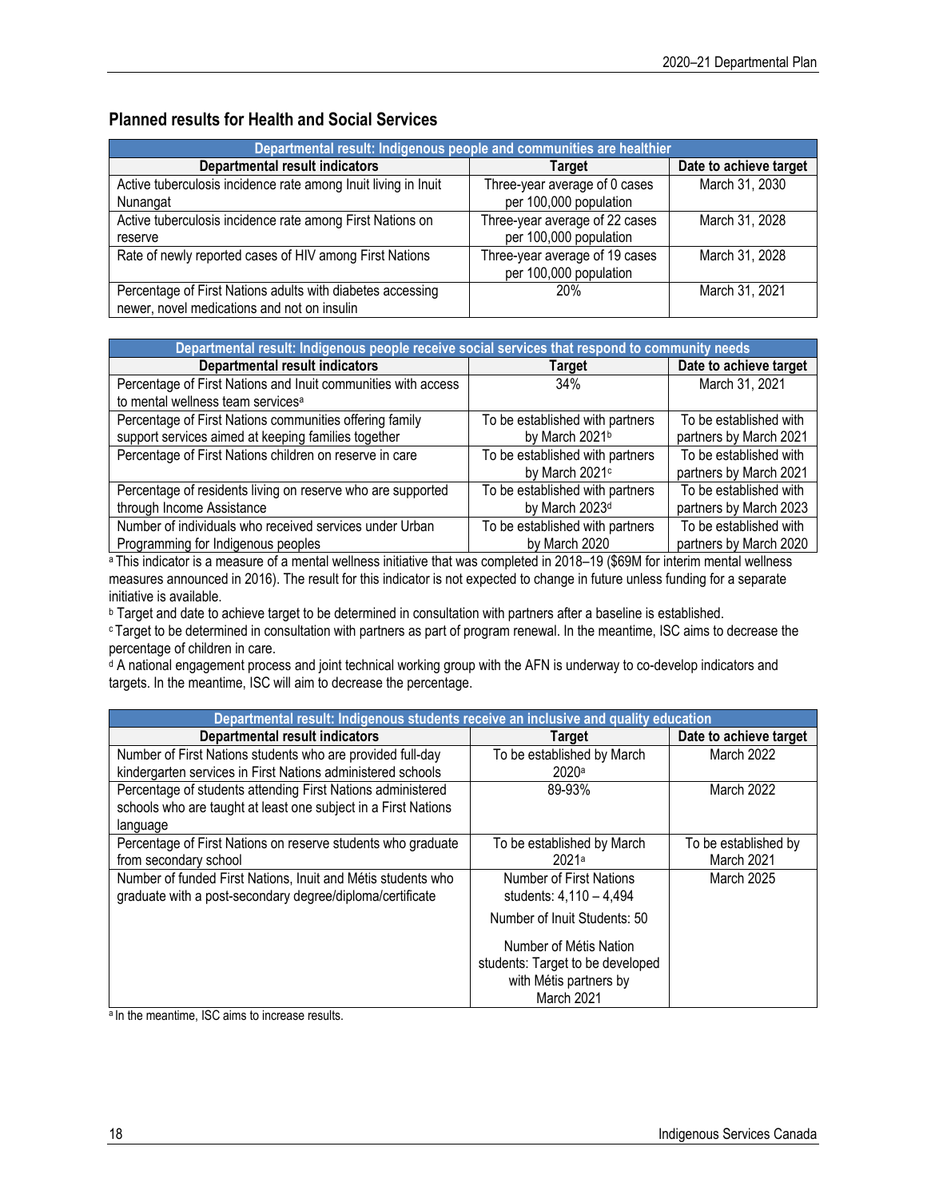## Planned results for Health and Social Services

| Departmental result: Indigenous people and communities are healthier | | |
|---|---|---|
| **Departmental result indicators** | **Target** | **Date to achieve target** |
| Active tuberculosis incidence rate among Inuit living in Inuit Nunangat | Three-year average of 0 cases per 100,000 population | March 31, 2030 |
| Active tuberculosis incidence rate among First Nations on reserve | Three-year average of 22 cases per 100,000 population | March 31, 2028 |
| Rate of newly reported cases of HIV among First Nations | Three-year average of 19 cases per 100,000 population | March 31, 2028 |
| Percentage of First Nations adults with diabetes accessing newer, novel medications and not on insulin | 20% | March 31, 2021 |

| Departmental result: Indigenous people receive social services that respond to community needs | | |
|---|---|---|
| **Departmental result indicators** | **Target** | **Date to achieve target** |
| Percentage of First Nations and Inuit communities with access to mental wellness team services[a] | 34% | March 31, 2021 |
| Percentage of First Nations communities offering family support services aimed at keeping families together | To be established with partners by March 2021[b] | To be established with partners by March 2021 |
| Percentage of First Nations children on reserve in care | To be established with partners by March 2021[c] | To be established with partners by March 2021 |
| Percentage of residents living on reserve who are supported through Income Assistance | To be established with partners by March 2023[d] | To be established with partners by March 2023 |
| Number of individuals who received services under Urban Programming for Indigenous peoples | To be established with partners by March 2020 | To be established with partners by March 2020 |

[a] This indicator is a measure of a mental wellness initiative that was completed in 2018–19 ($69M for interim mental wellness measures announced in 2016). The result for this indicator is not expected to change in future unless funding for a separate initiative is available.

[b] Target and date to achieve target to be determined in consultation with partners after a baseline is established.

[c] Target to be determined in consultation with partners as part of program renewal. In the meantime, ISC aims to decrease the percentage of children in care.

[d] A national engagement process and joint technical working group with the AFN is underway to co-develop indicators and targets. In the meantime, ISC will aim to decrease the percentage.

| Departmental result: Indigenous students receive an inclusive and quality education | | |
|---|---|---|
| **Departmental result indicators** | **Target** | **Date to achieve target** |
| Number of First Nations students who are provided full-day kindergarten services in First Nations administered schools | To be established by March 2020[a] | March 2022 |
| Percentage of students attending First Nations administered schools who are taught at least one subject in a First Nations language | 89-93% | March 2022 |
| Percentage of First Nations on reserve students who graduate from secondary school | To be established by March 2021[a] | To be established by March 2021 |
| Number of funded First Nations, Inuit and Métis students who graduate with a post-secondary degree/diploma/certificate | Number of First Nations students: 4,110 – 4,494<br><br>Number of Inuit Students: 50<br><br>Number of Métis Nation students: Target to be developed with Métis partners by March 2021 | March 2025 |

[a] In the meantime, ISC aims to increase results.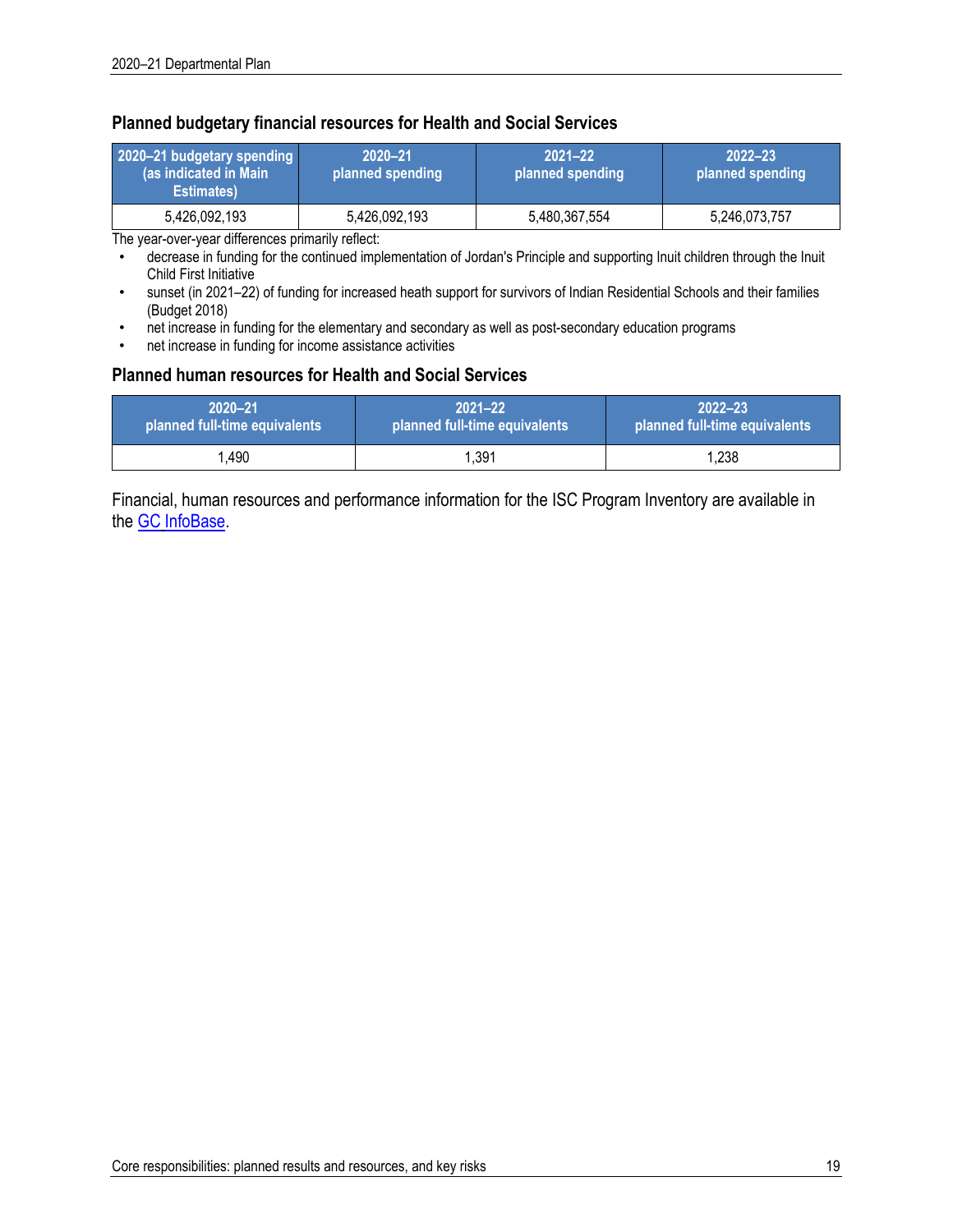### Planned budgetary financial resources for Health and Social Services

| 2020–21 budgetary spending (as indicated in Main Estimates) | 2020–21 planned spending | 2021–22 planned spending | 2022–23 planned spending |
|---|---|---|---|
| 5,426,092,193 | 5,426,092,193 | 5,480,367,554 | 5,246,073,757 |

The year-over-year differences primarily reflect:

- decrease in funding for the continued implementation of Jordan's Principle and supporting Inuit children through the Inuit Child First Initiative
- sunset (in 2021–22) of funding for increased heath support for survivors of Indian Residential Schools and their families (Budget 2018)
- net increase in funding for the elementary and secondary as well as post-secondary education programs
- net increase in funding for income assistance activities

### Planned human resources for Health and Social Services

| 2020–21 planned full-time equivalents | 2021–22 planned full-time equivalents | 2022–23 planned full-time equivalents |
|---|---|---|
| 1,490 | 1,391 | 1,238 |

Financial, human resources and performance information for the ISC Program Inventory are available in the GC InfoBase.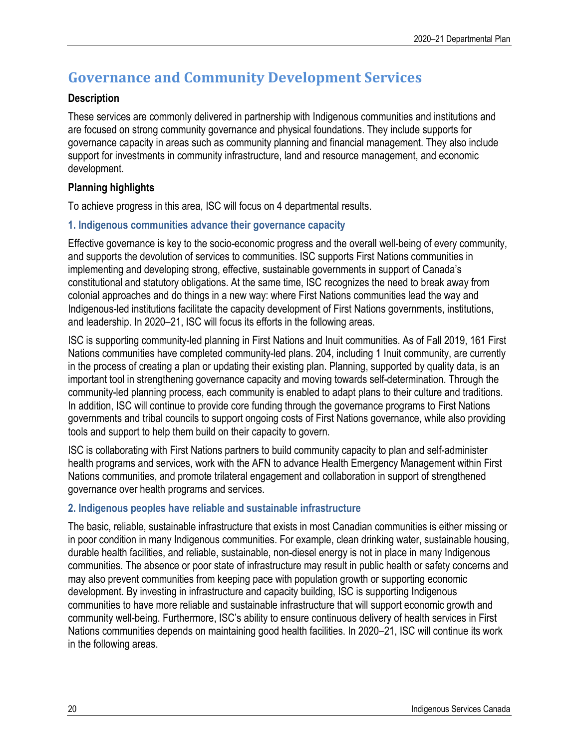## Governance and Community Development Services

**Description**

These services are commonly delivered in partnership with Indigenous communities and institutions and are focused on strong community governance and physical foundations. They include supports for governance capacity in areas such as community planning and financial management. They also include support for investments in community infrastructure, land and resource management, and economic development.

**Planning highlights**

To achieve progress in this area, ISC will focus on 4 departmental results.

### 1. Indigenous communities advance their governance capacity

Effective governance is key to the socio-economic progress and the overall well-being of every community, and supports the devolution of services to communities. ISC supports First Nations communities in implementing and developing strong, effective, sustainable governments in support of Canada's constitutional and statutory obligations. At the same time, ISC recognizes the need to break away from colonial approaches and do things in a new way: where First Nations communities lead the way and Indigenous-led institutions facilitate the capacity development of First Nations governments, institutions, and leadership. In 2020–21, ISC will focus its efforts in the following areas.

ISC is supporting community-led planning in First Nations and Inuit communities. As of Fall 2019, 161 First Nations communities have completed community-led plans. 204, including 1 Inuit community, are currently in the process of creating a plan or updating their existing plan. Planning, supported by quality data, is an important tool in strengthening governance capacity and moving towards self-determination. Through the community-led planning process, each community is enabled to adapt plans to their culture and traditions. In addition, ISC will continue to provide core funding through the governance programs to First Nations governments and tribal councils to support ongoing costs of First Nations governance, while also providing tools and support to help them build on their capacity to govern.

ISC is collaborating with First Nations partners to build community capacity to plan and self-administer health programs and services, work with the AFN to advance Health Emergency Management within First Nations communities, and promote trilateral engagement and collaboration in support of strengthened governance over health programs and services.

### 2. Indigenous peoples have reliable and sustainable infrastructure

The basic, reliable, sustainable infrastructure that exists in most Canadian communities is either missing or in poor condition in many Indigenous communities. For example, clean drinking water, sustainable housing, durable health facilities, and reliable, sustainable, non-diesel energy is not in place in many Indigenous communities. The absence or poor state of infrastructure may result in public health or safety concerns and may also prevent communities from keeping pace with population growth or supporting economic development. By investing in infrastructure and capacity building, ISC is supporting Indigenous communities to have more reliable and sustainable infrastructure that will support economic growth and community well-being. Furthermore, ISC's ability to ensure continuous delivery of health services in First Nations communities depends on maintaining good health facilities. In 2020–21, ISC will continue its work in the following areas.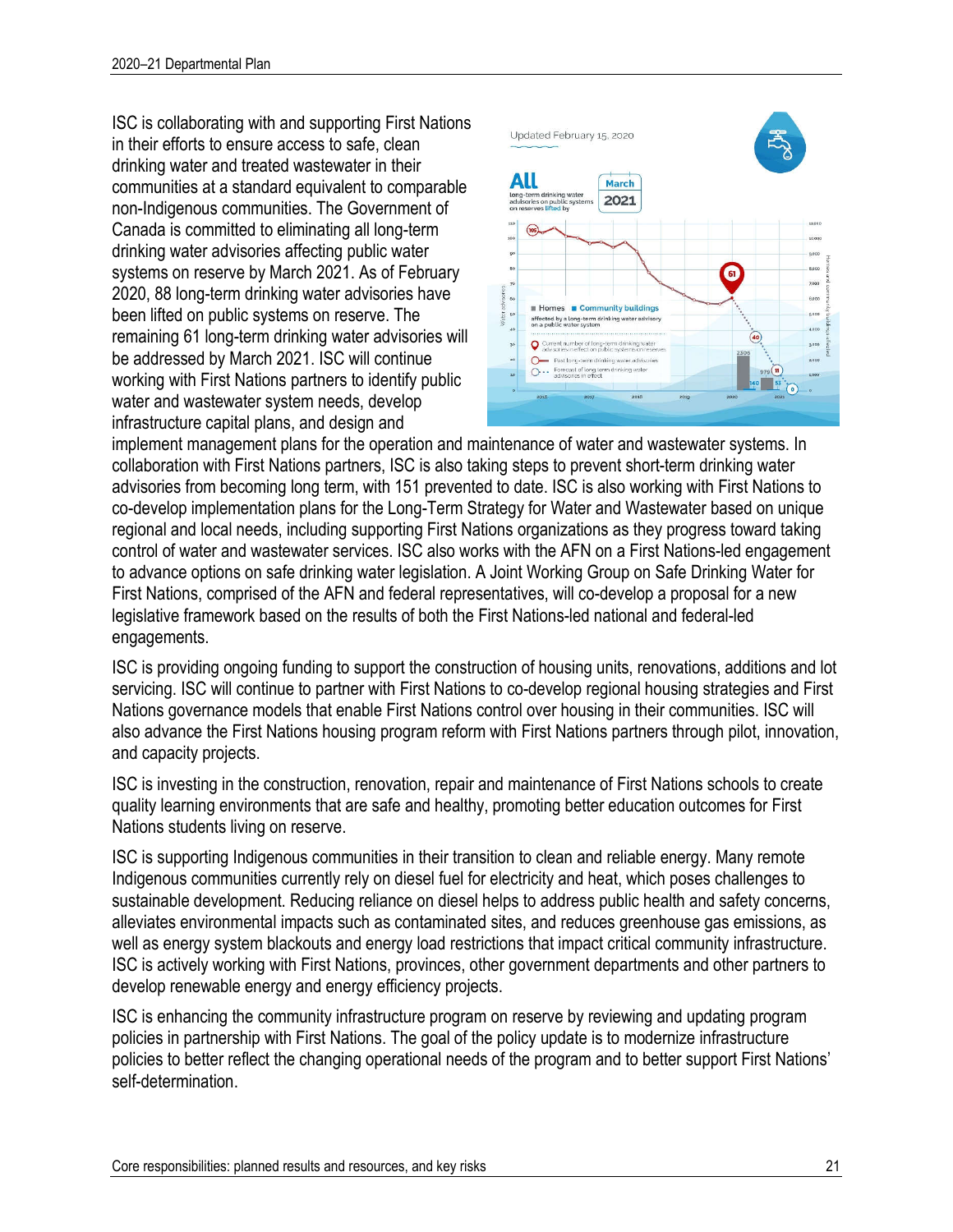ISC is collaborating with and supporting First Nations in their efforts to ensure access to safe, clean drinking water and treated wastewater in their communities at a standard equivalent to comparable non-Indigenous communities. The Government of Canada is committed to eliminating all long-term drinking water advisories affecting public water systems on reserve by March 2021. As of February 2020, 88 long-term drinking water advisories have been lifted on public systems on reserve. The remaining 61 long-term drinking water advisories will be addressed by March 2021. ISC will continue working with First Nations partners to identify public water and wastewater system needs, develop infrastructure capital plans, and design and implement management plans for the operation and maintenance of water and wastewater systems. In collaboration with First Nations partners, ISC is also taking steps to prevent short-term drinking water advisories from becoming long term, with 151 prevented to date. ISC is also working with First Nations to co-develop implementation plans for the Long-Term Strategy for Water and Wastewater based on unique regional and local needs, including supporting First Nations organizations as they progress toward taking control of water and wastewater services. ISC also works with the AFN on a First Nations-led engagement to advance options on safe drinking water legislation. A Joint Working Group on Safe Drinking Water for First Nations, comprised of the AFN and federal representatives, will co-develop a proposal for a new legislative framework based on the results of both the First Nations-led national and federal-led engagements.

ISC is providing ongoing funding to support the construction of housing units, renovations, additions and lot servicing. ISC will continue to partner with First Nations to co-develop regional housing strategies and First Nations governance models that enable First Nations control over housing in their communities. ISC will also advance the First Nations housing program reform with First Nations partners through pilot, innovation, and capacity projects.

ISC is investing in the construction, renovation, repair and maintenance of First Nations schools to create quality learning environments that are safe and healthy, promoting better education outcomes for First Nations students living on reserve.

ISC is supporting Indigenous communities in their transition to clean and reliable energy. Many remote Indigenous communities currently rely on diesel fuel for electricity and heat, which poses challenges to sustainable development. Reducing reliance on diesel helps to address public health and safety concerns, alleviates environmental impacts such as contaminated sites, and reduces greenhouse gas emissions, as well as energy system blackouts and energy load restrictions that impact critical community infrastructure. ISC is actively working with First Nations, provinces, other government departments and other partners to develop renewable energy and energy efficiency projects.

ISC is enhancing the community infrastructure program on reserve by reviewing and updating program policies in partnership with First Nations. The goal of the policy update is to modernize infrastructure policies to better reflect the changing operational needs of the program and to better support First Nations' self-determination.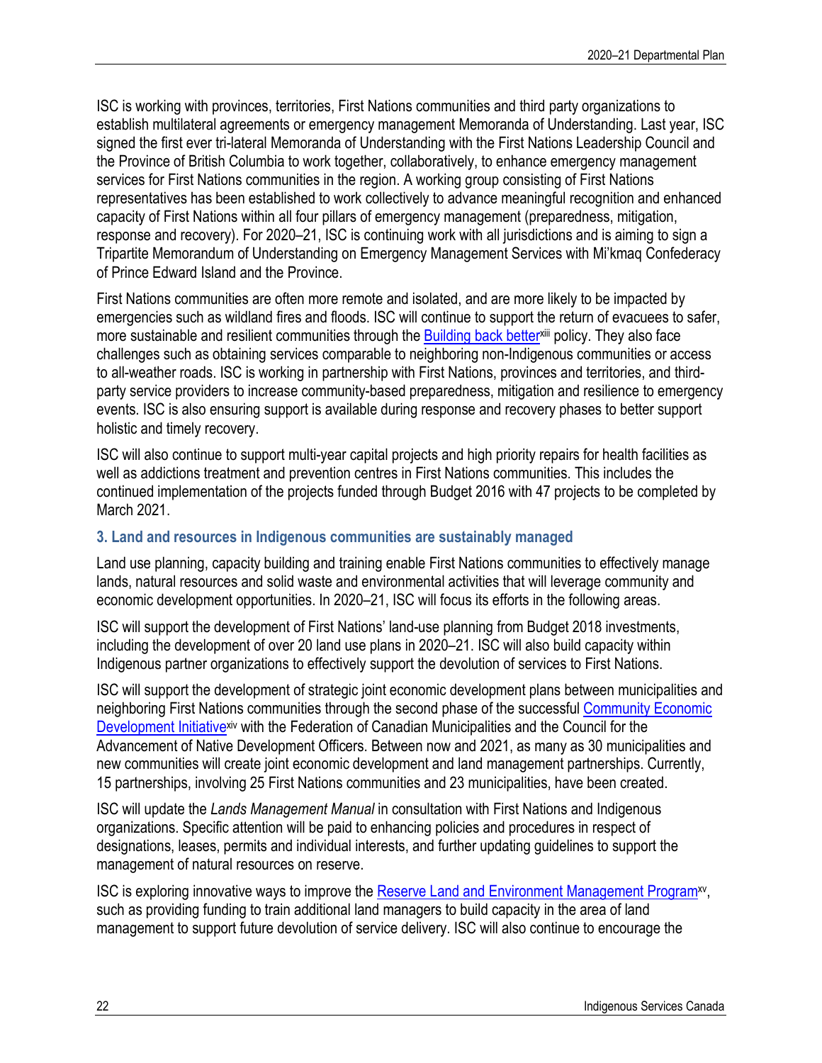ISC is working with provinces, territories, First Nations communities and third party organizations to establish multilateral agreements or emergency management Memoranda of Understanding. Last year, ISC signed the first ever tri-lateral Memoranda of Understanding with the First Nations Leadership Council and the Province of British Columbia to work together, collaboratively, to enhance emergency management services for First Nations communities in the region. A working group consisting of First Nations representatives has been established to work collectively to advance meaningful recognition and enhanced capacity of First Nations within all four pillars of emergency management (preparedness, mitigation, response and recovery). For 2020–21, ISC is continuing work with all jurisdictions and is aiming to sign a Tripartite Memorandum of Understanding on Emergency Management Services with Mi'kmaq Confederacy of Prince Edward Island and the Province.

First Nations communities are often more remote and isolated, and are more likely to be impacted by emergencies such as wildland fires and floods. ISC will continue to support the return of evacuees to safer, more sustainable and resilient communities through the Building back better[xiii] policy. They also face challenges such as obtaining services comparable to neighboring non-Indigenous communities or access to all-weather roads. ISC is working in partnership with First Nations, provinces and territories, and third-party service providers to increase community-based preparedness, mitigation and resilience to emergency events. ISC is also ensuring support is available during response and recovery phases to better support holistic and timely recovery.

ISC will also continue to support multi-year capital projects and high priority repairs for health facilities as well as addictions treatment and prevention centres in First Nations communities. This includes the continued implementation of the projects funded through Budget 2016 with 47 projects to be completed by March 2021.

### 3. Land and resources in Indigenous communities are sustainably managed

Land use planning, capacity building and training enable First Nations communities to effectively manage lands, natural resources and solid waste and environmental activities that will leverage community and economic development opportunities. In 2020–21, ISC will focus its efforts in the following areas.

ISC will support the development of First Nations' land-use planning from Budget 2018 investments, including the development of over 20 land use plans in 2020–21. ISC will also build capacity within Indigenous partner organizations to effectively support the devolution of services to First Nations.

ISC will support the development of strategic joint economic development plans between municipalities and neighboring First Nations communities through the second phase of the successful Community Economic Development Initiative[xiv] with the Federation of Canadian Municipalities and the Council for the Advancement of Native Development Officers. Between now and 2021, as many as 30 municipalities and new communities will create joint economic development and land management partnerships. Currently, 15 partnerships, involving 25 First Nations communities and 23 municipalities, have been created.

ISC will update the *Lands Management Manual* in consultation with First Nations and Indigenous organizations. Specific attention will be paid to enhancing policies and procedures in respect of designations, leases, permits and individual interests, and further updating guidelines to support the management of natural resources on reserve.

ISC is exploring innovative ways to improve the Reserve Land and Environment Management Program[xv], such as providing funding to train additional land managers to build capacity in the area of land management to support future devolution of service delivery. ISC will also continue to encourage the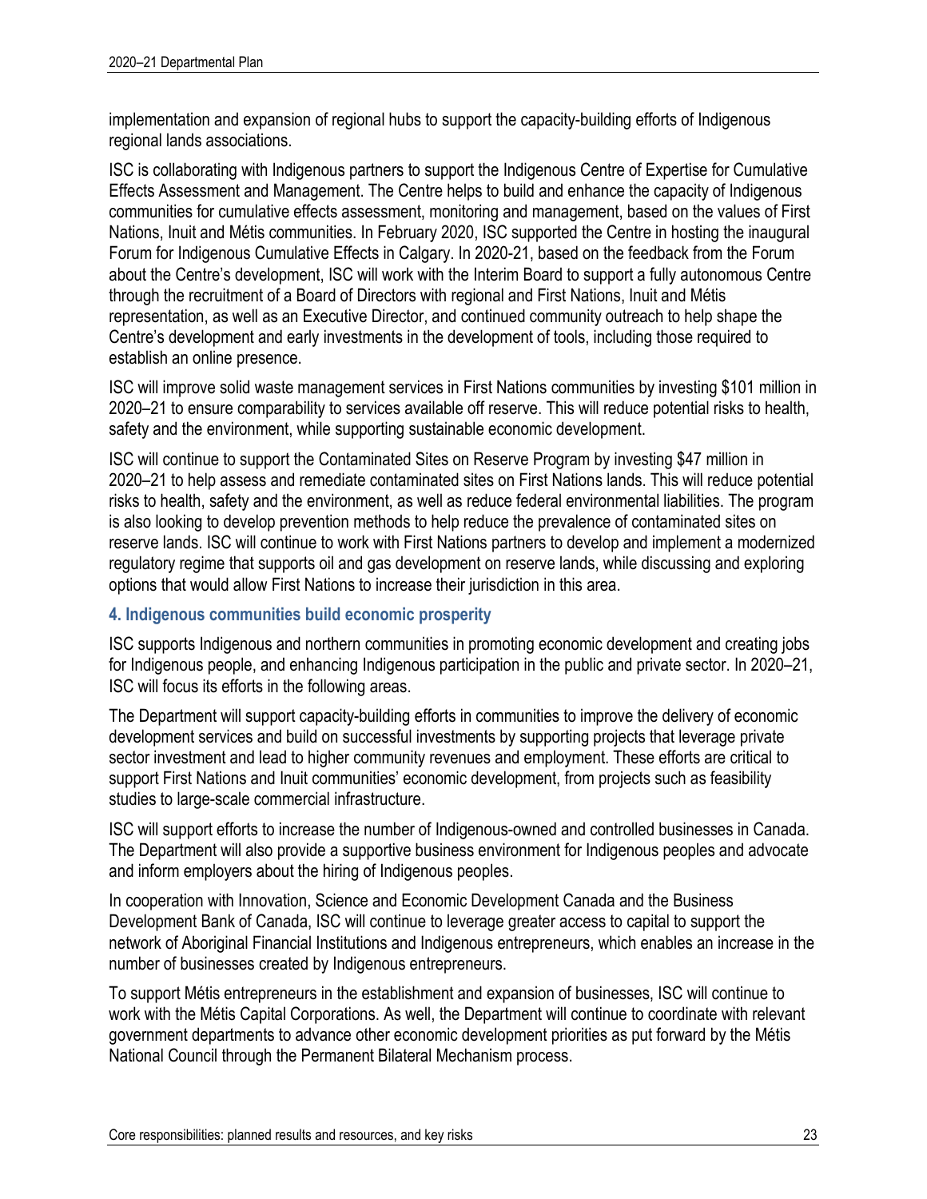implementation and expansion of regional hubs to support the capacity-building efforts of Indigenous regional lands associations.

ISC is collaborating with Indigenous partners to support the Indigenous Centre of Expertise for Cumulative Effects Assessment and Management. The Centre helps to build and enhance the capacity of Indigenous communities for cumulative effects assessment, monitoring and management, based on the values of First Nations, Inuit and Métis communities. In February 2020, ISC supported the Centre in hosting the inaugural Forum for Indigenous Cumulative Effects in Calgary. In 2020-21, based on the feedback from the Forum about the Centre's development, ISC will work with the Interim Board to support a fully autonomous Centre through the recruitment of a Board of Directors with regional and First Nations, Inuit and Métis representation, as well as an Executive Director, and continued community outreach to help shape the Centre's development and early investments in the development of tools, including those required to establish an online presence.

ISC will improve solid waste management services in First Nations communities by investing $101 million in 2020–21 to ensure comparability to services available off reserve. This will reduce potential risks to health, safety and the environment, while supporting sustainable economic development.

ISC will continue to support the Contaminated Sites on Reserve Program by investing $47 million in 2020–21 to help assess and remediate contaminated sites on First Nations lands. This will reduce potential risks to health, safety and the environment, as well as reduce federal environmental liabilities. The program is also looking to develop prevention methods to help reduce the prevalence of contaminated sites on reserve lands. ISC will continue to work with First Nations partners to develop and implement a modernized regulatory regime that supports oil and gas development on reserve lands, while discussing and exploring options that would allow First Nations to increase their jurisdiction in this area.

#### 4. Indigenous communities build economic prosperity

ISC supports Indigenous and northern communities in promoting economic development and creating jobs for Indigenous people, and enhancing Indigenous participation in the public and private sector. In 2020–21, ISC will focus its efforts in the following areas.

The Department will support capacity-building efforts in communities to improve the delivery of economic development services and build on successful investments by supporting projects that leverage private sector investment and lead to higher community revenues and employment. These efforts are critical to support First Nations and Inuit communities' economic development, from projects such as feasibility studies to large-scale commercial infrastructure.

ISC will support efforts to increase the number of Indigenous-owned and controlled businesses in Canada. The Department will also provide a supportive business environment for Indigenous peoples and advocate and inform employers about the hiring of Indigenous peoples.

In cooperation with Innovation, Science and Economic Development Canada and the Business Development Bank of Canada, ISC will continue to leverage greater access to capital to support the network of Aboriginal Financial Institutions and Indigenous entrepreneurs, which enables an increase in the number of businesses created by Indigenous entrepreneurs.

To support Métis entrepreneurs in the establishment and expansion of businesses, ISC will continue to work with the Métis Capital Corporations. As well, the Department will continue to coordinate with relevant government departments to advance other economic development priorities as put forward by the Métis National Council through the Permanent Bilateral Mechanism process.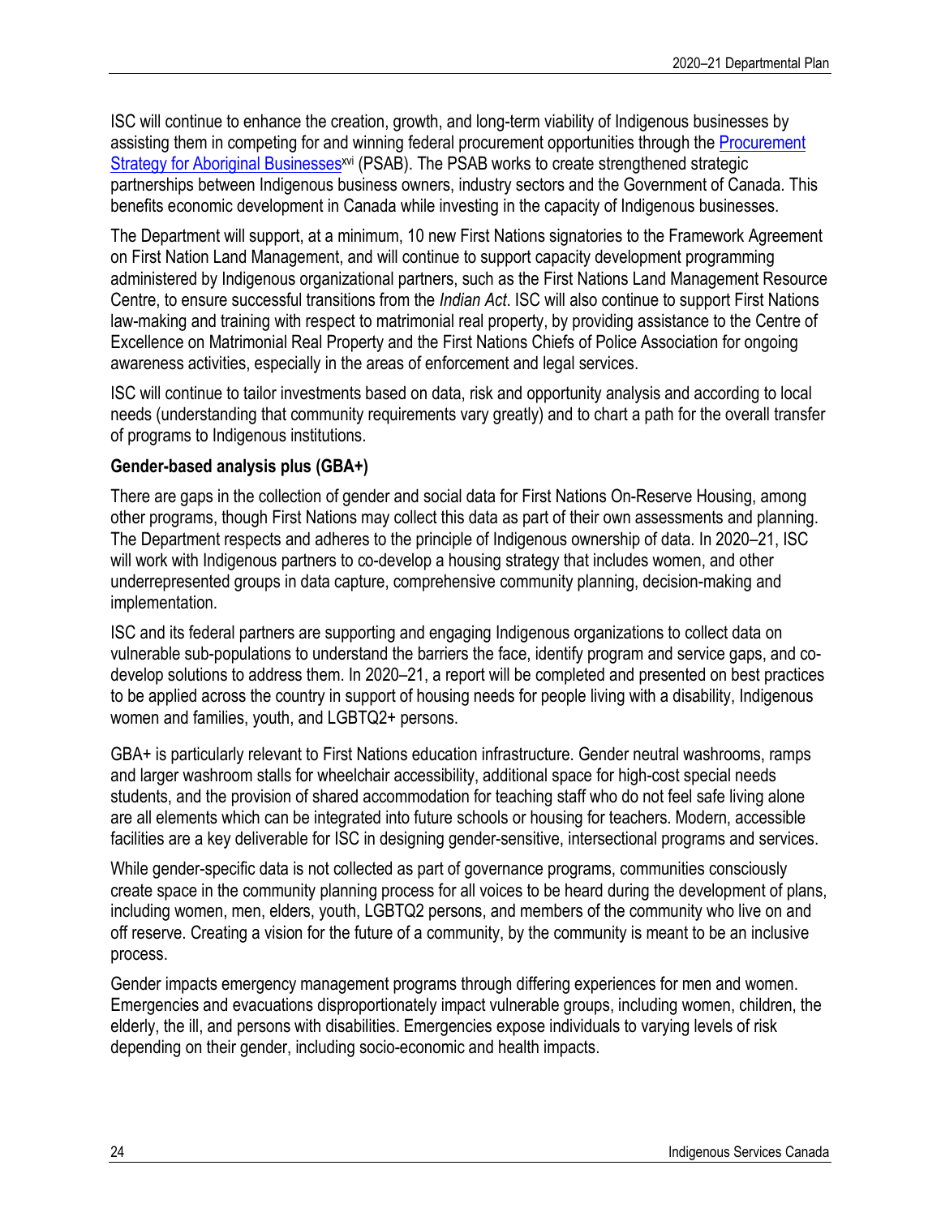ISC will continue to enhance the creation, growth, and long-term viability of Indigenous businesses by assisting them in competing for and winning federal procurement opportunities through the Procurement Strategy for Aboriginal Businesses[xvi] (PSAB). The PSAB works to create strengthened strategic partnerships between Indigenous business owners, industry sectors and the Government of Canada. This benefits economic development in Canada while investing in the capacity of Indigenous businesses.

The Department will support, at a minimum, 10 new First Nations signatories to the Framework Agreement on First Nation Land Management, and will continue to support capacity development programming administered by Indigenous organizational partners, such as the First Nations Land Management Resource Centre, to ensure successful transitions from the *Indian Act*. ISC will also continue to support First Nations law-making and training with respect to matrimonial real property, by providing assistance to the Centre of Excellence on Matrimonial Real Property and the First Nations Chiefs of Police Association for ongoing awareness activities, especially in the areas of enforcement and legal services.

ISC will continue to tailor investments based on data, risk and opportunity analysis and according to local needs (understanding that community requirements vary greatly) and to chart a path for the overall transfer of programs to Indigenous institutions.

**Gender-based analysis plus (GBA+)**

There are gaps in the collection of gender and social data for First Nations On-Reserve Housing, among other programs, though First Nations may collect this data as part of their own assessments and planning. The Department respects and adheres to the principle of Indigenous ownership of data. In 2020–21, ISC will work with Indigenous partners to co-develop a housing strategy that includes women, and other underrepresented groups in data capture, comprehensive community planning, decision-making and implementation.

ISC and its federal partners are supporting and engaging Indigenous organizations to collect data on vulnerable sub-populations to understand the barriers the face, identify program and service gaps, and co-develop solutions to address them. In 2020–21, a report will be completed and presented on best practices to be applied across the country in support of housing needs for people living with a disability, Indigenous women and families, youth, and LGBTQ2+ persons.

GBA+ is particularly relevant to First Nations education infrastructure. Gender neutral washrooms, ramps and larger washroom stalls for wheelchair accessibility, additional space for high-cost special needs students, and the provision of shared accommodation for teaching staff who do not feel safe living alone are all elements which can be integrated into future schools or housing for teachers. Modern, accessible facilities are a key deliverable for ISC in designing gender-sensitive, intersectional programs and services.

While gender-specific data is not collected as part of governance programs, communities consciously create space in the community planning process for all voices to be heard during the development of plans, including women, men, elders, youth, LGBTQ2 persons, and members of the community who live on and off reserve. Creating a vision for the future of a community, by the community is meant to be an inclusive process.

Gender impacts emergency management programs through differing experiences for men and women. Emergencies and evacuations disproportionately impact vulnerable groups, including women, children, the elderly, the ill, and persons with disabilities. Emergencies expose individuals to varying levels of risk depending on their gender, including socio-economic and health impacts.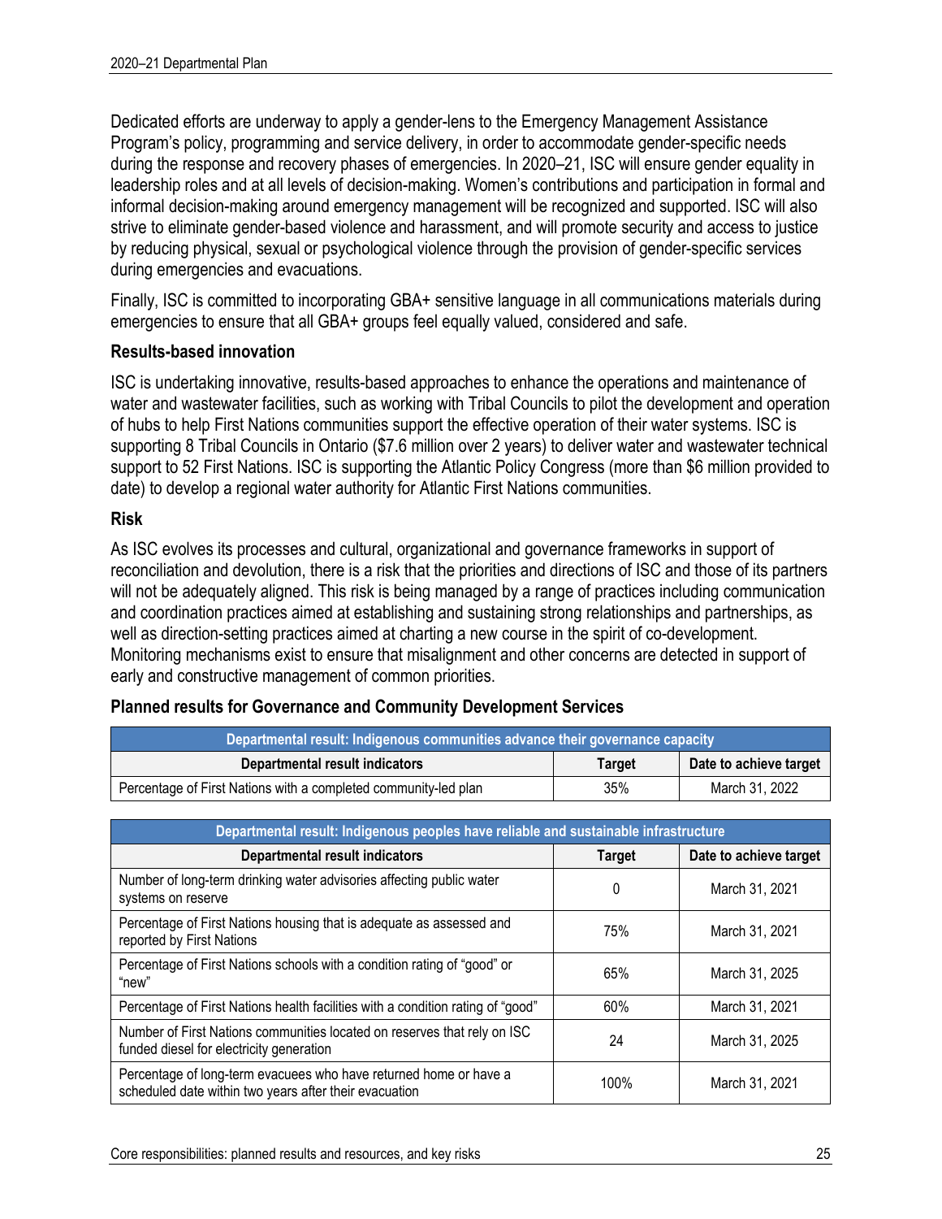Dedicated efforts are underway to apply a gender-lens to the Emergency Management Assistance Program's policy, programming and service delivery, in order to accommodate gender-specific needs during the response and recovery phases of emergencies. In 2020–21, ISC will ensure gender equality in leadership roles and at all levels of decision-making. Women's contributions and participation in formal and informal decision-making around emergency management will be recognized and supported. ISC will also strive to eliminate gender-based violence and harassment, and will promote security and access to justice by reducing physical, sexual or psychological violence through the provision of gender-specific services during emergencies and evacuations.

Finally, ISC is committed to incorporating GBA+ sensitive language in all communications materials during emergencies to ensure that all GBA+ groups feel equally valued, considered and safe.

### Results-based innovation

ISC is undertaking innovative, results-based approaches to enhance the operations and maintenance of water and wastewater facilities, such as working with Tribal Councils to pilot the development and operation of hubs to help First Nations communities support the effective operation of their water systems. ISC is supporting 8 Tribal Councils in Ontario ($7.6 million over 2 years) to deliver water and wastewater technical support to 52 First Nations. ISC is supporting the Atlantic Policy Congress (more than $6 million provided to date) to develop a regional water authority for Atlantic First Nations communities.

### Risk

As ISC evolves its processes and cultural, organizational and governance frameworks in support of reconciliation and devolution, there is a risk that the priorities and directions of ISC and those of its partners will not be adequately aligned. This risk is being managed by a range of practices including communication and coordination practices aimed at establishing and sustaining strong relationships and partnerships, as well as direction-setting practices aimed at charting a new course in the spirit of co-development. Monitoring mechanisms exist to ensure that misalignment and other concerns are detected in support of early and constructive management of common priorities.

### Planned results for Governance and Community Development Services

| Departmental result: Indigenous communities advance their governance capacity | | |
|---|---|---|
| **Departmental result indicators** | **Target** | **Date to achieve target** |
| Percentage of First Nations with a completed community-led plan | 35% | March 31, 2022 |

| Departmental result: Indigenous peoples have reliable and sustainable infrastructure | | |
|---|---|---|
| **Departmental result indicators** | **Target** | **Date to achieve target** |
| Number of long-term drinking water advisories affecting public water systems on reserve | 0 | March 31, 2021 |
| Percentage of First Nations housing that is adequate as assessed and reported by First Nations | 75% | March 31, 2021 |
| Percentage of First Nations schools with a condition rating of "good" or "new" | 65% | March 31, 2025 |
| Percentage of First Nations health facilities with a condition rating of "good" | 60% | March 31, 2021 |
| Number of First Nations communities located on reserves that rely on ISC funded diesel for electricity generation | 24 | March 31, 2025 |
| Percentage of long-term evacuees who have returned home or have a scheduled date within two years after their evacuation | 100% | March 31, 2021 |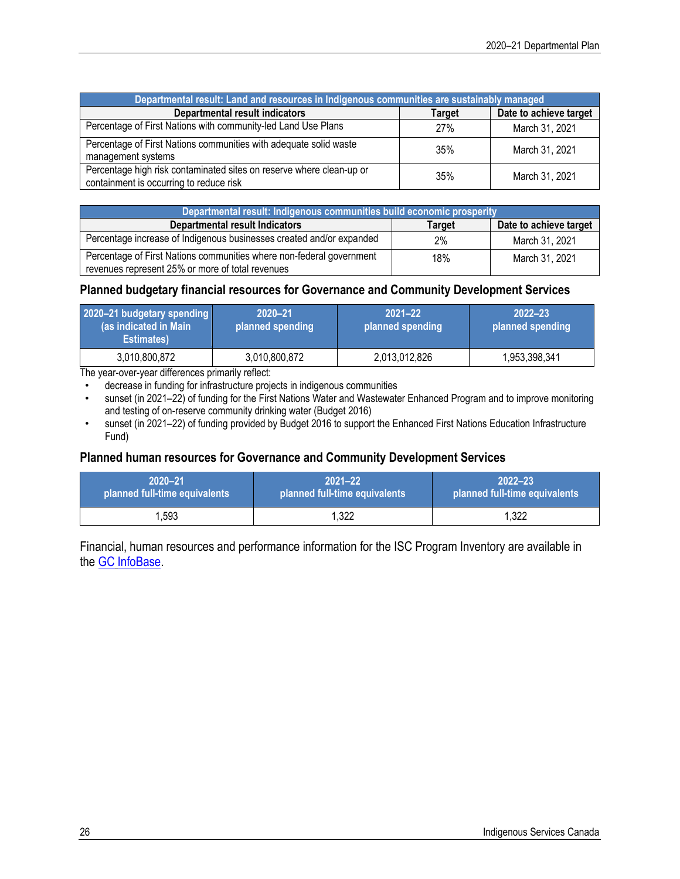| Departmental result: Land and resources in Indigenous communities are sustainably managed | | |
|---|---|---|
| **Departmental result indicators** | **Target** | **Date to achieve target** |
| Percentage of First Nations with community-led Land Use Plans | 27% | March 31, 2021 |
| Percentage of First Nations communities with adequate solid waste management systems | 35% | March 31, 2021 |
| Percentage high risk contaminated sites on reserve where clean-up or containment is occurring to reduce risk | 35% | March 31, 2021 |

| Departmental result: Indigenous communities build economic prosperity | | |
|---|---|---|
| **Departmental result Indicators** | **Target** | **Date to achieve target** |
| Percentage increase of Indigenous businesses created and/or expanded | 2% | March 31, 2021 |
| Percentage of First Nations communities where non-federal government revenues represent 25% or more of total revenues | 18% | March 31, 2021 |

### Planned budgetary financial resources for Governance and Community Development Services

| 2020–21 budgetary spending (as indicated in Main Estimates) | 2020–21 planned spending | 2021–22 planned spending | 2022–23 planned spending |
|---|---|---|---|
| 3,010,800,872 | 3,010,800,872 | 2,013,012,826 | 1,953,398,341 |

The year-over-year differences primarily reflect:

- decrease in funding for infrastructure projects in indigenous communities
- sunset (in 2021–22) of funding for the First Nations Water and Wastewater Enhanced Program and to improve monitoring and testing of on-reserve community drinking water (Budget 2016)
- sunset (in 2021–22) of funding provided by Budget 2016 to support the Enhanced First Nations Education Infrastructure Fund)

### Planned human resources for Governance and Community Development Services

| 2020–21 planned full-time equivalents | 2021–22 planned full-time equivalents | 2022–23 planned full-time equivalents |
|---|---|---|
| 1,593 | 1,322 | 1,322 |

Financial, human resources and performance information for the ISC Program Inventory are available in the GC InfoBase.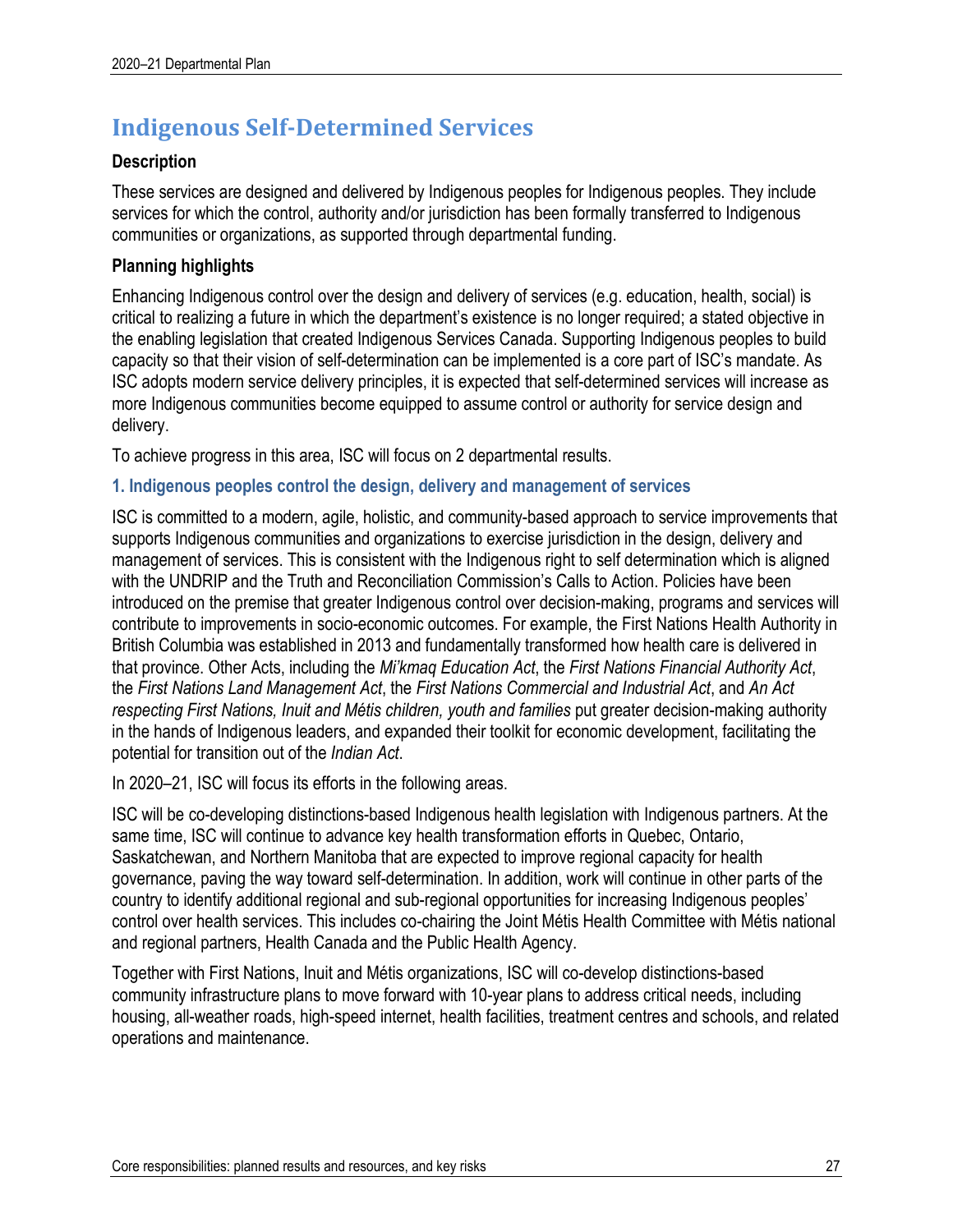# Indigenous Self-Determined Services

**Description**

These services are designed and delivered by Indigenous peoples for Indigenous peoples. They include services for which the control, authority and/or jurisdiction has been formally transferred to Indigenous communities or organizations, as supported through departmental funding.

**Planning highlights**

Enhancing Indigenous control over the design and delivery of services (e.g. education, health, social) is critical to realizing a future in which the department's existence is no longer required; a stated objective in the enabling legislation that created Indigenous Services Canada. Supporting Indigenous peoples to build capacity so that their vision of self-determination can be implemented is a core part of ISC's mandate. As ISC adopts modern service delivery principles, it is expected that self-determined services will increase as more Indigenous communities become equipped to assume control or authority for service design and delivery.

To achieve progress in this area, ISC will focus on 2 departmental results.

### 1. Indigenous peoples control the design, delivery and management of services

ISC is committed to a modern, agile, holistic, and community-based approach to service improvements that supports Indigenous communities and organizations to exercise jurisdiction in the design, delivery and management of services. This is consistent with the Indigenous right to self determination which is aligned with the UNDRIP and the Truth and Reconciliation Commission's Calls to Action. Policies have been introduced on the premise that greater Indigenous control over decision-making, programs and services will contribute to improvements in socio-economic outcomes. For example, the First Nations Health Authority in British Columbia was established in 2013 and fundamentally transformed how health care is delivered in that province. Other Acts, including the *Mi'kmaq Education Act*, the *First Nations Financial Authority Act*, the *First Nations Land Management Act*, the *First Nations Commercial and Industrial Act*, and *An Act respecting First Nations, Inuit and Métis children, youth and families* put greater decision-making authority in the hands of Indigenous leaders, and expanded their toolkit for economic development, facilitating the potential for transition out of the *Indian Act*.

In 2020–21, ISC will focus its efforts in the following areas.

ISC will be co-developing distinctions-based Indigenous health legislation with Indigenous partners. At the same time, ISC will continue to advance key health transformation efforts in Quebec, Ontario, Saskatchewan, and Northern Manitoba that are expected to improve regional capacity for health governance, paving the way toward self-determination. In addition, work will continue in other parts of the country to identify additional regional and sub-regional opportunities for increasing Indigenous peoples' control over health services. This includes co-chairing the Joint Métis Health Committee with Métis national and regional partners, Health Canada and the Public Health Agency.

Together with First Nations, Inuit and Métis organizations, ISC will co-develop distinctions-based community infrastructure plans to move forward with 10-year plans to address critical needs, including housing, all-weather roads, high-speed internet, health facilities, treatment centres and schools, and related operations and maintenance.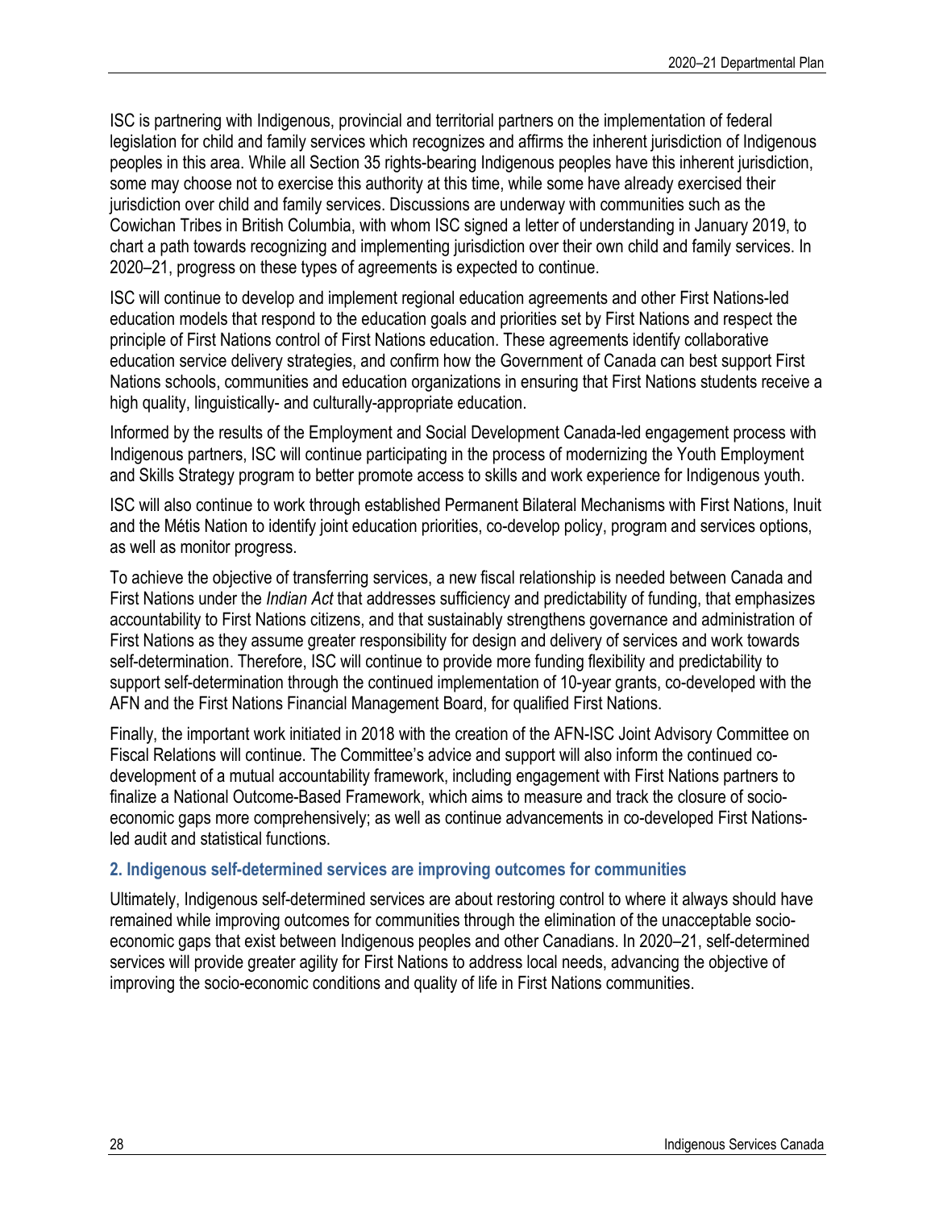ISC is partnering with Indigenous, provincial and territorial partners on the implementation of federal legislation for child and family services which recognizes and affirms the inherent jurisdiction of Indigenous peoples in this area. While all Section 35 rights-bearing Indigenous peoples have this inherent jurisdiction, some may choose not to exercise this authority at this time, while some have already exercised their jurisdiction over child and family services. Discussions are underway with communities such as the Cowichan Tribes in British Columbia, with whom ISC signed a letter of understanding in January 2019, to chart a path towards recognizing and implementing jurisdiction over their own child and family services. In 2020–21, progress on these types of agreements is expected to continue.

ISC will continue to develop and implement regional education agreements and other First Nations-led education models that respond to the education goals and priorities set by First Nations and respect the principle of First Nations control of First Nations education. These agreements identify collaborative education service delivery strategies, and confirm how the Government of Canada can best support First Nations schools, communities and education organizations in ensuring that First Nations students receive a high quality, linguistically- and culturally-appropriate education.

Informed by the results of the Employment and Social Development Canada-led engagement process with Indigenous partners, ISC will continue participating in the process of modernizing the Youth Employment and Skills Strategy program to better promote access to skills and work experience for Indigenous youth.

ISC will also continue to work through established Permanent Bilateral Mechanisms with First Nations, Inuit and the Métis Nation to identify joint education priorities, co-develop policy, program and services options, as well as monitor progress.

To achieve the objective of transferring services, a new fiscal relationship is needed between Canada and First Nations under the *Indian Act* that addresses sufficiency and predictability of funding, that emphasizes accountability to First Nations citizens, and that sustainably strengthens governance and administration of First Nations as they assume greater responsibility for design and delivery of services and work towards self-determination. Therefore, ISC will continue to provide more funding flexibility and predictability to support self-determination through the continued implementation of 10-year grants, co-developed with the AFN and the First Nations Financial Management Board, for qualified First Nations.

Finally, the important work initiated in 2018 with the creation of the AFN-ISC Joint Advisory Committee on Fiscal Relations will continue. The Committee's advice and support will also inform the continued co-development of a mutual accountability framework, including engagement with First Nations partners to finalize a National Outcome-Based Framework, which aims to measure and track the closure of socio-economic gaps more comprehensively; as well as continue advancements in co-developed First Nations-led audit and statistical functions.

### 2. Indigenous self-determined services are improving outcomes for communities

Ultimately, Indigenous self-determined services are about restoring control to where it always should have remained while improving outcomes for communities through the elimination of the unacceptable socio-economic gaps that exist between Indigenous peoples and other Canadians. In 2020–21, self-determined services will provide greater agility for First Nations to address local needs, advancing the objective of improving the socio-economic conditions and quality of life in First Nations communities.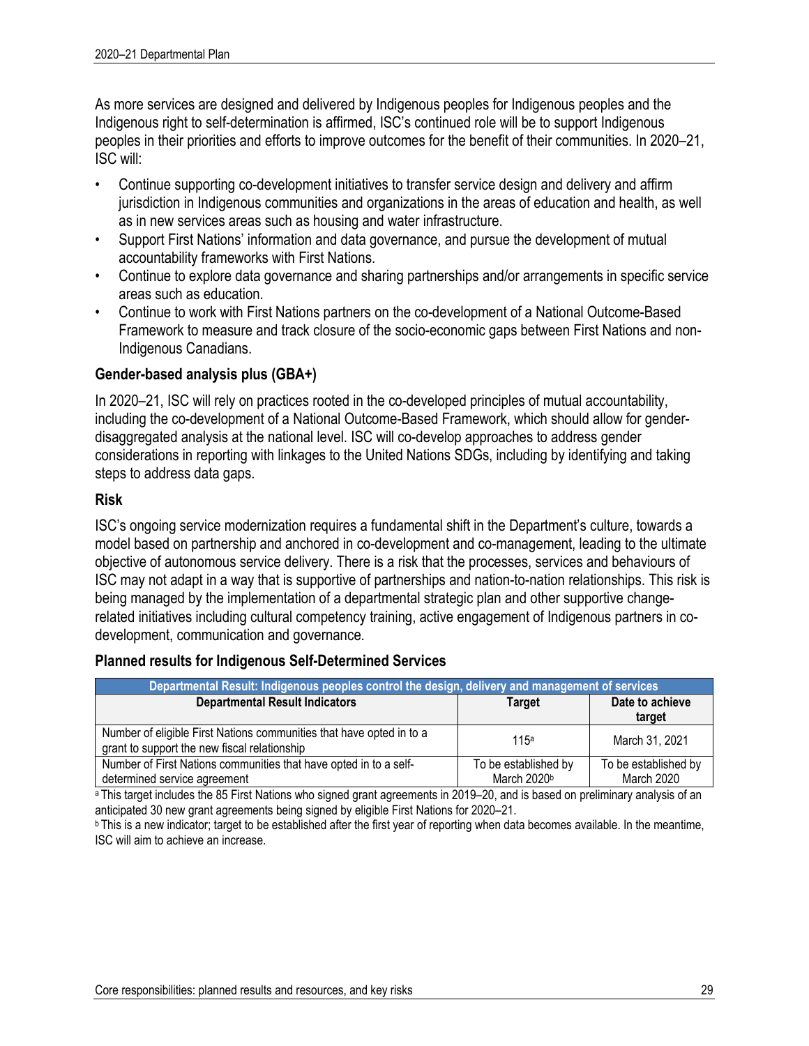As more services are designed and delivered by Indigenous peoples for Indigenous peoples and the Indigenous right to self-determination is affirmed, ISC's continued role will be to support Indigenous peoples in their priorities and efforts to improve outcomes for the benefit of their communities. In 2020–21, ISC will:

- Continue supporting co-development initiatives to transfer service design and delivery and affirm jurisdiction in Indigenous communities and organizations in the areas of education and health, as well as in new services areas such as housing and water infrastructure.
- Support First Nations' information and data governance, and pursue the development of mutual accountability frameworks with First Nations.
- Continue to explore data governance and sharing partnerships and/or arrangements in specific service areas such as education.
- Continue to work with First Nations partners on the co-development of a National Outcome-Based Framework to measure and track closure of the socio-economic gaps between First Nations and non-Indigenous Canadians.

### Gender-based analysis plus (GBA+)

In 2020–21, ISC will rely on practices rooted in the co-developed principles of mutual accountability, including the co-development of a National Outcome-Based Framework, which should allow for gender-disaggregated analysis at the national level. ISC will co-develop approaches to address gender considerations in reporting with linkages to the United Nations SDGs, including by identifying and taking steps to address data gaps.

### Risk

ISC's ongoing service modernization requires a fundamental shift in the Department's culture, towards a model based on partnership and anchored in co-development and co-management, leading to the ultimate objective of autonomous service delivery. There is a risk that the processes, services and behaviours of ISC may not adapt in a way that is supportive of partnerships and nation-to-nation relationships. This risk is being managed by the implementation of a departmental strategic plan and other supportive change-related initiatives including cultural competency training, active engagement of Indigenous partners in co-development, communication and governance.

### Planned results for Indigenous Self-Determined Services

| Departmental Result: Indigenous peoples control the design, delivery and management of services | | |
|---|---|---|
| **Departmental Result Indicators** | **Target** | **Date to achieve target** |
| Number of eligible First Nations communities that have opted in to a grant to support the new fiscal relationship | 115[a] | March 31, 2021 |
| Number of First Nations communities that have opted in to a self-determined service agreement | To be established by March 2020[b] | To be established by March 2020 |

[a] This target includes the 85 First Nations who signed grant agreements in 2019–20, and is based on preliminary analysis of an anticipated 30 new grant agreements being signed by eligible First Nations for 2020–21.

[b] This is a new indicator; target to be established after the first year of reporting when data becomes available. In the meantime, ISC will aim to achieve an increase.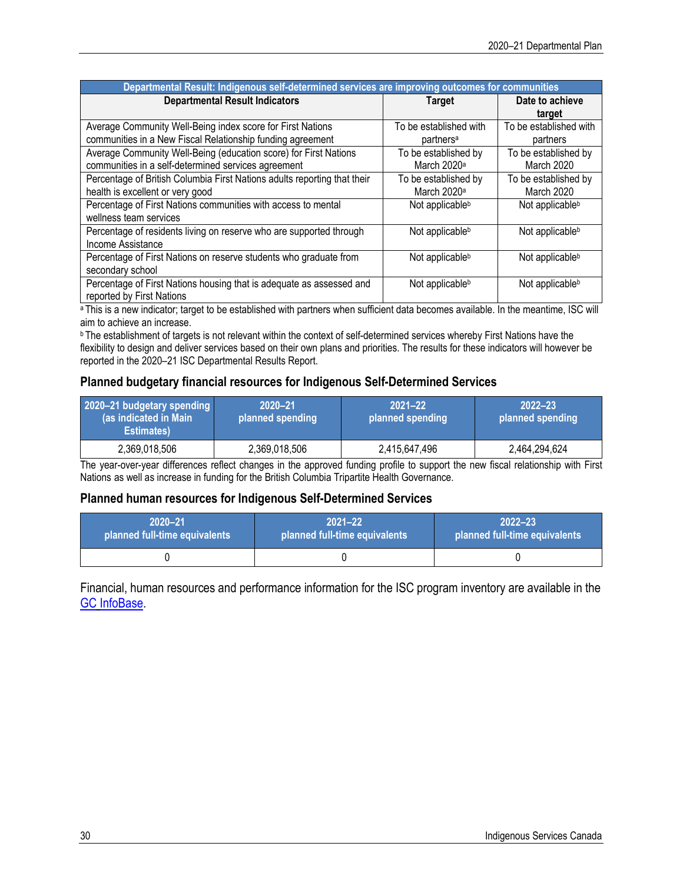| Departmental Result: Indigenous self-determined services are improving outcomes for communities | | |
| --- | --- | --- |
| **Departmental Result Indicators** | **Target** | **Date to achieve target** |
| Average Community Well-Being index score for First Nations communities in a New Fiscal Relationship funding agreement | To be established with partners[a] | To be established with partners |
| Average Community Well-Being (education score) for First Nations communities in a self-determined services agreement | To be established by March 2020[a] | To be established by March 2020 |
| Percentage of British Columbia First Nations adults reporting that their health is excellent or very good | To be established by March 2020[a] | To be established by March 2020 |
| Percentage of First Nations communities with access to mental wellness team services | Not applicable[b] | Not applicable[b] |
| Percentage of residents living on reserve who are supported through Income Assistance | Not applicable[b] | Not applicable[b] |
| Percentage of First Nations on reserve students who graduate from secondary school | Not applicable[b] | Not applicable[b] |
| Percentage of First Nations housing that is adequate as assessed and reported by First Nations | Not applicable[b] | Not applicable[b] |

[a] This is a new indicator; target to be established with partners when sufficient data becomes available. In the meantime, ISC will aim to achieve an increase.

[b] The establishment of targets is not relevant within the context of self-determined services whereby First Nations have the flexibility to design and deliver services based on their own plans and priorities. The results for these indicators will however be reported in the 2020–21 ISC Departmental Results Report.

### Planned budgetary financial resources for Indigenous Self-Determined Services

| 2020–21 budgetary spending (as indicated in Main Estimates) | 2020–21 planned spending | 2021–22 planned spending | 2022–23 planned spending |
| --- | --- | --- | --- |
| 2,369,018,506 | 2,369,018,506 | 2,415,647,496 | 2,464,294,624 |

The year-over-year differences reflect changes in the approved funding profile to support the new fiscal relationship with First Nations as well as increase in funding for the British Columbia Tripartite Health Governance.

### Planned human resources for Indigenous Self-Determined Services

| 2020–21 planned full-time equivalents | 2021–22 planned full-time equivalents | 2022–23 planned full-time equivalents |
| --- | --- | --- |
| 0 | 0 | 0 |

Financial, human resources and performance information for the ISC program inventory are available in the GC InfoBase.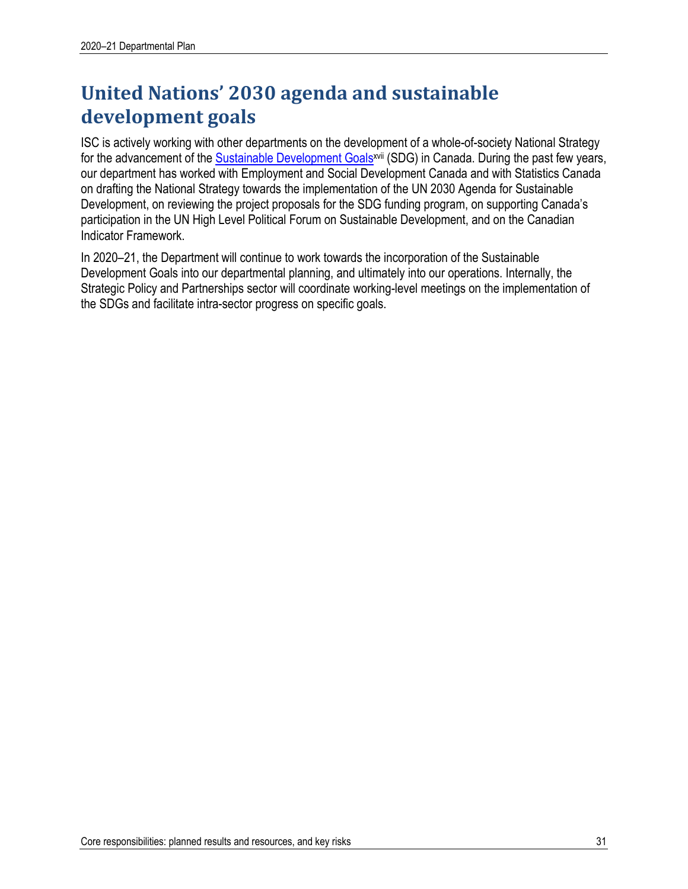# United Nations' 2030 agenda and sustainable development goals

ISC is actively working with other departments on the development of a whole-of-society National Strategy for the advancement of the Sustainable Development Goals[xvii] (SDG) in Canada. During the past few years, our department has worked with Employment and Social Development Canada and with Statistics Canada on drafting the National Strategy towards the implementation of the UN 2030 Agenda for Sustainable Development, on reviewing the project proposals for the SDG funding program, on supporting Canada's participation in the UN High Level Political Forum on Sustainable Development, and on the Canadian Indicator Framework.

In 2020–21, the Department will continue to work towards the incorporation of the Sustainable Development Goals into our departmental planning, and ultimately into our operations. Internally, the Strategic Policy and Partnerships sector will coordinate working-level meetings on the implementation of the SDGs and facilitate intra-sector progress on specific goals.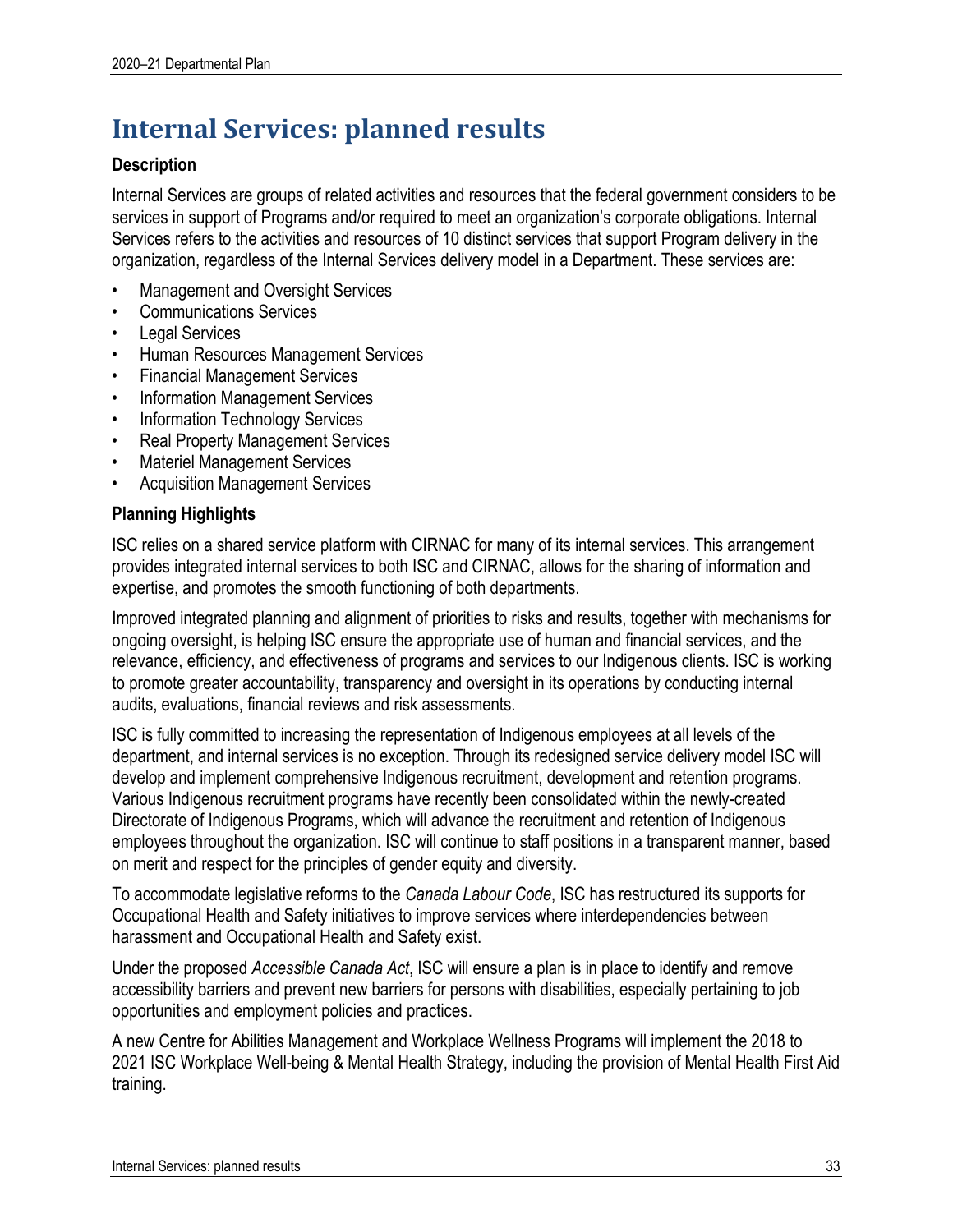# Internal Services: planned results

### Description

Internal Services are groups of related activities and resources that the federal government considers to be services in support of Programs and/or required to meet an organization's corporate obligations. Internal Services refers to the activities and resources of 10 distinct services that support Program delivery in the organization, regardless of the Internal Services delivery model in a Department. These services are:

- Management and Oversight Services
- Communications Services
- Legal Services
- Human Resources Management Services
- Financial Management Services
- Information Management Services
- Information Technology Services
- Real Property Management Services
- Materiel Management Services
- Acquisition Management Services

### Planning Highlights

ISC relies on a shared service platform with CIRNAC for many of its internal services. This arrangement provides integrated internal services to both ISC and CIRNAC, allows for the sharing of information and expertise, and promotes the smooth functioning of both departments.

Improved integrated planning and alignment of priorities to risks and results, together with mechanisms for ongoing oversight, is helping ISC ensure the appropriate use of human and financial services, and the relevance, efficiency, and effectiveness of programs and services to our Indigenous clients. ISC is working to promote greater accountability, transparency and oversight in its operations by conducting internal audits, evaluations, financial reviews and risk assessments.

ISC is fully committed to increasing the representation of Indigenous employees at all levels of the department, and internal services is no exception. Through its redesigned service delivery model ISC will develop and implement comprehensive Indigenous recruitment, development and retention programs. Various Indigenous recruitment programs have recently been consolidated within the newly-created Directorate of Indigenous Programs, which will advance the recruitment and retention of Indigenous employees throughout the organization. ISC will continue to staff positions in a transparent manner, based on merit and respect for the principles of gender equity and diversity.

To accommodate legislative reforms to the *Canada Labour Code*, ISC has restructured its supports for Occupational Health and Safety initiatives to improve services where interdependencies between harassment and Occupational Health and Safety exist.

Under the proposed *Accessible Canada Act*, ISC will ensure a plan is in place to identify and remove accessibility barriers and prevent new barriers for persons with disabilities, especially pertaining to job opportunities and employment policies and practices.

A new Centre for Abilities Management and Workplace Wellness Programs will implement the 2018 to 2021 ISC Workplace Well-being & Mental Health Strategy, including the provision of Mental Health First Aid training.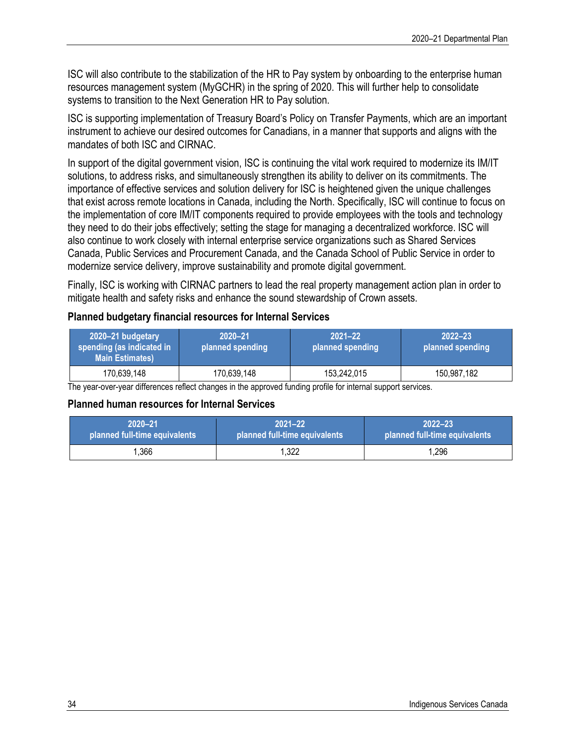ISC will also contribute to the stabilization of the HR to Pay system by onboarding to the enterprise human resources management system (MyGCHR) in the spring of 2020. This will further help to consolidate systems to transition to the Next Generation HR to Pay solution.

ISC is supporting implementation of Treasury Board's Policy on Transfer Payments, which are an important instrument to achieve our desired outcomes for Canadians, in a manner that supports and aligns with the mandates of both ISC and CIRNAC.

In support of the digital government vision, ISC is continuing the vital work required to modernize its IM/IT solutions, to address risks, and simultaneously strengthen its ability to deliver on its commitments. The importance of effective services and solution delivery for ISC is heightened given the unique challenges that exist across remote locations in Canada, including the North. Specifically, ISC will continue to focus on the implementation of core IM/IT components required to provide employees with the tools and technology they need to do their jobs effectively; setting the stage for managing a decentralized workforce. ISC will also continue to work closely with internal enterprise service organizations such as Shared Services Canada, Public Services and Procurement Canada, and the Canada School of Public Service in order to modernize service delivery, improve sustainability and promote digital government.

Finally, ISC is working with CIRNAC partners to lead the real property management action plan in order to mitigate health and safety risks and enhance the sound stewardship of Crown assets.

### Planned budgetary financial resources for Internal Services

| 2020–21 budgetary spending (as indicated in Main Estimates) | 2020–21 planned spending | 2021–22 planned spending | 2022–23 planned spending |
|---|---|---|---|
| 170,639,148 | 170,639,148 | 153,242,015 | 150,987,182 |

The year-over-year differences reflect changes in the approved funding profile for internal support services.

### Planned human resources for Internal Services

| 2020–21 planned full-time equivalents | 2021–22 planned full-time equivalents | 2022–23 planned full-time equivalents |
|---|---|---|
| 1,366 | 1,322 | 1,296 |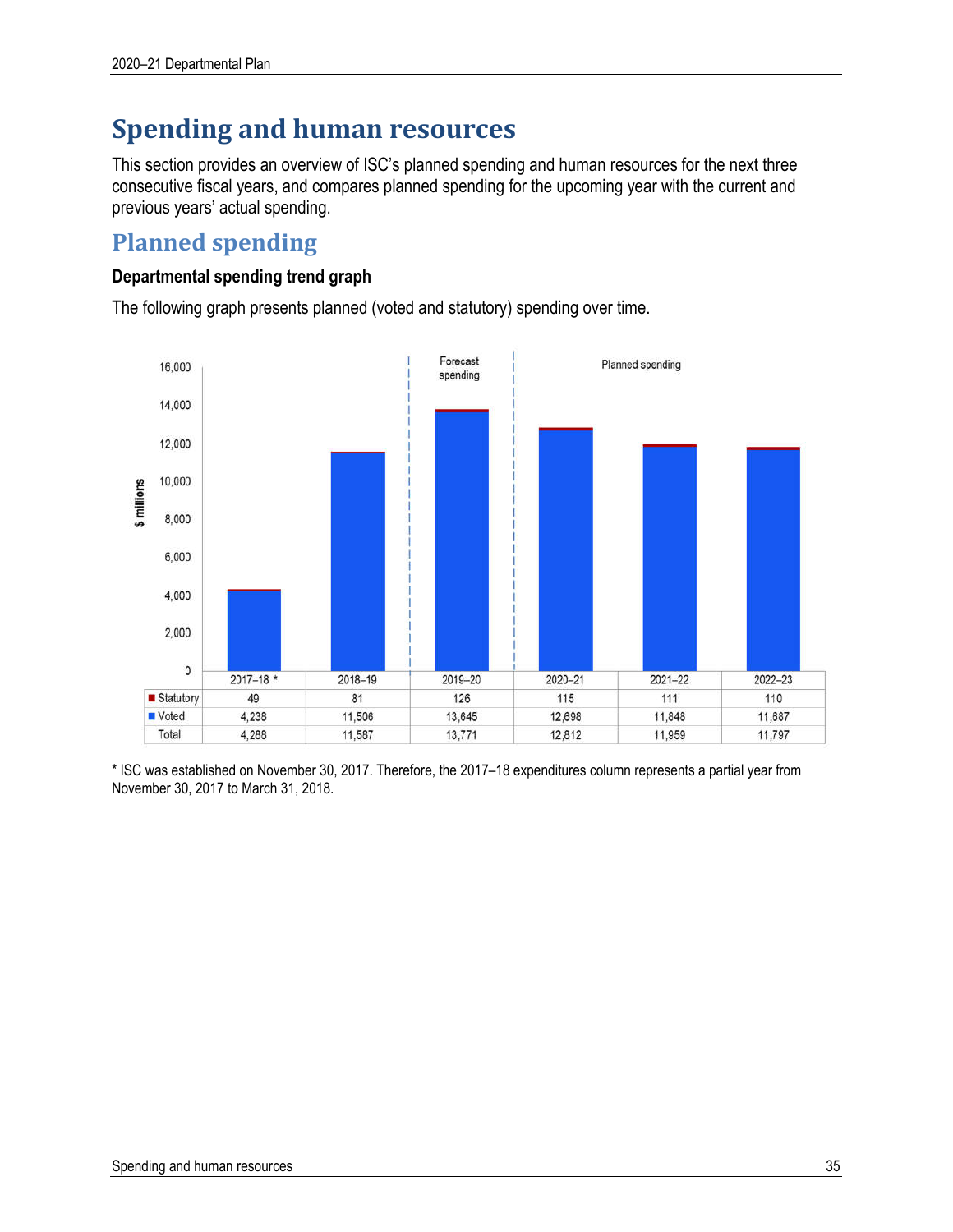# Spending and human resources

This section provides an overview of ISC's planned spending and human resources for the next three consecutive fiscal years, and compares planned spending for the upcoming year with the current and previous years' actual spending.

## Planned spending

### Departmental spending trend graph

The following graph presents planned (voted and statutory) spending over time.

| | 2017–18 * | 2018–19 | 2019–20 | 2020–21 | 2021–22 | 2022–23 |
|---|---|---|---|---|---|---|
| Statutory | 49 | 81 | 126 | 115 | 111 | 110 |
| Voted | 4,238 | 11,506 | 13,645 | 12,698 | 11,848 | 11,687 |
| Total | 4,288 | 11,587 | 13,771 | 12,812 | 11,959 | 11,797 |

\* ISC was established on November 30, 2017. Therefore, the 2017–18 expenditures column represents a partial year from November 30, 2017 to March 31, 2018.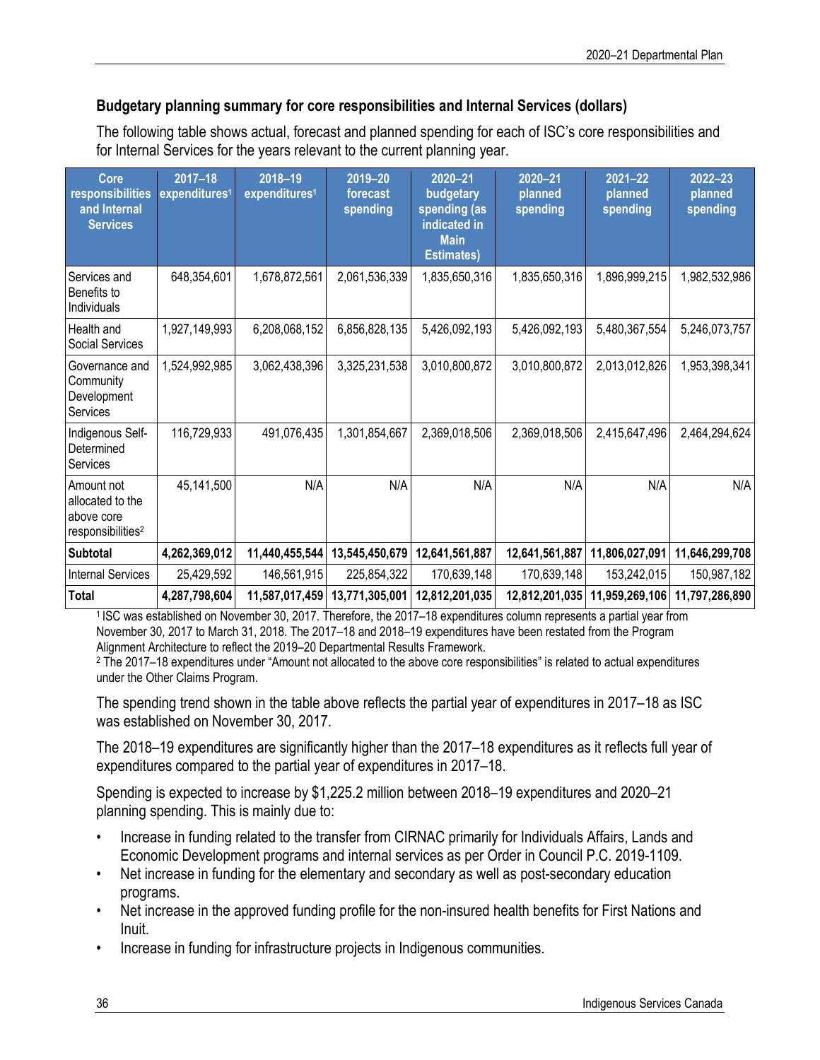### Budgetary planning summary for core responsibilities and Internal Services (dollars)

The following table shows actual, forecast and planned spending for each of ISC's core responsibilities and for Internal Services for the years relevant to the current planning year.

| Core responsibilities and Internal Services | 2017–18 expenditures[1] | 2018–19 expenditures[1] | 2019–20 forecast spending | 2020–21 budgetary spending (as indicated in Main Estimates) | 2020–21 planned spending | 2021–22 planned spending | 2022–23 planned spending |
|---|---|---|---|---|---|---|---|
| Services and Benefits to Individuals | 648,354,601 | 1,678,872,561 | 2,061,536,339 | 1,835,650,316 | 1,835,650,316 | 1,896,999,215 | 1,982,532,986 |
| Health and Social Services | 1,927,149,993 | 6,208,068,152 | 6,856,828,135 | 5,426,092,193 | 5,426,092,193 | 5,480,367,554 | 5,246,073,757 |
| Governance and Community Development Services | 1,524,992,985 | 3,062,438,396 | 3,325,231,538 | 3,010,800,872 | 3,010,800,872 | 2,013,012,826 | 1,953,398,341 |
| Indigenous Self-Determined Services | 116,729,933 | 491,076,435 | 1,301,854,667 | 2,369,018,506 | 2,369,018,506 | 2,415,647,496 | 2,464,294,624 |
| Amount not allocated to the above core responsibilities[2] | 45,141,500 | N/A | N/A | N/A | N/A | N/A | N/A |
| **Subtotal** | **4,262,369,012** | **11,440,455,544** | **13,545,450,679** | **12,641,561,887** | **12,641,561,887** | **11,806,027,091** | **11,646,299,708** |
| Internal Services | 25,429,592 | 146,561,915 | 225,854,322 | 170,639,148 | 170,639,148 | 153,242,015 | 150,987,182 |
| **Total** | **4,287,798,604** | **11,587,017,459** | **13,771,305,001** | **12,812,201,035** | **12,812,201,035** | **11,959,269,106** | **11,797,286,890** |

[1] ISC was established on November 30, 2017. Therefore, the 2017–18 expenditures column represents a partial year from November 30, 2017 to March 31, 2018. The 2017–18 and 2018–19 expenditures have been restated from the Program Alignment Architecture to reflect the 2019–20 Departmental Results Framework.
[2] The 2017–18 expenditures under "Amount not allocated to the above core responsibilities" is related to actual expenditures under the Other Claims Program.

The spending trend shown in the table above reflects the partial year of expenditures in 2017–18 as ISC was established on November 30, 2017.

The 2018–19 expenditures are significantly higher than the 2017–18 expenditures as it reflects full year of expenditures compared to the partial year of expenditures in 2017–18.

Spending is expected to increase by $1,225.2 million between 2018–19 expenditures and 2020–21 planning spending. This is mainly due to:

- Increase in funding related to the transfer from CIRNAC primarily for Individuals Affairs, Lands and Economic Development programs and internal services as per Order in Council P.C. 2019-1109.
- Net increase in funding for the elementary and secondary as well as post-secondary education programs.
- Net increase in the approved funding profile for the non-insured health benefits for First Nations and Inuit.
- Increase in funding for infrastructure projects in Indigenous communities.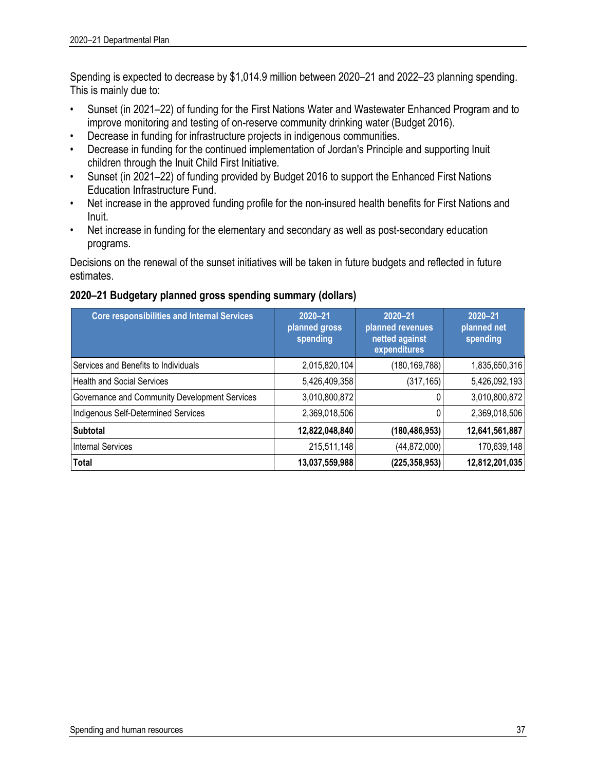Spending is expected to decrease by $1,014.9 million between 2020–21 and 2022–23 planning spending. This is mainly due to:

- Sunset (in 2021–22) of funding for the First Nations Water and Wastewater Enhanced Program and to improve monitoring and testing of on-reserve community drinking water (Budget 2016).
- Decrease in funding for infrastructure projects in indigenous communities.
- Decrease in funding for the continued implementation of Jordan's Principle and supporting Inuit children through the Inuit Child First Initiative.
- Sunset (in 2021–22) of funding provided by Budget 2016 to support the Enhanced First Nations Education Infrastructure Fund.
- Net increase in the approved funding profile for the non-insured health benefits for First Nations and Inuit.
- Net increase in funding for the elementary and secondary as well as post-secondary education programs.

Decisions on the renewal of the sunset initiatives will be taken in future budgets and reflected in future estimates.

### 2020–21 Budgetary planned gross spending summary (dollars)

| Core responsibilities and Internal Services | 2020–21 planned gross spending | 2020–21 planned revenues netted against expenditures | 2020–21 planned net spending |
|---|---|---|---|
| Services and Benefits to Individuals | 2,015,820,104 | (180,169,788) | 1,835,650,316 |
| Health and Social Services | 5,426,409,358 | (317,165) | 5,426,092,193 |
| Governance and Community Development Services | 3,010,800,872 | 0 | 3,010,800,872 |
| Indigenous Self-Determined Services | 2,369,018,506 | 0 | 2,369,018,506 |
| **Subtotal** | **12,822,048,840** | **(180,486,953)** | **12,641,561,887** |
| Internal Services | 215,511,148 | (44,872,000) | 170,639,148 |
| **Total** | **13,037,559,988** | **(225,358,953)** | **12,812,201,035** |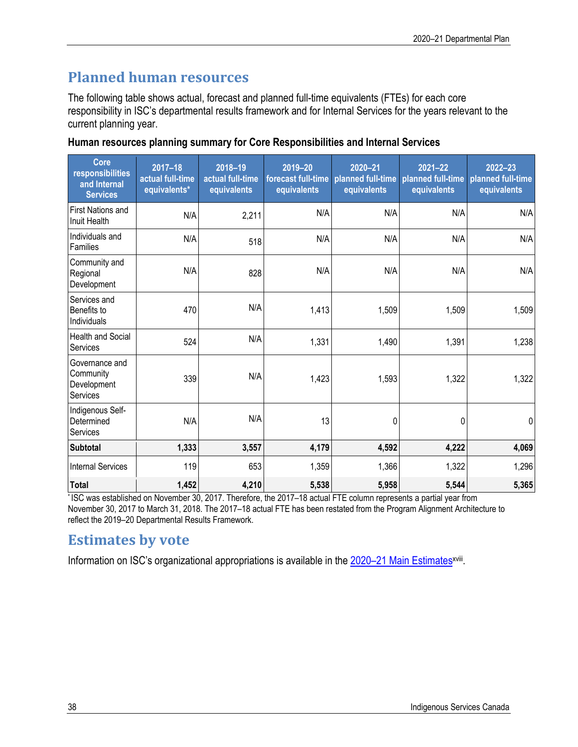## Planned human resources

The following table shows actual, forecast and planned full-time equivalents (FTEs) for each core responsibility in ISC's departmental results framework and for Internal Services for the years relevant to the current planning year.

**Human resources planning summary for Core Responsibilities and Internal Services**

| Core responsibilities and Internal Services | 2017–18 actual full-time equivalents* | 2018–19 actual full-time equivalents | 2019–20 forecast full-time equivalents | 2020–21 planned full-time equivalents | 2021–22 planned full-time equivalents | 2022–23 planned full-time equivalents |
|---|---|---|---|---|---|---|
| First Nations and Inuit Health | N/A | 2,211 | N/A | N/A | N/A | N/A |
| Individuals and Families | N/A | 518 | N/A | N/A | N/A | N/A |
| Community and Regional Development | N/A | 828 | N/A | N/A | N/A | N/A |
| Services and Benefits to Individuals | 470 | N/A | 1,413 | 1,509 | 1,509 | 1,509 |
| Health and Social Services | 524 | N/A | 1,331 | 1,490 | 1,391 | 1,238 |
| Governance and Community Development Services | 339 | N/A | 1,423 | 1,593 | 1,322 | 1,322 |
| Indigenous Self-Determined Services | N/A | N/A | 13 | 0 | 0 | 0 |
| **Subtotal** | **1,333** | **3,557** | **4,179** | **4,592** | **4,222** | **4,069** |
| Internal Services | 119 | 653 | 1,359 | 1,366 | 1,322 | 1,296 |
| **Total** | **1,452** | **4,210** | **5,538** | **5,958** | **5,544** | **5,365** |

* ISC was established on November 30, 2017. Therefore, the 2017–18 actual FTE column represents a partial year from November 30, 2017 to March 31, 2018. The 2017–18 actual FTE has been restated from the Program Alignment Architecture to reflect the 2019–20 Departmental Results Framework.

## Estimates by vote

Information on ISC's organizational appropriations is available in the 2020–21 Main Estimates[xviii].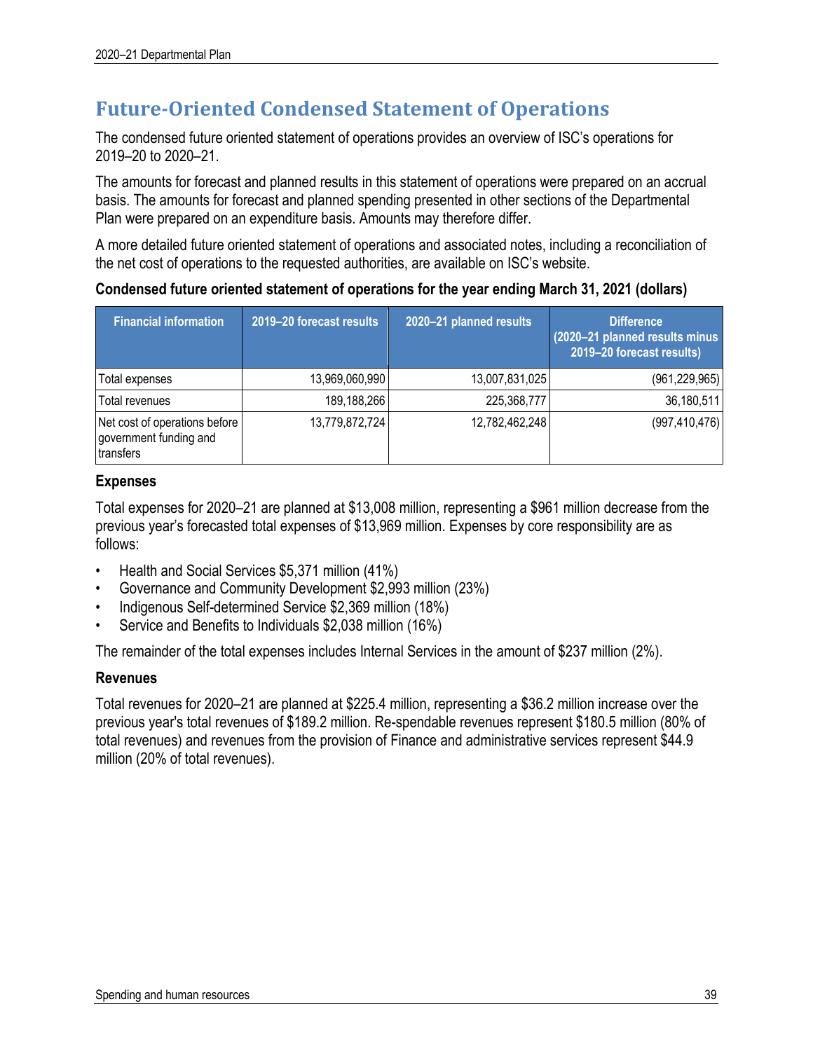## Future-Oriented Condensed Statement of Operations

The condensed future oriented statement of operations provides an overview of ISC's operations for 2019–20 to 2020–21.

The amounts for forecast and planned results in this statement of operations were prepared on an accrual basis. The amounts for forecast and planned spending presented in other sections of the Departmental Plan were prepared on an expenditure basis. Amounts may therefore differ.

A more detailed future oriented statement of operations and associated notes, including a reconciliation of the net cost of operations to the requested authorities, are available on ISC's website.

**Condensed future oriented statement of operations for the year ending March 31, 2021 (dollars)**

| Financial information | 2019–20 forecast results | 2020–21 planned results | Difference (2020–21 planned results minus 2019–20 forecast results) |
|---|---|---|---|
| Total expenses | 13,969,060,990 | 13,007,831,025 | (961,229,965) |
| Total revenues | 189,188,266 | 225,368,777 | 36,180,511 |
| Net cost of operations before government funding and transfers | 13,779,872,724 | 12,782,462,248 | (997,410,476) |

### Expenses

Total expenses for 2020–21 are planned at $13,008 million, representing a $961 million decrease from the previous year's forecasted total expenses of $13,969 million. Expenses by core responsibility are as follows:

- Health and Social Services $5,371 million (41%)
- Governance and Community Development $2,993 million (23%)
- Indigenous Self-determined Service $2,369 million (18%)
- Service and Benefits to Individuals $2,038 million (16%)

The remainder of the total expenses includes Internal Services in the amount of $237 million (2%).

### Revenues

Total revenues for 2020–21 are planned at $225.4 million, representing a $36.2 million increase over the previous year's total revenues of $189.2 million. Re-spendable revenues represent $180.5 million (80% of total revenues) and revenues from the provision of Finance and administrative services represent $44.9 million (20% of total revenues).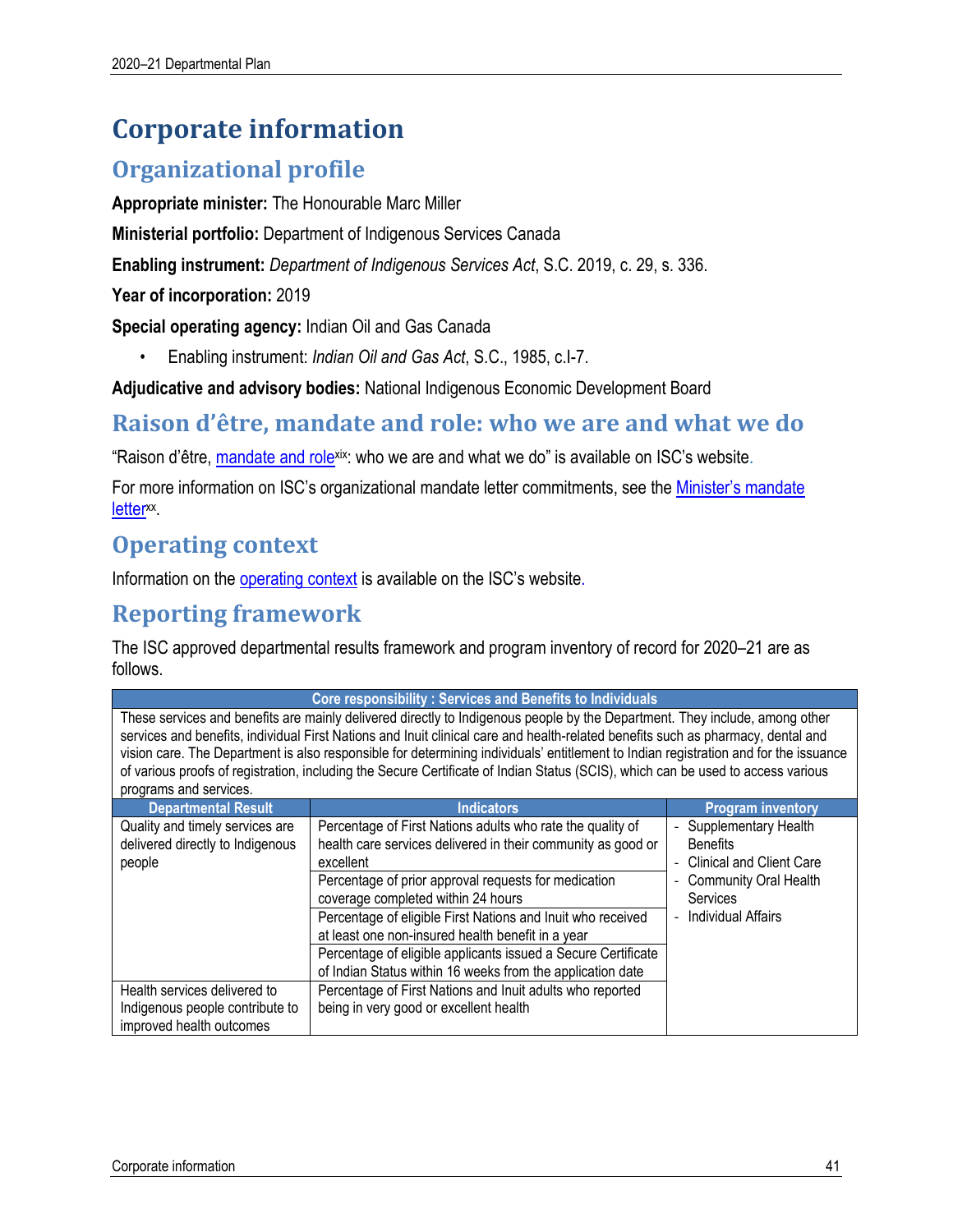# Corporate information

## Organizational profile

**Appropriate minister:** The Honourable Marc Miller

**Ministerial portfolio:** Department of Indigenous Services Canada

**Enabling instrument:** *Department of Indigenous Services Act*, S.C. 2019, c. 29, s. 336.

**Year of incorporation:** 2019

**Special operating agency:** Indian Oil and Gas Canada

- Enabling instrument: *Indian Oil and Gas Act*, S.C., 1985, c.I-7.

**Adjudicative and advisory bodies:** National Indigenous Economic Development Board

## Raison d'être, mandate and role: who we are and what we do

"Raison d'être, mandate and role[xix]: who we are and what we do" is available on ISC's website.

For more information on ISC's organizational mandate letter commitments, see the Minister's mandate letter[xx].

## Operating context

Information on the operating context is available on the ISC's website.

## Reporting framework

The ISC approved departmental results framework and program inventory of record for 2020–21 are as follows.

| Core responsibility : Services and Benefits to Individuals | | |
|---|---|---|
| These services and benefits are mainly delivered directly to Indigenous people by the Department. They include, among other services and benefits, individual First Nations and Inuit clinical care and health-related benefits such as pharmacy, dental and vision care. The Department is also responsible for determining individuals' entitlement to Indian registration and for the issuance of various proofs of registration, including the Secure Certificate of Indian Status (SCIS), which can be used to access various programs and services. | | |
| **Departmental Result** | **Indicators** | **Program inventory** |
| Quality and timely services are delivered directly to Indigenous people | Percentage of First Nations adults who rate the quality of health care services delivered in their community as good or excellent | - Supplementary Health Benefits<br>- Clinical and Client Care<br>- Community Oral Health Services<br>- Individual Affairs |
| | Percentage of prior approval requests for medication coverage completed within 24 hours | |
| | Percentage of eligible First Nations and Inuit who received at least one non-insured health benefit in a year | |
| | Percentage of eligible applicants issued a Secure Certificate of Indian Status within 16 weeks from the application date | |
| Health services delivered to Indigenous people contribute to improved health outcomes | Percentage of First Nations and Inuit adults who reported being in very good or excellent health | |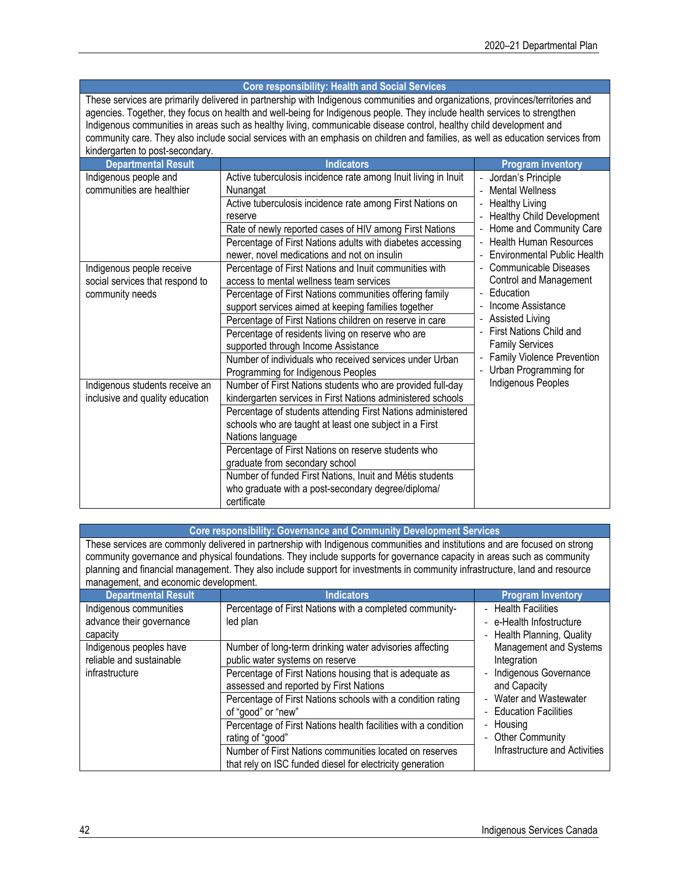| Core responsibility: Health and Social Services | | |
|---|---|---|
| These services are primarily delivered in partnership with Indigenous communities and organizations, provinces/territories and agencies. Together, they focus on health and well-being for Indigenous people. They include health services to strengthen Indigenous communities in areas such as healthy living, communicable disease control, healthy child development and community care. They also include social services with an emphasis on children and families, as well as education services from kindergarten to post-secondary. | | |
| **Departmental Result** | **Indicators** | **Program inventory** |
| Indigenous people and communities are healthier | Active tuberculosis incidence rate among Inuit living in Inuit Nunangat | - Jordan's Principle<br>- Mental Wellness<br>- Healthy Living<br>- Healthy Child Development<br>- Home and Community Care<br>- Health Human Resources<br>- Environmental Public Health<br>- Communicable Diseases Control and Management<br>- Education<br>- Income Assistance<br>- Assisted Living<br>- First Nations Child and Family Services<br>- Family Violence Prevention<br>- Urban Programming for Indigenous Peoples |
| | Active tuberculosis incidence rate among First Nations on reserve | |
| | Rate of newly reported cases of HIV among First Nations | |
| | Percentage of First Nations adults with diabetes accessing newer, novel medications and not on insulin | |
| Indigenous people receive social services that respond to community needs | Percentage of First Nations and Inuit communities with access to mental wellness team services | |
| | Percentage of First Nations communities offering family support services aimed at keeping families together | |
| | Percentage of First Nations children on reserve in care | |
| | Percentage of residents living on reserve who are supported through Income Assistance | |
| | Number of individuals who received services under Urban Programming for Indigenous Peoples | |
| Indigenous students receive an inclusive and quality education | Number of First Nations students who are provided full-day kindergarten services in First Nations administered schools | |
| | Percentage of students attending First Nations administered schools who are taught at least one subject in a First Nations language | |
| | Percentage of First Nations on reserve students who graduate from secondary school | |
| | Number of funded First Nations, Inuit and Métis students who graduate with a post-secondary degree/diploma/ certificate | |

| Core responsibility: Governance and Community Development Services | | |
|---|---|---|
| These services are commonly delivered in partnership with Indigenous communities and institutions and are focused on strong community governance and physical foundations. They include supports for governance capacity in areas such as community planning and financial management. They also include support for investments in community infrastructure, land and resource management, and economic development. | | |
| **Departmental Result** | **Indicators** | **Program Inventory** |
| Indigenous communities advance their governance capacity | Percentage of First Nations with a completed community-led plan | - Health Facilities<br>- e-Health Infostructure<br>- Health Planning, Quality Management and Systems Integration<br>- Indigenous Governance and Capacity<br>- Water and Wastewater<br>- Education Facilities<br>- Housing<br>- Other Community Infrastructure and Activities |
| Indigenous peoples have reliable and sustainable infrastructure | Number of long-term drinking water advisories affecting public water systems on reserve | |
| | Percentage of First Nations housing that is adequate as assessed and reported by First Nations | |
| | Percentage of First Nations schools with a condition rating of "good" or "new" | |
| | Percentage of First Nations health facilities with a condition rating of "good" | |
| | Number of First Nations communities located on reserves that rely on ISC funded diesel for electricity generation | |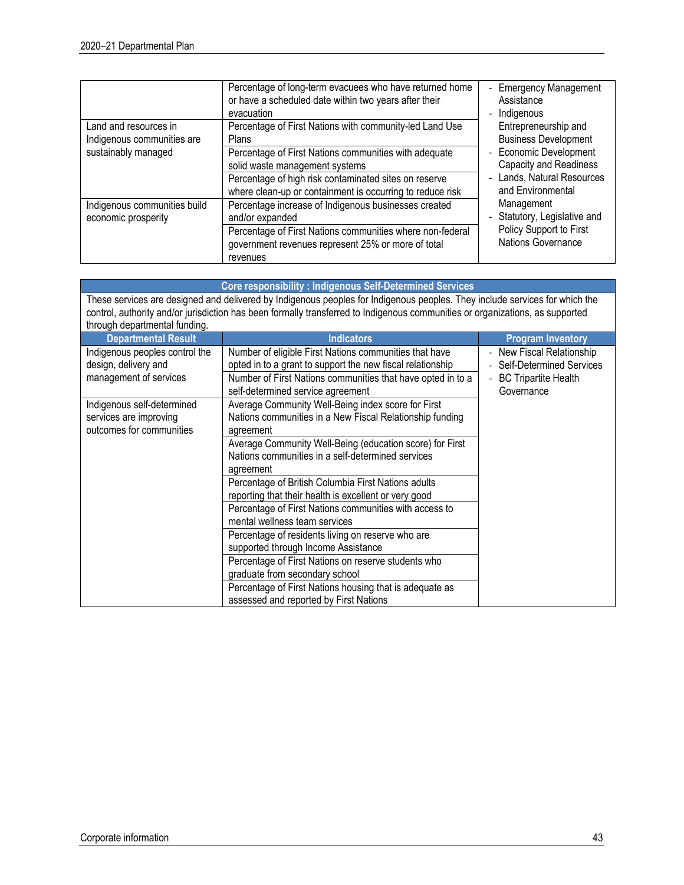| | | |
|---|---|---|
| | Percentage of long-term evacuees who have returned home or have a scheduled date within two years after their evacuation | - Emergency Management Assistance<br>- Indigenous Entrepreneurship and Business Development<br>- Economic Development Capacity and Readiness<br>- Lands, Natural Resources and Environmental Management<br>- Statutory, Legislative and Policy Support to First Nations Governance |
| Land and resources in Indigenous communities are sustainably managed | Percentage of First Nations with community-led Land Use Plans | |
| | Percentage of First Nations communities with adequate solid waste management systems | |
| | Percentage of high risk contaminated sites on reserve where clean-up or containment is occurring to reduce risk | |
| Indigenous communities build economic prosperity | Percentage increase of Indigenous businesses created and/or expanded | |
| | Percentage of First Nations communities where non-federal government revenues represent 25% or more of total revenues | |

| **Core responsibility : Indigenous Self-Determined Services** | | |
|---|---|---|
| These services are designed and delivered by Indigenous peoples for Indigenous peoples. They include services for which the control, authority and/or jurisdiction has been formally transferred to Indigenous communities or organizations, as supported through departmental funding. | | |
| **Departmental Result** | **Indicators** | **Program Inventory** |
| Indigenous peoples control the design, delivery and management of services | Number of eligible First Nations communities that have opted in to a grant to support the new fiscal relationship | - New Fiscal Relationship<br>- Self-Determined Services<br>- BC Tripartite Health Governance |
| | Number of First Nations communities that have opted in to a self-determined service agreement | |
| Indigenous self-determined services are improving outcomes for communities | Average Community Well-Being index score for First Nations communities in a New Fiscal Relationship funding agreement | |
| | Average Community Well-Being (education score) for First Nations communities in a self-determined services agreement | |
| | Percentage of British Columbia First Nations adults reporting that their health is excellent or very good | |
| | Percentage of First Nations communities with access to mental wellness team services | |
| | Percentage of residents living on reserve who are supported through Income Assistance | |
| | Percentage of First Nations on reserve students who graduate from secondary school | |
| | Percentage of First Nations housing that is adequate as assessed and reported by First Nations | |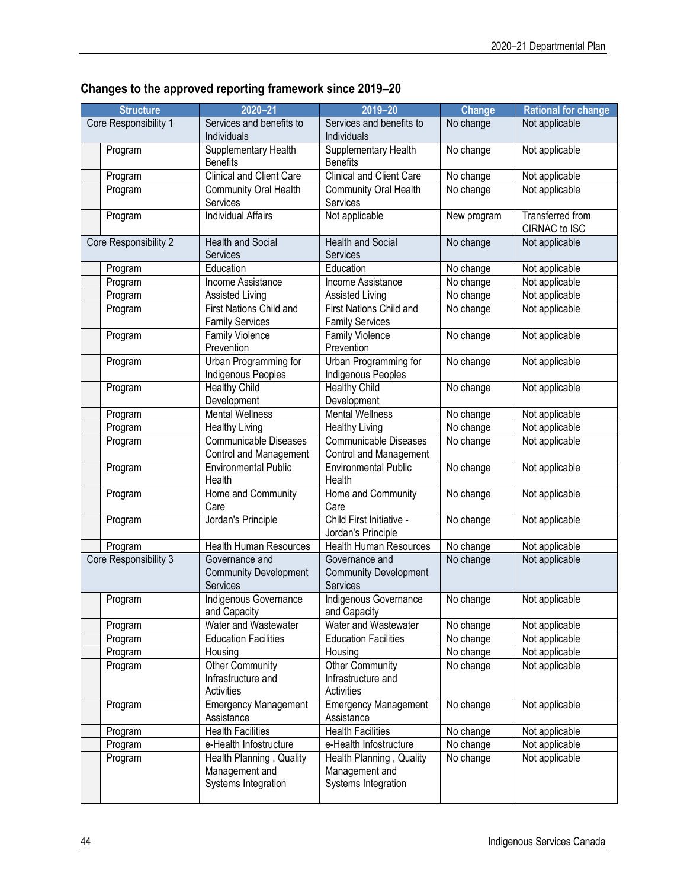## Changes to the approved reporting framework since 2019–20

| Structure | | 2020–21 | 2019–20 | Change | Rational for change |
|---|---|---|---|---|---|
| Core Responsibility 1 | | Services and benefits to Individuals | Services and benefits to Individuals | No change | Not applicable |
| | Program | Supplementary Health Benefits | Supplementary Health Benefits | No change | Not applicable |
| | Program | Clinical and Client Care | Clinical and Client Care | No change | Not applicable |
| | Program | Community Oral Health Services | Community Oral Health Services | No change | Not applicable |
| | Program | Individual Affairs | Not applicable | New program | Transferred from CIRNAC to ISC |
| Core Responsibility 2 | | Health and Social Services | Health and Social Services | No change | Not applicable |
| | Program | Education | Education | No change | Not applicable |
| | Program | Income Assistance | Income Assistance | No change | Not applicable |
| | Program | Assisted Living | Assisted Living | No change | Not applicable |
| | Program | First Nations Child and Family Services | First Nations Child and Family Services | No change | Not applicable |
| | Program | Family Violence Prevention | Family Violence Prevention | No change | Not applicable |
| | Program | Urban Programming for Indigenous Peoples | Urban Programming for Indigenous Peoples | No change | Not applicable |
| | Program | Healthy Child Development | Healthy Child Development | No change | Not applicable |
| | Program | Mental Wellness | Mental Wellness | No change | Not applicable |
| | Program | Healthy Living | Healthy Living | No change | Not applicable |
| | Program | Communicable Diseases Control and Management | Communicable Diseases Control and Management | No change | Not applicable |
| | Program | Environmental Public Health | Environmental Public Health | No change | Not applicable |
| | Program | Home and Community Care | Home and Community Care | No change | Not applicable |
| | Program | Jordan's Principle | Child First Initiative - Jordan's Principle | No change | Not applicable |
| | Program | Health Human Resources | Health Human Resources | No change | Not applicable |
| Core Responsibility 3 | | Governance and Community Development Services | Governance and Community Development Services | No change | Not applicable |
| | Program | Indigenous Governance and Capacity | Indigenous Governance and Capacity | No change | Not applicable |
| | Program | Water and Wastewater | Water and Wastewater | No change | Not applicable |
| | Program | Education Facilities | Education Facilities | No change | Not applicable |
| | Program | Housing | Housing | No change | Not applicable |
| | Program | Other Community Infrastructure and Activities | Other Community Infrastructure and Activities | No change | Not applicable |
| | Program | Emergency Management Assistance | Emergency Management Assistance | No change | Not applicable |
| | Program | Health Facilities | Health Facilities | No change | Not applicable |
| | Program | e-Health Infostructure | e-Health Infostructure | No change | Not applicable |
| | Program | Health Planning , Quality Management and Systems Integration | Health Planning , Quality Management and Systems Integration | No change | Not applicable |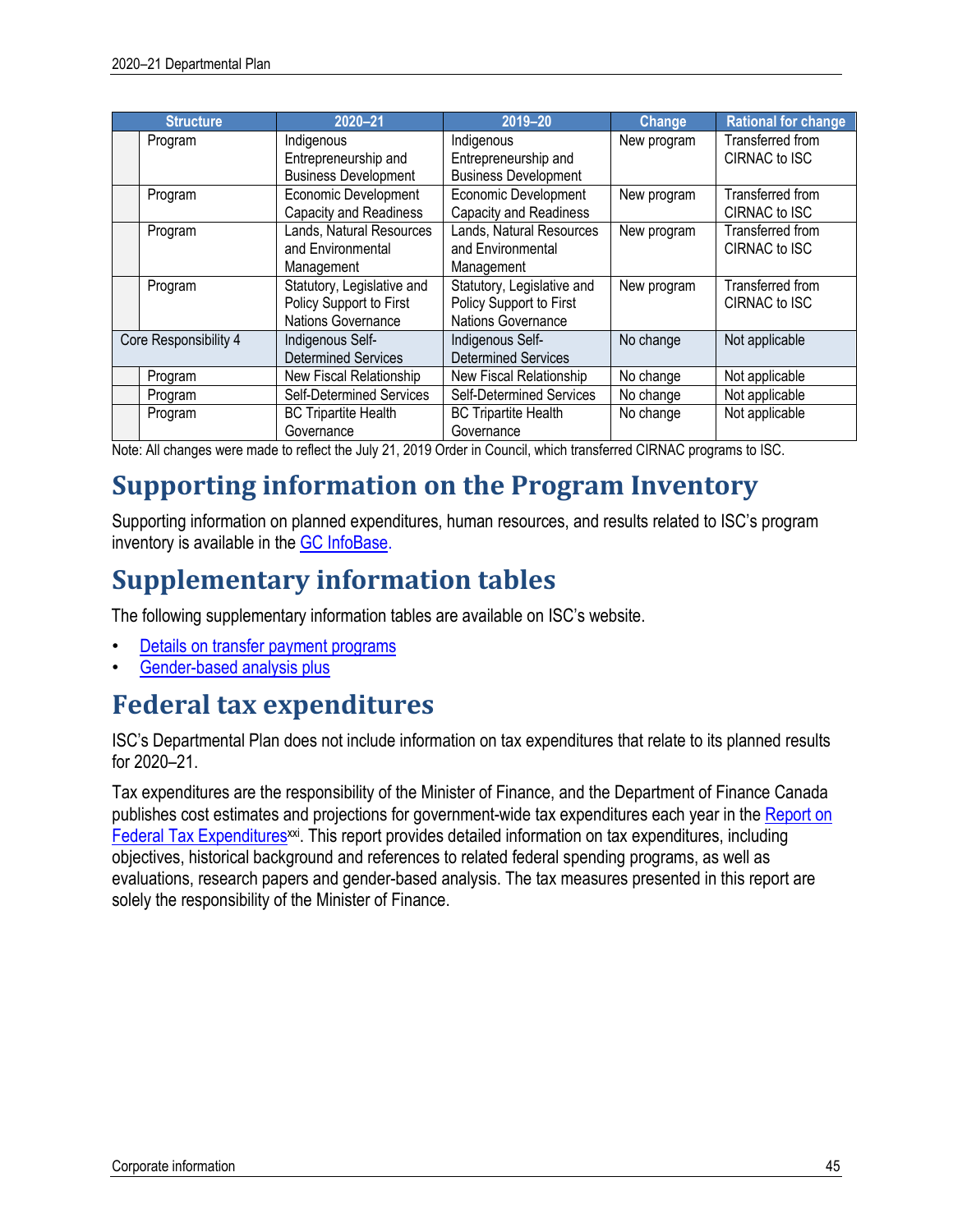| Structure | 2020–21 | 2019–20 | Change | Rational for change |
|---|---|---|---|---|
| Program | Indigenous Entrepreneurship and Business Development | Indigenous Entrepreneurship and Business Development | New program | Transferred from CIRNAC to ISC |
| Program | Economic Development Capacity and Readiness | Economic Development Capacity and Readiness | New program | Transferred from CIRNAC to ISC |
| Program | Lands, Natural Resources and Environmental Management | Lands, Natural Resources and Environmental Management | New program | Transferred from CIRNAC to ISC |
| Program | Statutory, Legislative and Policy Support to First Nations Governance | Statutory, Legislative and Policy Support to First Nations Governance | New program | Transferred from CIRNAC to ISC |
| Core Responsibility 4 | Indigenous Self-Determined Services | Indigenous Self-Determined Services | No change | Not applicable |
| Program | New Fiscal Relationship | New Fiscal Relationship | No change | Not applicable |
| Program | Self-Determined Services | Self-Determined Services | No change | Not applicable |
| Program | BC Tripartite Health Governance | BC Tripartite Health Governance | No change | Not applicable |

Note: All changes were made to reflect the July 21, 2019 Order in Council, which transferred CIRNAC programs to ISC.

## Supporting information on the Program Inventory

Supporting information on planned expenditures, human resources, and results related to ISC's program inventory is available in the GC InfoBase.

## Supplementary information tables

The following supplementary information tables are available on ISC's website.

- Details on transfer payment programs
- Gender-based analysis plus

## Federal tax expenditures

ISC's Departmental Plan does not include information on tax expenditures that relate to its planned results for 2020–21.

Tax expenditures are the responsibility of the Minister of Finance, and the Department of Finance Canada publishes cost estimates and projections for government-wide tax expenditures each year in the Report on Federal Tax Expenditures[xxi]. This report provides detailed information on tax expenditures, including objectives, historical background and references to related federal spending programs, as well as evaluations, research papers and gender-based analysis. The tax measures presented in this report are solely the responsibility of the Minister of Finance.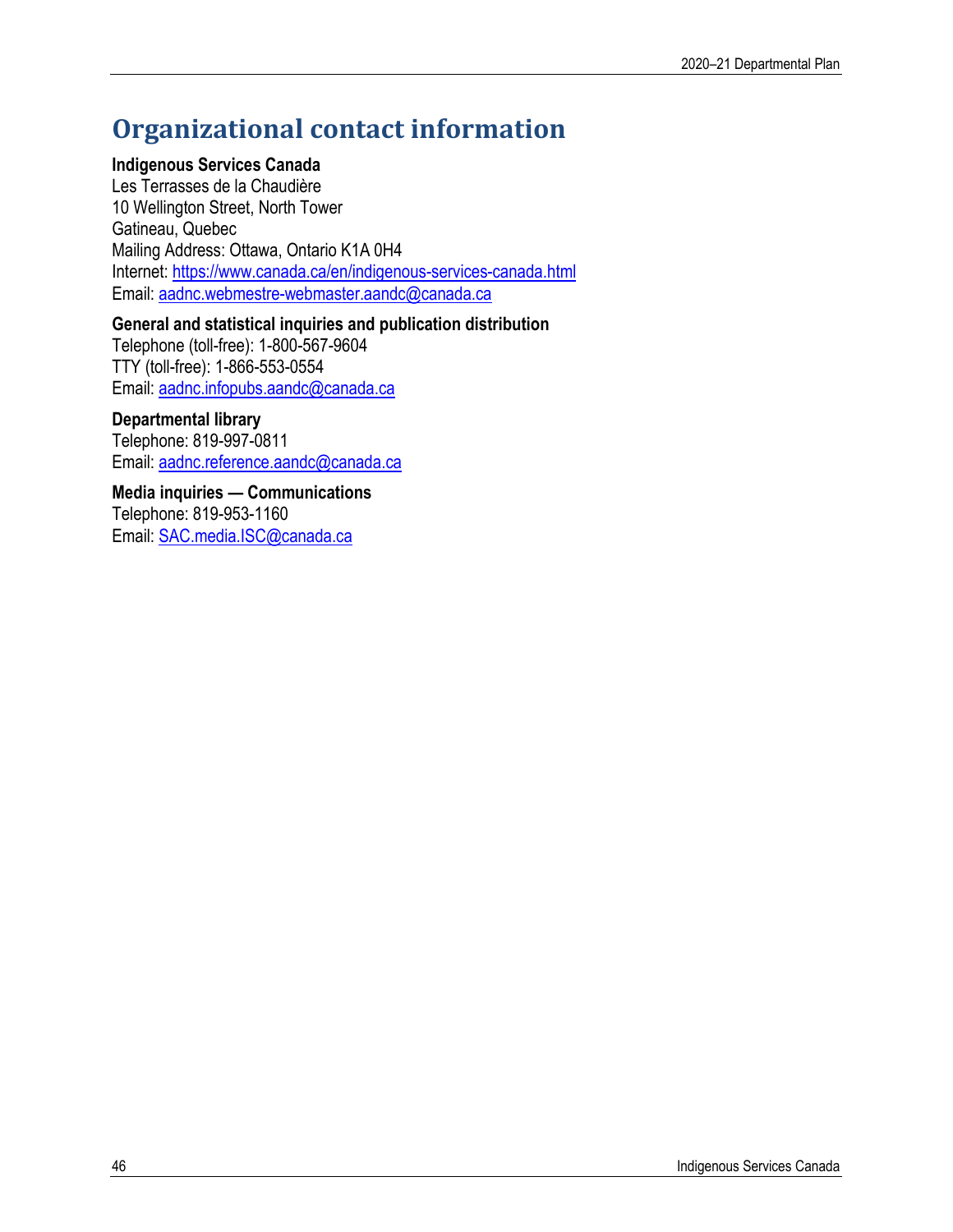# Organizational contact information

**Indigenous Services Canada**
Les Terrasses de la Chaudière
10 Wellington Street, North Tower
Gatineau, Quebec
Mailing Address: Ottawa, Ontario K1A 0H4
Internet: https://www.canada.ca/en/indigenous-services-canada.html
Email: aadnc.webmestre-webmaster.aandc@canada.ca

**General and statistical inquiries and publication distribution**
Telephone (toll-free): 1-800-567-9604
TTY (toll-free): 1-866-553-0554
Email: aadnc.infopubs.aandc@canada.ca

**Departmental library**
Telephone: 819-997-0811
Email: aadnc.reference.aandc@canada.ca

**Media inquiries — Communications**
Telephone: 819-953-1160
Email: SAC.media.ISC@canada.ca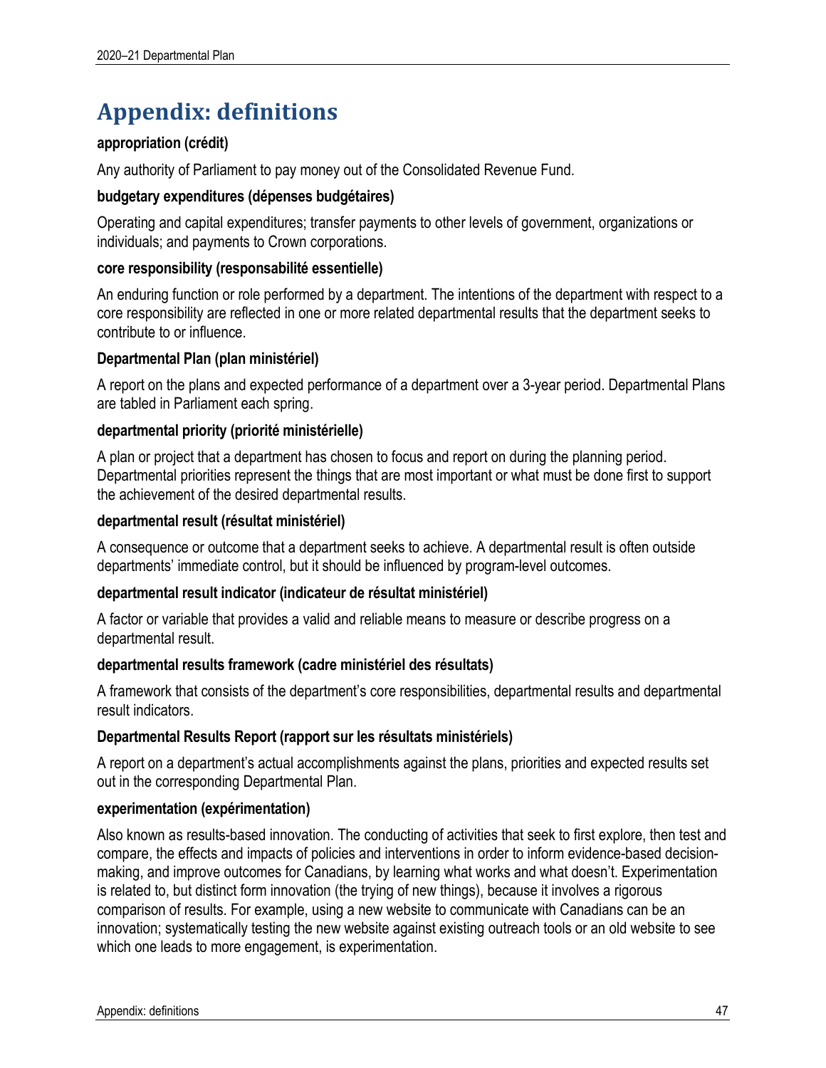# Appendix: definitions

**appropriation (crédit)**

Any authority of Parliament to pay money out of the Consolidated Revenue Fund.

**budgetary expenditures (dépenses budgétaires)**

Operating and capital expenditures; transfer payments to other levels of government, organizations or individuals; and payments to Crown corporations.

**core responsibility (responsabilité essentielle)**

An enduring function or role performed by a department. The intentions of the department with respect to a core responsibility are reflected in one or more related departmental results that the department seeks to contribute to or influence.

**Departmental Plan (plan ministériel)**

A report on the plans and expected performance of a department over a 3-year period. Departmental Plans are tabled in Parliament each spring.

**departmental priority (priorité ministérielle)**

A plan or project that a department has chosen to focus and report on during the planning period. Departmental priorities represent the things that are most important or what must be done first to support the achievement of the desired departmental results.

**departmental result (résultat ministériel)**

A consequence or outcome that a department seeks to achieve. A departmental result is often outside departments' immediate control, but it should be influenced by program-level outcomes.

**departmental result indicator (indicateur de résultat ministériel)**

A factor or variable that provides a valid and reliable means to measure or describe progress on a departmental result.

**departmental results framework (cadre ministériel des résultats)**

A framework that consists of the department's core responsibilities, departmental results and departmental result indicators.

**Departmental Results Report (rapport sur les résultats ministériels)**

A report on a department's actual accomplishments against the plans, priorities and expected results set out in the corresponding Departmental Plan.

**experimentation (expérimentation)**

Also known as results-based innovation. The conducting of activities that seek to first explore, then test and compare, the effects and impacts of policies and interventions in order to inform evidence-based decision-making, and improve outcomes for Canadians, by learning what works and what doesn't. Experimentation is related to, but distinct form innovation (the trying of new things), because it involves a rigorous comparison of results. For example, using a new website to communicate with Canadians can be an innovation; systematically testing the new website against existing outreach tools or an old website to see which one leads to more engagement, is experimentation.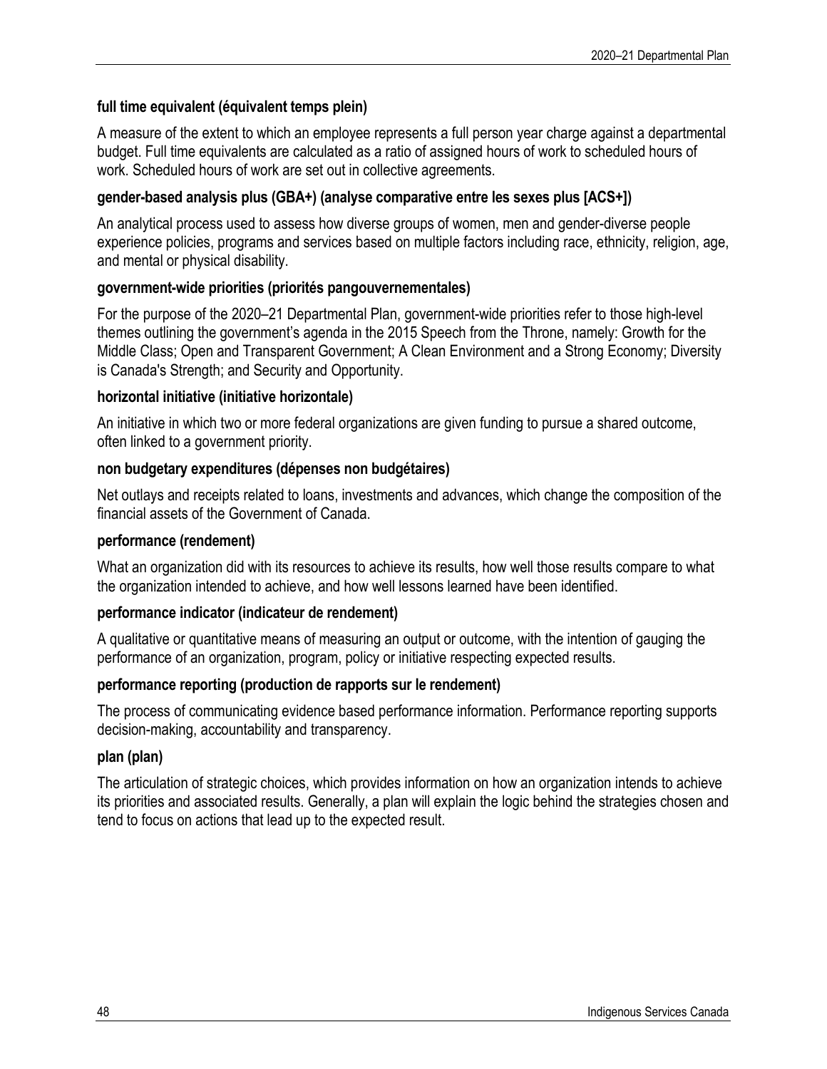**full time equivalent (équivalent temps plein)**

A measure of the extent to which an employee represents a full person year charge against a departmental budget. Full time equivalents are calculated as a ratio of assigned hours of work to scheduled hours of work. Scheduled hours of work are set out in collective agreements.

**gender-based analysis plus (GBA+) (analyse comparative entre les sexes plus [ACS+])**

An analytical process used to assess how diverse groups of women, men and gender-diverse people experience policies, programs and services based on multiple factors including race, ethnicity, religion, age, and mental or physical disability.

**government-wide priorities (priorités pangouvernementales)**

For the purpose of the 2020–21 Departmental Plan, government-wide priorities refer to those high-level themes outlining the government's agenda in the 2015 Speech from the Throne, namely: Growth for the Middle Class; Open and Transparent Government; A Clean Environment and a Strong Economy; Diversity is Canada's Strength; and Security and Opportunity.

**horizontal initiative (initiative horizontale)**

An initiative in which two or more federal organizations are given funding to pursue a shared outcome, often linked to a government priority.

**non budgetary expenditures (dépenses non budgétaires)**

Net outlays and receipts related to loans, investments and advances, which change the composition of the financial assets of the Government of Canada.

**performance (rendement)**

What an organization did with its resources to achieve its results, how well those results compare to what the organization intended to achieve, and how well lessons learned have been identified.

**performance indicator (indicateur de rendement)**

A qualitative or quantitative means of measuring an output or outcome, with the intention of gauging the performance of an organization, program, policy or initiative respecting expected results.

**performance reporting (production de rapports sur le rendement)**

The process of communicating evidence based performance information. Performance reporting supports decision-making, accountability and transparency.

**plan (plan)**

The articulation of strategic choices, which provides information on how an organization intends to achieve its priorities and associated results. Generally, a plan will explain the logic behind the strategies chosen and tend to focus on actions that lead up to the expected result.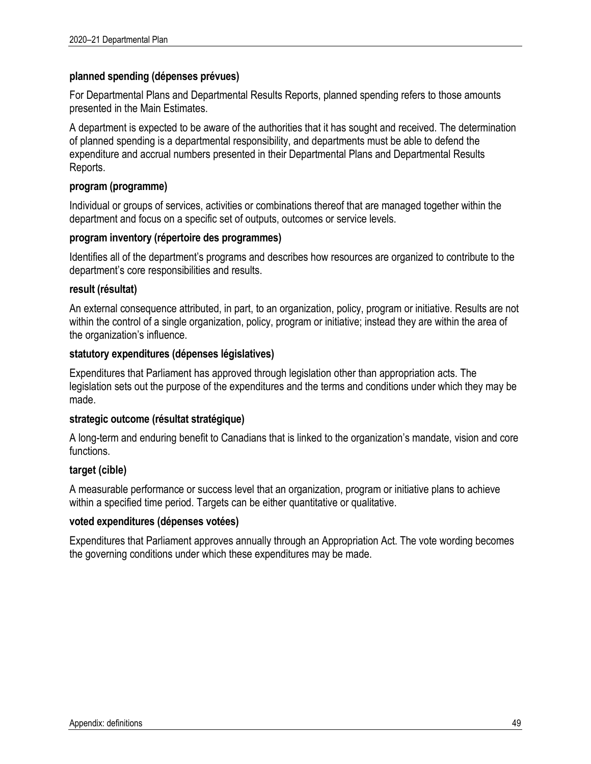**planned spending (dépenses prévues)**

For Departmental Plans and Departmental Results Reports, planned spending refers to those amounts presented in the Main Estimates.

A department is expected to be aware of the authorities that it has sought and received. The determination of planned spending is a departmental responsibility, and departments must be able to defend the expenditure and accrual numbers presented in their Departmental Plans and Departmental Results Reports.

**program (programme)**

Individual or groups of services, activities or combinations thereof that are managed together within the department and focus on a specific set of outputs, outcomes or service levels.

**program inventory (répertoire des programmes)**

Identifies all of the department's programs and describes how resources are organized to contribute to the department's core responsibilities and results.

**result (résultat)**

An external consequence attributed, in part, to an organization, policy, program or initiative. Results are not within the control of a single organization, policy, program or initiative; instead they are within the area of the organization's influence.

**statutory expenditures (dépenses législatives)**

Expenditures that Parliament has approved through legislation other than appropriation acts. The legislation sets out the purpose of the expenditures and the terms and conditions under which they may be made.

**strategic outcome (résultat stratégique)**

A long-term and enduring benefit to Canadians that is linked to the organization's mandate, vision and core functions.

**target (cible)**

A measurable performance or success level that an organization, program or initiative plans to achieve within a specified time period. Targets can be either quantitative or qualitative.

**voted expenditures (dépenses votées)**

Expenditures that Parliament approves annually through an Appropriation Act. The vote wording becomes the governing conditions under which these expenditures may be made.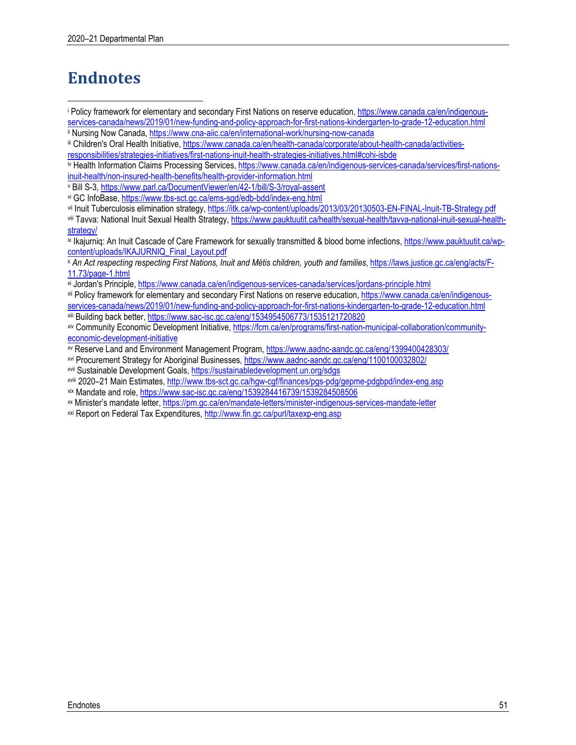# Endnotes

[i] Policy framework for elementary and secondary First Nations on reserve education, https://www.canada.ca/en/indigenous-services-canada/news/2019/01/new-funding-and-policy-approach-for-first-nations-kindergarten-to-grade-12-education.html

[ii] Nursing Now Canada, https://www.cna-aiic.ca/en/international-work/nursing-now-canada

[iii] Children's Oral Health Initiative, https://www.canada.ca/en/health-canada/corporate/about-health-canada/activities-responsibilities/strategies-initiatives/first-nations-inuit-health-strategies-initiatives.html#cohi-isbde

[iv] Health Information Claims Processing Services, https://www.canada.ca/en/indigenous-services-canada/services/first-nations-inuit-health/non-insured-health-benefits/health-provider-information.html

[v] Bill S-3, https://www.parl.ca/DocumentViewer/en/42-1/bill/S-3/royal-assent

[vi] GC InfoBase, https://www.tbs-sct.gc.ca/ems-sgd/edb-bdd/index-eng.html

[vii] Inuit Tuberculosis elimination strategy, https://itk.ca/wp-content/uploads/2013/03/20130503-EN-FINAL-Inuit-TB-Strategy.pdf

[viii] Tavva: National Inuit Sexual Health Strategy, https://www.pauktuutit.ca/health/sexual-health/tavva-national-inuit-sexual-health-strategy/

[ix] Ikajurniq: An Inuit Cascade of Care Framework for sexually transmitted & blood borne infections, https://www.pauktuutit.ca/wp-content/uploads/IKAJURNIQ_Final_Layout.pdf

[x] *An Act respecting respecting First Nations, Inuit and Métis children, youth and families*, https://laws.justice.gc.ca/eng/acts/F-11.73/page-1.html

[xi] Jordan's Principle, https://www.canada.ca/en/indigenous-services-canada/services/jordans-principle.html

[xii] Policy framework for elementary and secondary First Nations on reserve education, https://www.canada.ca/en/indigenous-services-canada/news/2019/01/new-funding-and-policy-approach-for-first-nations-kindergarten-to-grade-12-education.html

[xiii] Building back better, https://www.sac-isc.gc.ca/eng/1534954506773/1535121720820

[xiv] Community Economic Development Initiative, https://fcm.ca/en/programs/first-nation-municipal-collaboration/community-economic-development-initiative

[xv] Reserve Land and Environment Management Program, https://www.aadnc-aandc.gc.ca/eng/1399400428303/

[xvi] Procurement Strategy for Aboriginal Businesses, https://www.aadnc-aandc.gc.ca/eng/1100100032802/

[xvii] Sustainable Development Goals, https://sustainabledevelopment.un.org/sdgs

[xviii] 2020–21 Main Estimates, http://www.tbs-sct.gc.ca/hgw-cgf/finances/pgs-pdg/gepme-pdgbpd/index-eng.asp

[xix] Mandate and role, https://www.sac-isc.gc.ca/eng/1539284416739/1539284508506

[xx] Minister's mandate letter, https://pm.gc.ca/en/mandate-letters/minister-indigenous-services-mandate-letter

[xxi] Report on Federal Tax Expenditures, http://www.fin.gc.ca/purl/taxexp-eng.asp